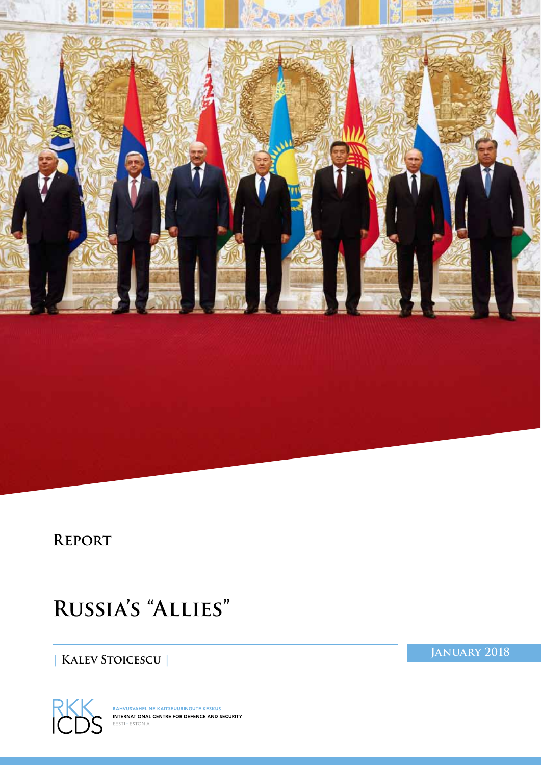**Report**

# Russia's "Allies"

| **Kalev Stoicescu** |

**January 2018**

RAHVUSVAHELINE KAITSEUURINGUTE KESKUS
INTERNATIONAL CENTRE FOR DEFENCE AND SECURITY
EESTI · ESTONIA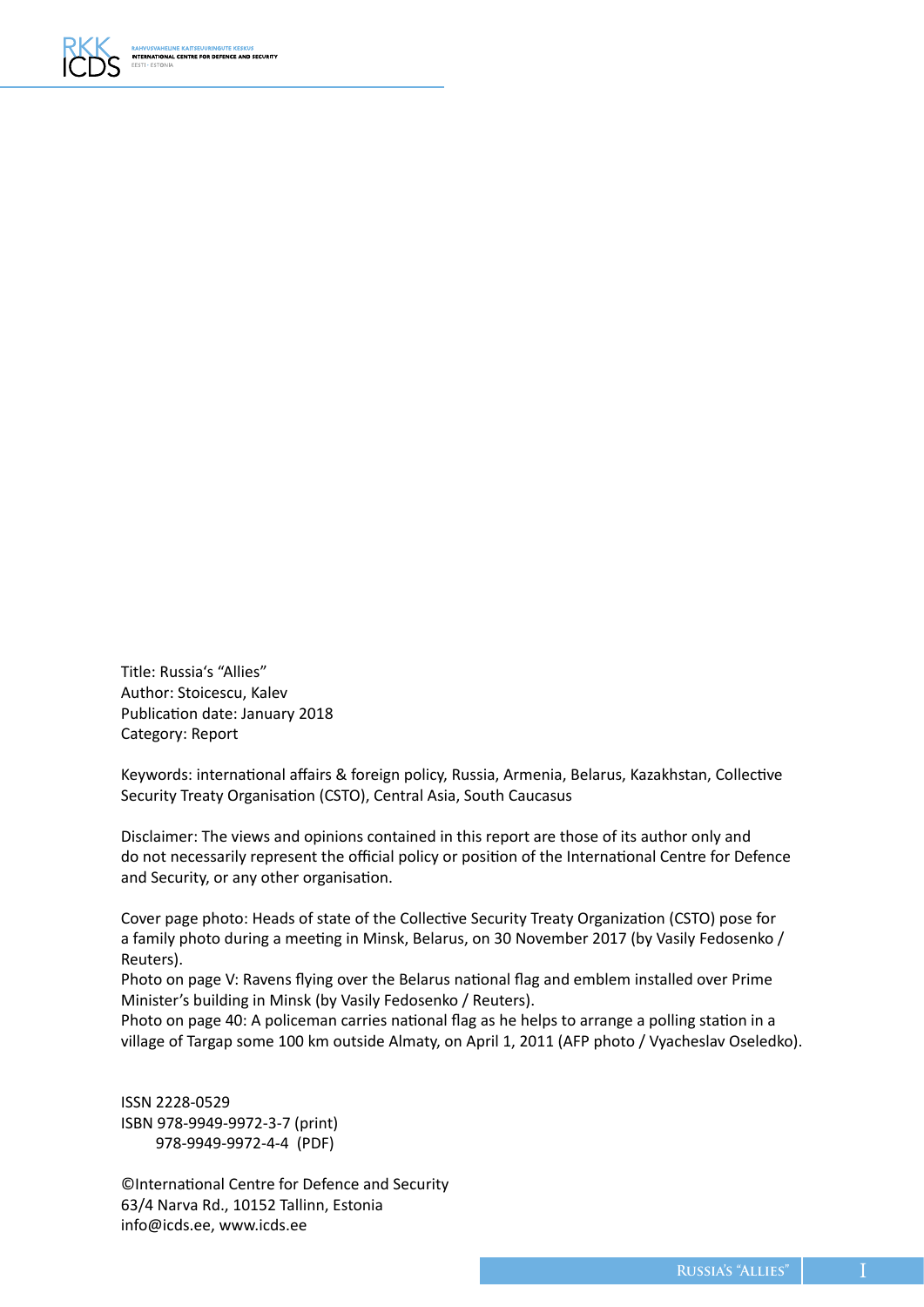Title: Russia's "Allies"
Author: Stoicescu, Kalev
Publication date: January 2018
Category: Report

Keywords: international affairs & foreign policy, Russia, Armenia, Belarus, Kazakhstan, Collective Security Treaty Organisation (CSTO), Central Asia, South Caucasus

Disclaimer: The views and opinions contained in this report are those of its author only and do not necessarily represent the official policy or position of the International Centre for Defence and Security, or any other organisation.

Cover page photo: Heads of state of the Collective Security Treaty Organization (CSTO) pose for a family photo during a meeting in Minsk, Belarus, on 30 November 2017 (by Vasily Fedosenko / Reuters).
Photo on page V: Ravens flying over the Belarus national flag and emblem installed over Prime Minister's building in Minsk (by Vasily Fedosenko / Reuters).
Photo on page 40: A policeman carries national flag as he helps to arrange a polling station in a village of Targap some 100 km outside Almaty, on April 1, 2011 (AFP photo / Vyacheslav Oseledko).

ISSN 2228-0529
ISBN 978-9949-9972-3-7 (print)
978-9949-9972-4-4 (PDF)

©International Centre for Defence and Security
63/4 Narva Rd., 10152 Tallinn, Estonia
info@icds.ee, www.icds.ee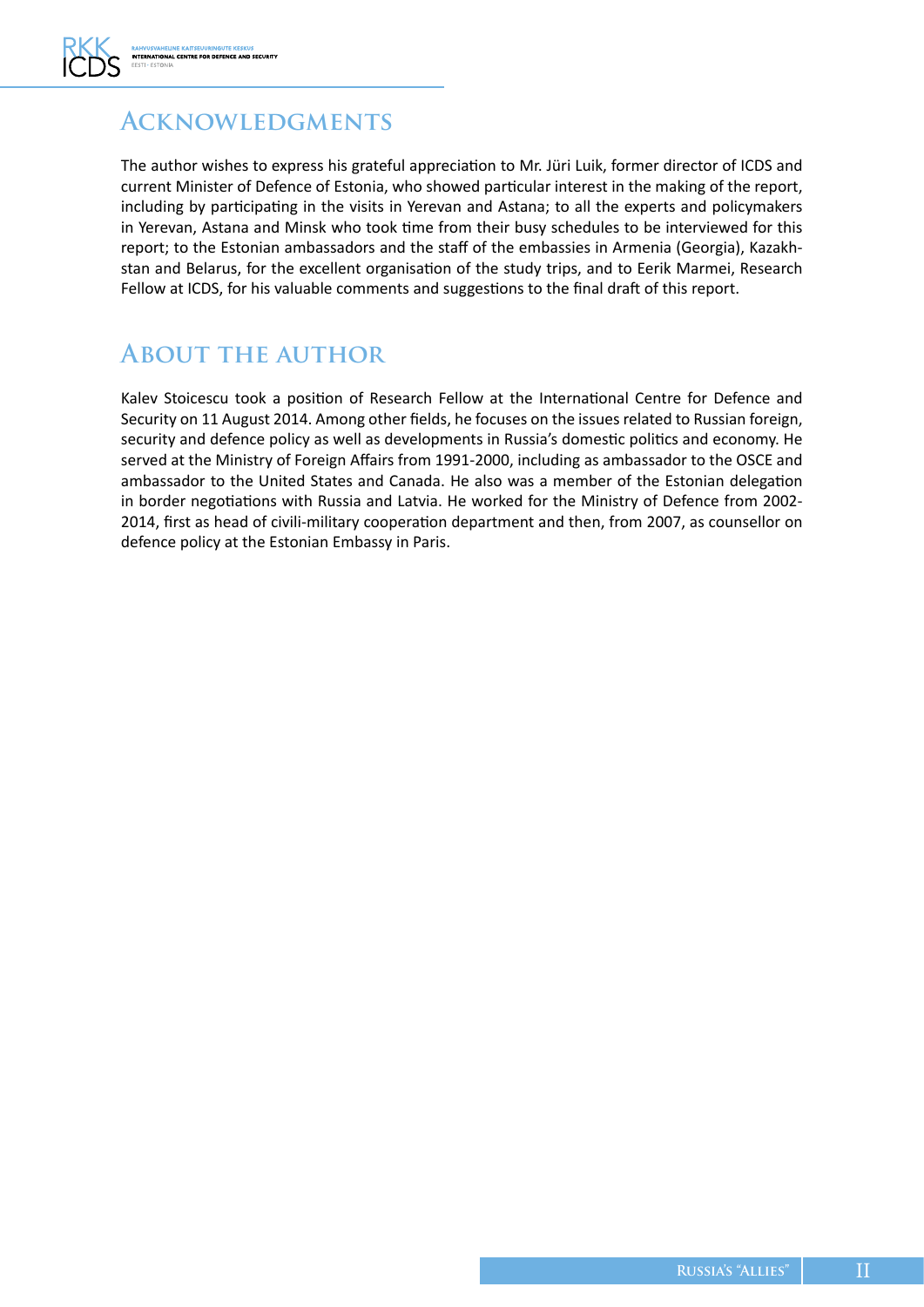## Acknowledgments

The author wishes to express his grateful appreciation to Mr. Jüri Luik, former director of ICDS and current Minister of Defence of Estonia, who showed particular interest in the making of the report, including by participating in the visits in Yerevan and Astana; to all the experts and policymakers in Yerevan, Astana and Minsk who took time from their busy schedules to be interviewed for this report; to the Estonian ambassadors and the staff of the embassies in Armenia (Georgia), Kazakhstan and Belarus, for the excellent organisation of the study trips, and to Eerik Marmei, Research Fellow at ICDS, for his valuable comments and suggestions to the final draft of this report.

## About the author

Kalev Stoicescu took a position of Research Fellow at the International Centre for Defence and Security on 11 August 2014. Among other fields, he focuses on the issues related to Russian foreign, security and defence policy as well as developments in Russia's domestic politics and economy. He served at the Ministry of Foreign Affairs from 1991-2000, including as ambassador to the OSCE and ambassador to the United States and Canada. He also was a member of the Estonian delegation in border negotiations with Russia and Latvia. He worked for the Ministry of Defence from 2002-2014, first as head of civili-military cooperation department and then, from 2007, as counsellor on defence policy at the Estonian Embassy in Paris.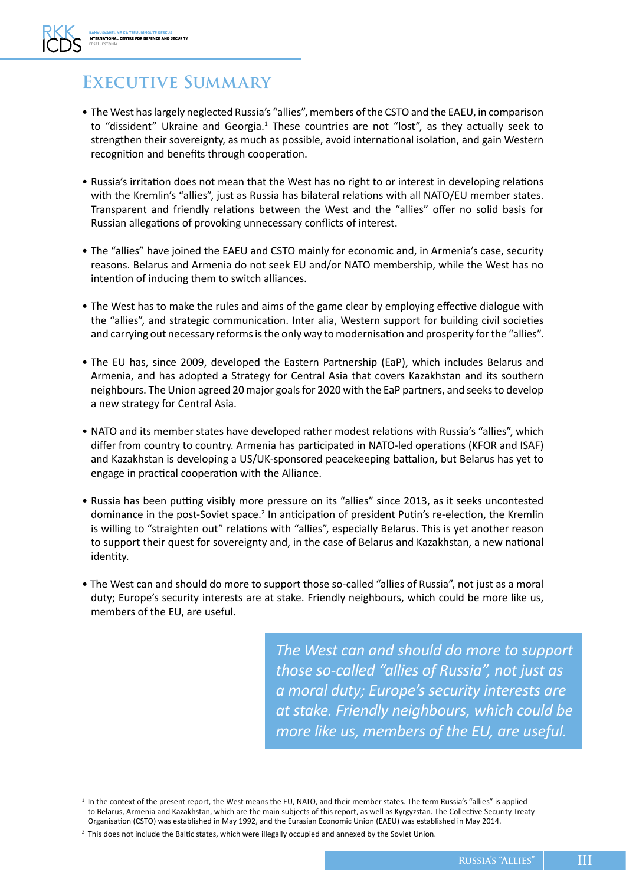# Executive Summary

- The West has largely neglected Russia's "allies", members of the CSTO and the EAEU, in comparison to "dissident" Ukraine and Georgia.[1] These countries are not "lost", as they actually seek to strengthen their sovereignty, as much as possible, avoid international isolation, and gain Western recognition and benefits through cooperation.

- Russia's irritation does not mean that the West has no right to or interest in developing relations with the Kremlin's "allies", just as Russia has bilateral relations with all NATO/EU member states. Transparent and friendly relations between the West and the "allies" offer no solid basis for Russian allegations of provoking unnecessary conflicts of interest.

- The "allies" have joined the EAEU and CSTO mainly for economic and, in Armenia's case, security reasons. Belarus and Armenia do not seek EU and/or NATO membership, while the West has no intention of inducing them to switch alliances.

- The West has to make the rules and aims of the game clear by employing effective dialogue with the "allies", and strategic communication. Inter alia, Western support for building civil societies and carrying out necessary reforms is the only way to modernisation and prosperity for the "allies".

- The EU has, since 2009, developed the Eastern Partnership (EaP), which includes Belarus and Armenia, and has adopted a Strategy for Central Asia that covers Kazakhstan and its southern neighbours. The Union agreed 20 major goals for 2020 with the EaP partners, and seeks to develop a new strategy for Central Asia.

- NATO and its member states have developed rather modest relations with Russia's "allies", which differ from country to country. Armenia has participated in NATO-led operations (KFOR and ISAF) and Kazakhstan is developing a US/UK-sponsored peacekeeping battalion, but Belarus has yet to engage in practical cooperation with the Alliance.

- Russia has been putting visibly more pressure on its "allies" since 2013, as it seeks uncontested dominance in the post-Soviet space.[2] In anticipation of president Putin's re-election, the Kremlin is willing to "straighten out" relations with "allies", especially Belarus. This is yet another reason to support their quest for sovereignty and, in the case of Belarus and Kazakhstan, a new national identity.

- The West can and should do more to support those so-called "allies of Russia", not just as a moral duty; Europe's security interests are at stake. Friendly neighbours, which could be more like us, members of the EU, are useful.

*The West can and should do more to support those so-called "allies of Russia", not just as a moral duty; Europe's security interests are at stake. Friendly neighbours, which could be more like us, members of the EU, are useful.*

---

[1] In the context of the present report, the West means the EU, NATO, and their member states. The term Russia's "allies" is applied to Belarus, Armenia and Kazakhstan, which are the main subjects of this report, as well as Kyrgyzstan. The Collective Security Treaty Organisation (CSTO) was established in May 1992, and the Eurasian Economic Union (EAEU) was established in May 2014.

[2] This does not include the Baltic states, which were illegally occupied and annexed by the Soviet Union.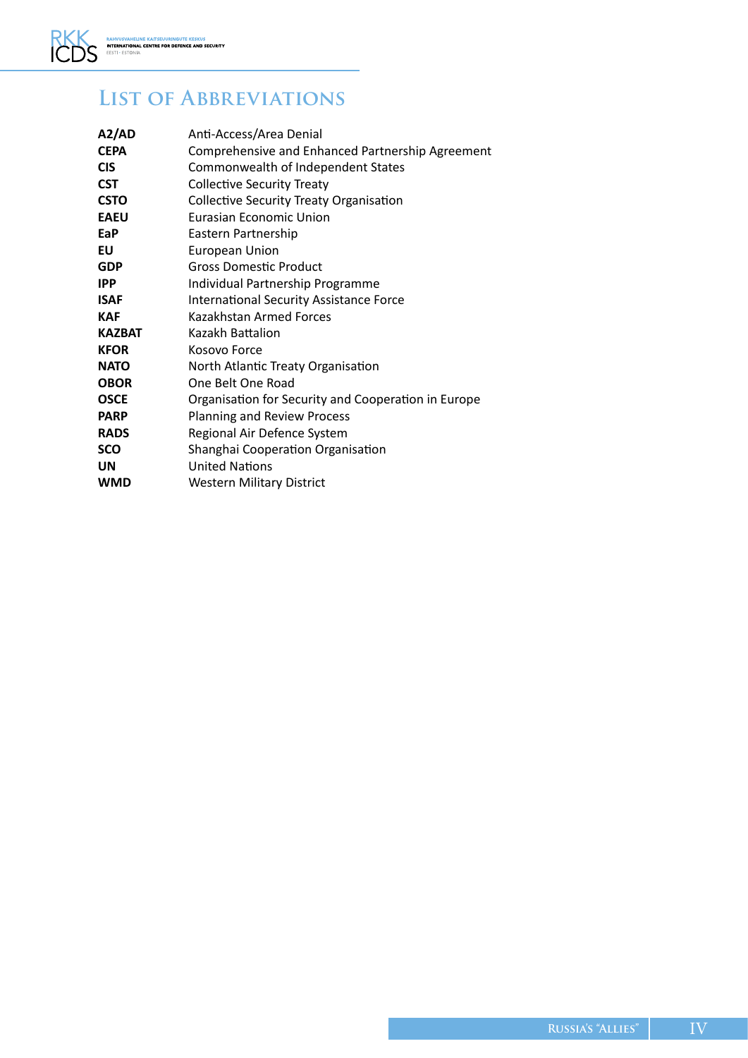# List of Abbreviations

| | |
|---|---|
| **A2/AD** | Anti-Access/Area Denial |
| **CEPA** | Comprehensive and Enhanced Partnership Agreement |
| **CIS** | Commonwealth of Independent States |
| **CST** | Collective Security Treaty |
| **CSTO** | Collective Security Treaty Organisation |
| **EAEU** | Eurasian Economic Union |
| **EaP** | Eastern Partnership |
| **EU** | European Union |
| **GDP** | Gross Domestic Product |
| **IPP** | Individual Partnership Programme |
| **ISAF** | International Security Assistance Force |
| **KAF** | Kazakhstan Armed Forces |
| **KAZBAT** | Kazakh Battalion |
| **KFOR** | Kosovo Force |
| **NATO** | North Atlantic Treaty Organisation |
| **OBOR** | One Belt One Road |
| **OSCE** | Organisation for Security and Cooperation in Europe |
| **PARP** | Planning and Review Process |
| **RADS** | Regional Air Defence System |
| **SCO** | Shanghai Cooperation Organisation |
| **UN** | United Nations |
| **WMD** | Western Military District |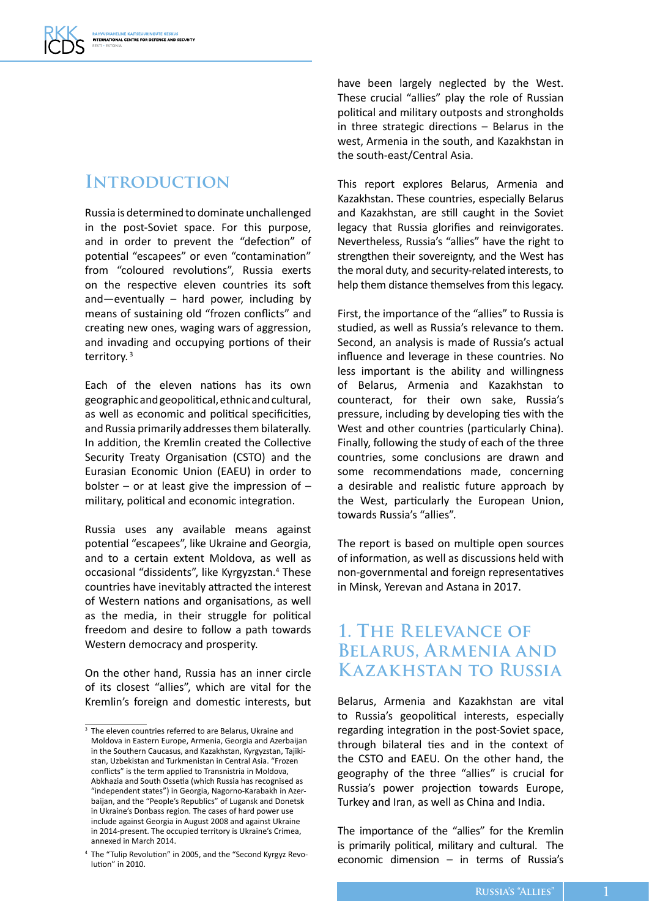# Introduction

Russia is determined to dominate unchallenged in the post-Soviet space. For this purpose, and in order to prevent the "defection" of potential "escapees" or even "contamination" from "coloured revolutions", Russia exerts on the respective eleven countries its soft and—eventually – hard power, including by means of sustaining old "frozen conflicts" and creating new ones, waging wars of aggression, and invading and occupying portions of their territory.[3]

Each of the eleven nations has its own geographic and geopolitical, ethnic and cultural, as well as economic and political specificities, and Russia primarily addresses them bilaterally. In addition, the Kremlin created the Collective Security Treaty Organisation (CSTO) and the Eurasian Economic Union (EAEU) in order to bolster – or at least give the impression of – military, political and economic integration.

Russia uses any available means against potential "escapees", like Ukraine and Georgia, and to a certain extent Moldova, as well as occasional "dissidents", like Kyrgyzstan.[4] These countries have inevitably attracted the interest of Western nations and organisations, as well as the media, in their struggle for political freedom and desire to follow a path towards Western democracy and prosperity.

On the other hand, Russia has an inner circle of its closest "allies", which are vital for the Kremlin's foreign and domestic interests, but have been largely neglected by the West. These crucial "allies" play the role of Russian political and military outposts and strongholds in three strategic directions – Belarus in the west, Armenia in the south, and Kazakhstan in the south-east/Central Asia.

This report explores Belarus, Armenia and Kazakhstan. These countries, especially Belarus and Kazakhstan, are still caught in the Soviet legacy that Russia glorifies and reinvigorates. Nevertheless, Russia's "allies" have the right to strengthen their sovereignty, and the West has the moral duty, and security-related interests, to help them distance themselves from this legacy.

First, the importance of the "allies" to Russia is studied, as well as Russia's relevance to them. Second, an analysis is made of Russia's actual influence and leverage in these countries. No less important is the ability and willingness of Belarus, Armenia and Kazakhstan to counteract, for their own sake, Russia's pressure, including by developing ties with the West and other countries (particularly China). Finally, following the study of each of the three countries, some conclusions are drawn and some recommendations made, concerning a desirable and realistic future approach by the West, particularly the European Union, towards Russia's "allies".

The report is based on multiple open sources of information, as well as discussions held with non-governmental and foreign representatives in Minsk, Yerevan and Astana in 2017.

# 1. The Relevance of Belarus, Armenia and Kazakhstan to Russia

Belarus, Armenia and Kazakhstan are vital to Russia's geopolitical interests, especially regarding integration in the post-Soviet space, through bilateral ties and in the context of the CSTO and EAEU. On the other hand, the geography of the three "allies" is crucial for Russia's power projection towards Europe, Turkey and Iran, as well as China and India.

The importance of the "allies" for the Kremlin is primarily political, military and cultural. The economic dimension – in terms of Russia's

---

[3] The eleven countries referred to are Belarus, Ukraine and Moldova in Eastern Europe, Armenia, Georgia and Azerbaijan in the Southern Caucasus, and Kazakhstan, Kyrgyzstan, Tajikistan, Uzbekistan and Turkmenistan in Central Asia. "Frozen conflicts" is the term applied to Transnistria in Moldova, Abkhazia and South Ossetia (which Russia has recognised as "independent states") in Georgia, Nagorno-Karabakh in Azerbaijan, and the "People's Republics" of Lugansk and Donetsk in Ukraine's Donbass region. The cases of hard power use include against Georgia in August 2008 and against Ukraine in 2014-present. The occupied territory is Ukraine's Crimea, annexed in March 2014.

[4] The "Tulip Revolution" in 2005, and the "Second Kyrgyz Revolution" in 2010.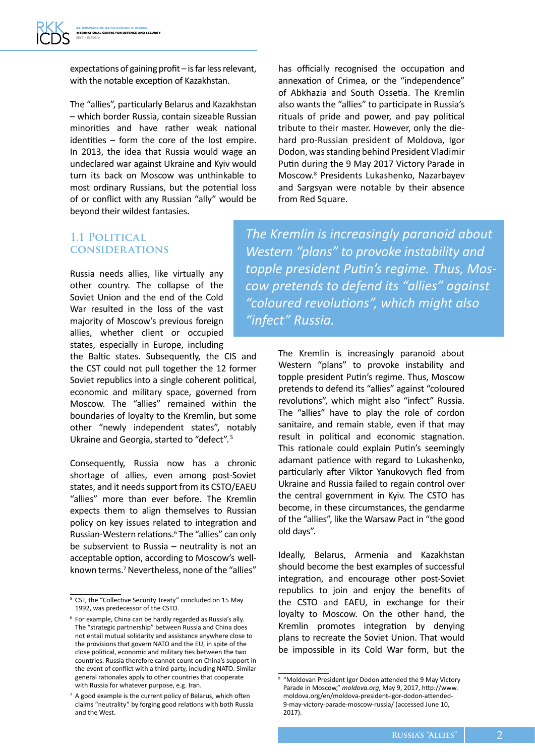expectations of gaining profit – is far less relevant, with the notable exception of Kazakhstan.

The "allies", particularly Belarus and Kazakhstan – which border Russia, contain sizeable Russian minorities and have rather weak national identities – form the core of the lost empire. In 2013, the idea that Russia would wage an undeclared war against Ukraine and Kyiv would turn its back on Moscow was unthinkable to most ordinary Russians, but the potential loss of or conflict with any Russian "ally" would be beyond their wildest fantasies.

## 1.1 Political Considerations

Russia needs allies, like virtually any other country. The collapse of the Soviet Union and the end of the Cold War resulted in the loss of the vast majority of Moscow's previous foreign allies, whether client or occupied states, especially in Europe, including the Baltic states. Subsequently, the CIS and the CST could not pull together the 12 former Soviet republics into a single coherent political, economic and military space, governed from Moscow. The "allies" remained within the boundaries of loyalty to the Kremlin, but some other "newly independent states", notably Ukraine and Georgia, started to "defect".[5]

Consequently, Russia now has a chronic shortage of allies, even among post-Soviet states, and it needs support from its CSTO/EAEU "allies" more than ever before. The Kremlin expects them to align themselves to Russian policy on key issues related to integration and Russian-Western relations.[6] The "allies" can only be subservient to Russia – neutrality is not an acceptable option, according to Moscow's well-known terms.[7] Nevertheless, none of the "allies" has officially recognised the occupation and annexation of Crimea, or the "independence" of Abkhazia and South Ossetia. The Kremlin also wants the "allies" to participate in Russia's rituals of pride and power, and pay political tribute to their master. However, only the die-hard pro-Russian president of Moldova, Igor Dodon, was standing behind President Vladimir Putin during the 9 May 2017 Victory Parade in Moscow.[8] Presidents Lukashenko, Nazarbayev and Sargsyan were notable by their absence from Red Square.

*The Kremlin is increasingly paranoid about Western "plans" to provoke instability and topple president Putin's regime. Thus, Moscow pretends to defend its "allies" against "coloured revolutions", which might also "infect" Russia.*

The Kremlin is increasingly paranoid about Western "plans" to provoke instability and topple president Putin's regime. Thus, Moscow pretends to defend its "allies" against "coloured revolutions", which might also "infect" Russia. The "allies" have to play the role of cordon sanitaire, and remain stable, even if that may result in political and economic stagnation. This rationale could explain Putin's seemingly adamant patience with regard to Lukashenko, particularly after Viktor Yanukovych fled from Ukraine and Russia failed to regain control over the central government in Kyiv. The CSTO has become, in these circumstances, the gendarme of the "allies", like the Warsaw Pact in "the good old days".

Ideally, Belarus, Armenia and Kazakhstan should become the best examples of successful integration, and encourage other post-Soviet republics to join and enjoy the benefits of the CSTO and EAEU, in exchange for their loyalty to Moscow. On the other hand, the Kremlin promotes integration by denying plans to recreate the Soviet Union. That would be impossible in its Cold War form, but the

---

[5] CST, the "Collective Security Treaty" concluded on 15 May 1992, was predecessor of the CSTO.

[6] For example, China can be hardly regarded as Russia's ally. The "strategic partnership" between Russia and China does not entail mutual solidarity and assistance anywhere close to the provisions that govern NATO and the EU, in spite of the close political, economic and military ties between the two countries. Russia therefore cannot count on China's support in the event of conflict with a third party, including NATO. Similar general rationales apply to other countries that cooperate with Russia for whatever purpose, e.g. Iran.

[7] A good example is the current policy of Belarus, which often claims "neutrality" by forging good relations with both Russia and the West.

[8] "Moldovan President Igor Dodon attended the 9 May Victory Parade in Moscow," *moldova.org*, May 9, 2017, http://www.moldova.org/en/moldova-president-igor-dodon-attended-9-may-victory-parade-moscow-russia/ (accessed June 10, 2017).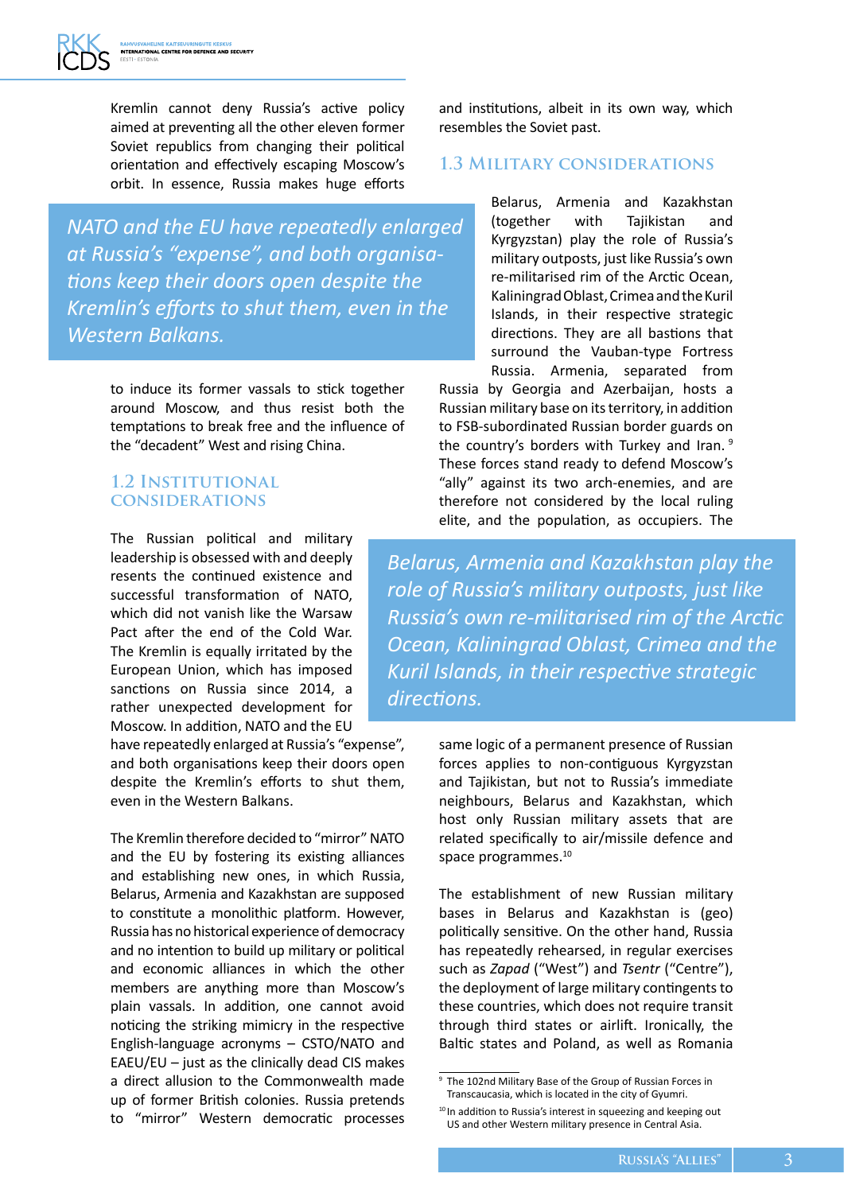Kremlin cannot deny Russia's active policy aimed at preventing all the other eleven former Soviet republics from changing their political orientation and effectively escaping Moscow's orbit. In essence, Russia makes huge efforts to induce its former vassals to stick together around Moscow, and thus resist both the temptations to break free and the influence of the "decadent" West and rising China.

> *NATO and the EU have repeatedly enlarged at Russia's "expense", and both organisations keep their doors open despite the Kremlin's efforts to shut them, even in the Western Balkans.*

## 1.2 Institutional considerations

The Russian political and military leadership is obsessed with and deeply resents the continued existence and successful transformation of NATO, which did not vanish like the Warsaw Pact after the end of the Cold War. The Kremlin is equally irritated by the European Union, which has imposed sanctions on Russia since 2014, a rather unexpected development for Moscow. In addition, NATO and the EU have repeatedly enlarged at Russia's "expense", and both organisations keep their doors open despite the Kremlin's efforts to shut them, even in the Western Balkans.

The Kremlin therefore decided to "mirror" NATO and the EU by fostering its existing alliances and establishing new ones, in which Russia, Belarus, Armenia and Kazakhstan are supposed to constitute a monolithic platform. However, Russia has no historical experience of democracy and no intention to build up military or political and economic alliances in which the other members are anything more than Moscow's plain vassals. In addition, one cannot avoid noticing the striking mimicry in the respective English-language acronyms – CSTO/NATO and EAEU/EU – just as the clinically dead CIS makes a direct allusion to the Commonwealth made up of former British colonies. Russia pretends to "mirror" Western democratic processes and institutions, albeit in its own way, which resembles the Soviet past.

## 1.3 Military considerations

Belarus, Armenia and Kazakhstan (together with Tajikistan and Kyrgyzstan) play the role of Russia's military outposts, just like Russia's own re-militarised rim of the Arctic Ocean, Kaliningrad Oblast, Crimea and the Kuril Islands, in their respective strategic directions. They are all bastions that surround the Vauban-type Fortress Russia. Armenia, separated from Russia by Georgia and Azerbaijan, hosts a Russian military base on its territory, in addition to FSB-subordinated Russian border guards on the country's borders with Turkey and Iran.[9] These forces stand ready to defend Moscow's "ally" against its two arch-enemies, and are therefore not considered by the local ruling elite, and the population, as occupiers. The same logic of a permanent presence of Russian forces applies to non-contiguous Kyrgyzstan and Tajikistan, but not to Russia's immediate neighbours, Belarus and Kazakhstan, which host only Russian military assets that are related specifically to air/missile defence and space programmes.[10]

> *Belarus, Armenia and Kazakhstan play the role of Russia's military outposts, just like Russia's own re-militarised rim of the Arctic Ocean, Kaliningrad Oblast, Crimea and the Kuril Islands, in their respective strategic directions.*

The establishment of new Russian military bases in Belarus and Kazakhstan is (geo) politically sensitive. On the other hand, Russia has repeatedly rehearsed, in regular exercises such as *Zapad* ("West") and *Tsentr* ("Centre"), the deployment of large military contingents to these countries, which does not require transit through third states or airlift. Ironically, the Baltic states and Poland, as well as Romania

---

[9] The 102nd Military Base of the Group of Russian Forces in Transcaucasia, which is located in the city of Gyumri.

[10] In addition to Russia's interest in squeezing and keeping out US and other Western military presence in Central Asia.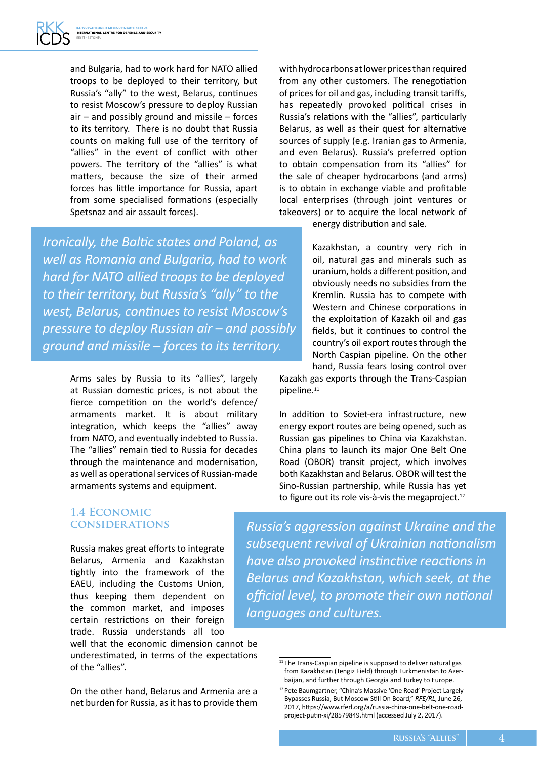and Bulgaria, had to work hard for NATO allied troops to be deployed to their territory, but Russia's "ally" to the west, Belarus, continues to resist Moscow's pressure to deploy Russian air – and possibly ground and missile – forces to its territory. There is no doubt that Russia counts on making full use of the territory of "allies" in the event of conflict with other powers. The territory of the "allies" is what matters, because the size of their armed forces has little importance for Russia, apart from some specialised formations (especially Spetsnaz and air assault forces).

*Ironically, the Baltic states and Poland, as well as Romania and Bulgaria, had to work hard for NATO allied troops to be deployed to their territory, but Russia's "ally" to the west, Belarus, continues to resist Moscow's pressure to deploy Russian air – and possibly ground and missile – forces to its territory.*

Arms sales by Russia to its "allies", largely at Russian domestic prices, is not about the fierce competition on the world's defence/armaments market. It is about military integration, which keeps the "allies" away from NATO, and eventually indebted to Russia. The "allies" remain tied to Russia for decades through the maintenance and modernisation, as well as operational services of Russian-made armaments systems and equipment.

### 1.4 Economic considerations

Russia makes great efforts to integrate Belarus, Armenia and Kazakhstan tightly into the framework of the EAEU, including the Customs Union, thus keeping them dependent on the common market, and imposes certain restrictions on their foreign trade. Russia understands all too well that the economic dimension cannot be underestimated, in terms of the expectations of the "allies".

On the other hand, Belarus and Armenia are a net burden for Russia, as it has to provide them with hydrocarbons at lower prices than required from any other customers. The renegotiation of prices for oil and gas, including transit tariffs, has repeatedly provoked political crises in Russia's relations with the "allies", particularly Belarus, as well as their quest for alternative sources of supply (e.g. Iranian gas to Armenia, and even Belarus). Russia's preferred option to obtain compensation from its "allies" for the sale of cheaper hydrocarbons (and arms) is to obtain in exchange viable and profitable local enterprises (through joint ventures or takeovers) or to acquire the local network of energy distribution and sale.

Kazakhstan, a country very rich in oil, natural gas and minerals such as uranium, holds a different position, and obviously needs no subsidies from the Kremlin. Russia has to compete with Western and Chinese corporations in the exploitation of Kazakh oil and gas fields, but it continues to control the country's oil export routes through the North Caspian pipeline. On the other hand, Russia fears losing control over Kazakh gas exports through the Trans-Caspian pipeline.[11]

In addition to Soviet-era infrastructure, new energy export routes are being opened, such as Russian gas pipelines to China via Kazakhstan. China plans to launch its major One Belt One Road (OBOR) transit project, which involves both Kazakhstan and Belarus. OBOR will test the Sino-Russian partnership, while Russia has yet to figure out its role vis-à-vis the megaproject.[12]

*Russia's aggression against Ukraine and the subsequent revival of Ukrainian nationalism have also provoked instinctive reactions in Belarus and Kazakhstan, which seek, at the official level, to promote their own national languages and cultures.*

[11] The Trans-Caspian pipeline is supposed to deliver natural gas from Kazakhstan (Tengiz Field) through Turkmenistan to Azerbaijan, and further through Georgia and Turkey to Europe.

[12] Pete Baumgartner, "China's Massive 'One Road' Project Largely Bypasses Russia, But Moscow Still On Board," *RFE/RL*, June 26, 2017, https://www.rferl.org/a/russia-china-one-belt-one-road-project-putin-xi/28579849.html (accessed July 2, 2017).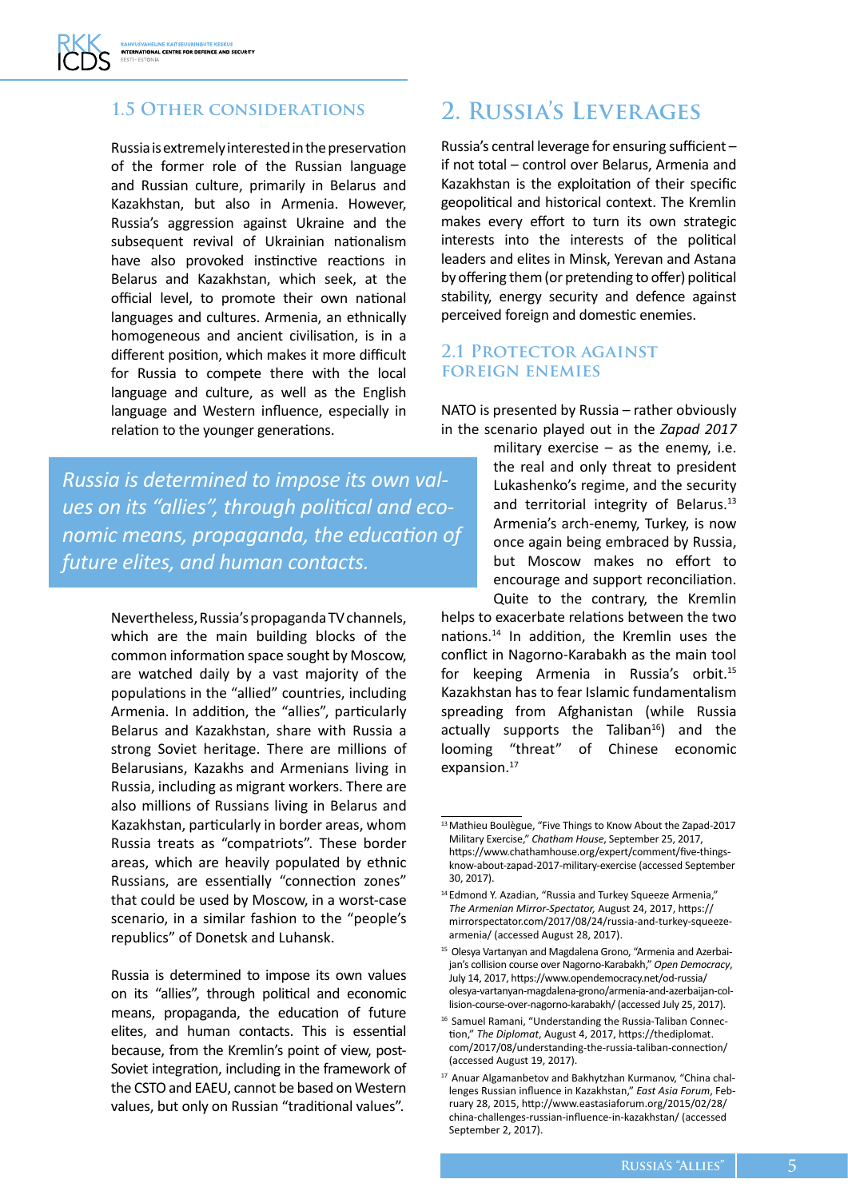### 1.5 Other considerations

Russia is extremely interested in the preservation of the former role of the Russian language and Russian culture, primarily in Belarus and Kazakhstan, but also in Armenia. However, Russia's aggression against Ukraine and the subsequent revival of Ukrainian nationalism have also provoked instinctive reactions in Belarus and Kazakhstan, which seek, at the official level, to promote their own national languages and cultures. Armenia, an ethnically homogeneous and ancient civilisation, is in a different position, which makes it more difficult for Russia to compete there with the local language and culture, as well as the English language and Western influence, especially in relation to the younger generations.

*Russia is determined to impose its own values on its "allies", through political and economic means, propaganda, the education of future elites, and human contacts.*

Nevertheless, Russia's propaganda TV channels, which are the main building blocks of the common information space sought by Moscow, are watched daily by a vast majority of the populations in the "allied" countries, including Armenia. In addition, the "allies", particularly Belarus and Kazakhstan, share with Russia a strong Soviet heritage. There are millions of Belarusians, Kazakhs and Armenians living in Russia, including as migrant workers. There are also millions of Russians living in Belarus and Kazakhstan, particularly in border areas, whom Russia treats as "compatriots". These border areas, which are heavily populated by ethnic Russians, are essentially "connection zones" that could be used by Moscow, in a worst-case scenario, in a similar fashion to the "people's republics" of Donetsk and Luhansk.

Russia is determined to impose its own values on its "allies", through political and economic means, propaganda, the education of future elites, and human contacts. This is essential because, from the Kremlin's point of view, post-Soviet integration, including in the framework of the CSTO and EAEU, cannot be based on Western values, but only on Russian "traditional values".

## 2. Russia's Leverages

Russia's central leverage for ensuring sufficient – if not total – control over Belarus, Armenia and Kazakhstan is the exploitation of their specific geopolitical and historical context. The Kremlin makes every effort to turn its own strategic interests into the interests of the political leaders and elites in Minsk, Yerevan and Astana by offering them (or pretending to offer) political stability, energy security and defence against perceived foreign and domestic enemies.

### 2.1 Protector against foreign enemies

NATO is presented by Russia – rather obviously in the scenario played out in the *Zapad 2017* military exercise – as the enemy, i.e. the real and only threat to president Lukashenko's regime, and the security and territorial integrity of Belarus.[13] Armenia's arch-enemy, Turkey, is now once again being embraced by Russia, but Moscow makes no effort to encourage and support reconciliation. Quite to the contrary, the Kremlin helps to exacerbate relations between the two nations.[14] In addition, the Kremlin uses the conflict in Nagorno-Karabakh as the main tool for keeping Armenia in Russia's orbit.[15] Kazakhstan has to fear Islamic fundamentalism spreading from Afghanistan (while Russia actually supports the Taliban[16]) and the looming "threat" of Chinese economic expansion.[17]

---

[13] Mathieu Boulègue, "Five Things to Know About the Zapad-2017 Military Exercise," *Chatham House*, September 25, 2017, https://www.chathamhouse.org/expert/comment/five-things-know-about-zapad-2017-military-exercise (accessed September 30, 2017).

[14] Edmond Y. Azadian, "Russia and Turkey Squeeze Armenia," *The Armenian Mirror-Spectator,* August 24, 2017, https://mirrorspectator.com/2017/08/24/russia-and-turkey-squeeze-armenia/ (accessed August 28, 2017).

[15] Olesya Vartanyan and Magdalena Grono, "Armenia and Azerbaijan's collision course over Nagorno-Karabakh," *Open Democracy*, July 14, 2017, https://www.opendemocracy.net/od-russia/olesya-vartanyan-magdalena-grono/armenia-and-azerbaijan-collision-course-over-nagorno-karabakh/ (accessed July 25, 2017).

[16] Samuel Ramani, "Understanding the Russia-Taliban Connection," *The Diplomat*, August 4, 2017, https://thediplomat.com/2017/08/understanding-the-russia-taliban-connection/ (accessed August 19, 2017).

[17] Anuar Algamanbetov and Bakhytzhan Kurmanov, "China challenges Russian influence in Kazakhstan," *East Asia Forum*, February 28, 2015, http://www.eastasiaforum.org/2015/02/28/china-challenges-russian-influence-in-kazakhstan/ (accessed September 2, 2017).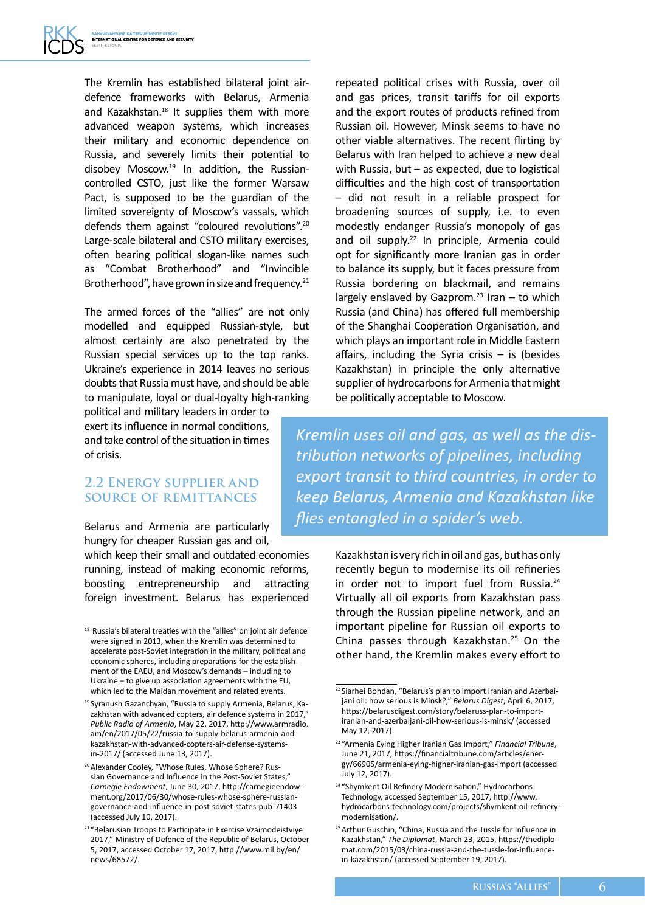The Kremlin has established bilateral joint air-defence frameworks with Belarus, Armenia and Kazakhstan.[18] It supplies them with more advanced weapon systems, which increases their military and economic dependence on Russia, and severely limits their potential to disobey Moscow.[19] In addition, the Russian-controlled CSTO, just like the former Warsaw Pact, is supposed to be the guardian of the limited sovereignty of Moscow's vassals, which defends them against "coloured revolutions".[20] Large-scale bilateral and CSTO military exercises, often bearing political slogan-like names such as "Combat Brotherhood" and "Invincible Brotherhood", have grown in size and frequency.[21]

The armed forces of the "allies" are not only modelled and equipped Russian-style, but almost certainly are also penetrated by the Russian special services up to the top ranks. Ukraine's experience in 2014 leaves no serious doubts that Russia must have, and should be able to manipulate, loyal or dual-loyalty high-ranking political and military leaders in order to exert its influence in normal conditions, and take control of the situation in times of crisis.

## 2.2 Energy supplier and source of remittances

Belarus and Armenia are particularly hungry for cheaper Russian gas and oil, which keep their small and outdated economies running, instead of making economic reforms, boosting entrepreneurship and attracting foreign investment. Belarus has experienced repeated political crises with Russia, over oil and gas prices, transit tariffs for oil exports and the export routes of products refined from Russian oil. However, Minsk seems to have no other viable alternatives. The recent flirting by Belarus with Iran helped to achieve a new deal with Russia, but – as expected, due to logistical difficulties and the high cost of transportation – did not result in a reliable prospect for broadening sources of supply, i.e. to even modestly endanger Russia's monopoly of gas and oil supply.[22] In principle, Armenia could opt for significantly more Iranian gas in order to balance its supply, but it faces pressure from Russia bordering on blackmail, and remains largely enslaved by Gazprom.[23] Iran – to which Russia (and China) has offered full membership of the Shanghai Cooperation Organisation, and which plays an important role in Middle Eastern affairs, including the Syria crisis – is (besides Kazakhstan) in principle the only alternative supplier of hydrocarbons for Armenia that might be politically acceptable to Moscow.

*Kremlin uses oil and gas, as well as the distribution networks of pipelines, including export transit to third countries, in order to keep Belarus, Armenia and Kazakhstan like flies entangled in a spider's web.*

Kazakhstan is very rich in oil and gas, but has only recently begun to modernise its oil refineries in order not to import fuel from Russia.[24] Virtually all oil exports from Kazakhstan pass through the Russian pipeline network, and an important pipeline for Russian oil exports to China passes through Kazakhstan.[25] On the other hand, the Kremlin makes every effort to

---

[18] Russia's bilateral treaties with the "allies" on joint air defence were signed in 2013, when the Kremlin was determined to accelerate post-Soviet integration in the military, political and economic spheres, including preparations for the establishment of the EAEU, and Moscow's demands – including to Ukraine – to give up association agreements with the EU, which led to the Maidan movement and related events.

[19] Syranush Gazanchyan, "Russia to supply Armenia, Belarus, Kazakhstan with advanced copters, air defence systems in 2017," *Public Radio of Armenia*, May 22, 2017, http://www.armradio.am/en/2017/05/22/russia-to-supply-belarus-armenia-and-kazakhstan-with-advanced-copters-air-defense-systems-in-2017/ (accessed June 13, 2017).

[20] Alexander Cooley, "Whose Rules, Whose Sphere? Russian Governance and Influence in the Post-Soviet States," *Carnegie Endowment*, June 30, 2017, http://carnegieendowment.org/2017/06/30/whose-rules-whose-sphere-russian-governance-and-influence-in-post-soviet-states-pub-71403 (accessed July 10, 2017).

[21] "Belarusian Troops to Participate in Exercise Vzaimodeistviye 2017," Ministry of Defence of the Republic of Belarus, October 5, 2017, accessed October 17, 2017, http://www.mil.by/en/news/68572/.

[22] Siarhei Bohdan, "Belarus's plan to import Iranian and Azerbaijani oil: how serious is Minsk?," *Belarus Digest*, April 6, 2017, https://belarusdigest.com/story/belaruss-plan-to-import-iranian-and-azerbaijani-oil-how-serious-is-minsk/ (accessed May 12, 2017).

[23] "Armenia Eying Higher Iranian Gas Import," *Financial Tribune*, June 21, 2017, https://financialtribune.com/articles/energy/66905/armenia-eying-higher-iranian-gas-import (accessed July 12, 2017).

[24] "Shymkent Oil Refinery Modernisation," Hydrocarbons-Technology, accessed September 15, 2017, http://www.hydrocarbons-technology.com/projects/shymkent-oil-refinery-modernisation/.

[25] Arthur Guschin, "China, Russia and the Tussle for Influence in Kazakhstan," *The Diplomat*, March 23, 2015, https://thediplomat.com/2015/03/china-russia-and-the-tussle-for-influence-in-kazakhstan/ (accessed September 19, 2017).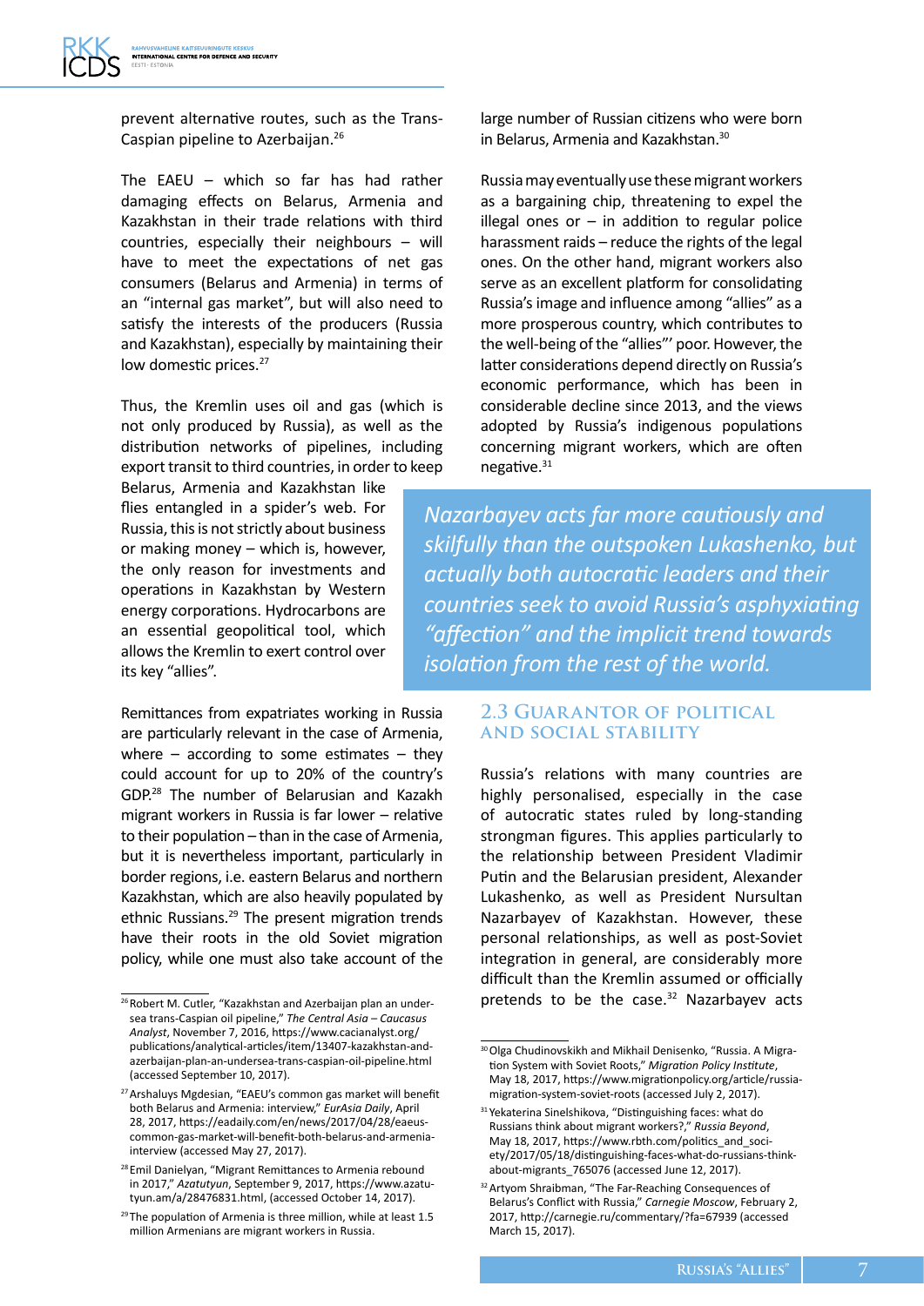prevent alternative routes, such as the Trans-Caspian pipeline to Azerbaijan.[26]

The EAEU – which so far has had rather damaging effects on Belarus, Armenia and Kazakhstan in their trade relations with third countries, especially their neighbours – will have to meet the expectations of net gas consumers (Belarus and Armenia) in terms of an "internal gas market", but will also need to satisfy the interests of the producers (Russia and Kazakhstan), especially by maintaining their low domestic prices.[27]

Thus, the Kremlin uses oil and gas (which is not only produced by Russia), as well as the distribution networks of pipelines, including export transit to third countries, in order to keep Belarus, Armenia and Kazakhstan like flies entangled in a spider's web. For Russia, this is not strictly about business or making money – which is, however, the only reason for investments and operations in Kazakhstan by Western energy corporations. Hydrocarbons are an essential geopolitical tool, which allows the Kremlin to exert control over its key "allies".

Remittances from expatriates working in Russia are particularly relevant in the case of Armenia, where – according to some estimates – they could account for up to 20% of the country's GDP.[28] The number of Belarusian and Kazakh migrant workers in Russia is far lower – relative to their population – than in the case of Armenia, but it is nevertheless important, particularly in border regions, i.e. eastern Belarus and northern Kazakhstan, which are also heavily populated by ethnic Russians.[29] The present migration trends have their roots in the old Soviet migration policy, while one must also take account of the large number of Russian citizens who were born in Belarus, Armenia and Kazakhstan.[30]

Russia may eventually use these migrant workers as a bargaining chip, threatening to expel the illegal ones or – in addition to regular police harassment raids – reduce the rights of the legal ones. On the other hand, migrant workers also serve as an excellent platform for consolidating Russia's image and influence among "allies" as a more prosperous country, which contributes to the well-being of the "allies"' poor. However, the latter considerations depend directly on Russia's economic performance, which has been in considerable decline since 2013, and the views adopted by Russia's indigenous populations concerning migrant workers, which are often negative.[31]

> *Nazarbayev acts far more cautiously and skilfully than the outspoken Lukashenko, but actually both autocratic leaders and their countries seek to avoid Russia's asphyxiating "affection" and the implicit trend towards isolation from the rest of the world.*

## 2.3 Guarantor of political and social stability

Russia's relations with many countries are highly personalised, especially in the case of autocratic states ruled by long-standing strongman figures. This applies particularly to the relationship between President Vladimir Putin and the Belarusian president, Alexander Lukashenko, as well as President Nursultan Nazarbayev of Kazakhstan. However, these personal relationships, as well as post-Soviet integration in general, are considerably more difficult than the Kremlin assumed or officially pretends to be the case.[32] Nazarbayev acts

---

[26] Robert M. Cutler, "Kazakhstan and Azerbaijan plan an undersea trans-Caspian oil pipeline," *The Central Asia – Caucasus Analyst*, November 7, 2016, https://www.cacianalyst.org/publications/analytical-articles/item/13407-kazakhstan-and-azerbaijan-plan-an-undersea-trans-caspian-oil-pipeline.html (accessed September 10, 2017).

[27] Arshaluys Mgdesian, "EAEU's common gas market will benefit both Belarus and Armenia: interview," *EurAsia Daily*, April 28, 2017, https://eadaily.com/en/news/2017/04/28/eaeus-common-gas-market-will-benefit-both-belarus-and-armenia-interview (accessed May 27, 2017).

[28] Emil Danielyan, "Migrant Remittances to Armenia rebound in 2017," *Azatutyun*, September 9, 2017, https://www.azatutyun.am/a/28476831.html, (accessed October 14, 2017).

[29] The population of Armenia is three million, while at least 1.5 million Armenians are migrant workers in Russia.

[30] Olga Chudinovskikh and Mikhail Denisenko, "Russia. A Migration System with Soviet Roots," *Migration Policy Institute*, May 18, 2017, https://www.migrationpolicy.org/article/russia-migration-system-soviet-roots (accessed July 2, 2017).

[31] Yekaterina Sinelshikova, "Distinguishing faces: what do Russians think about migrant workers?," *Russia Beyond*, May 18, 2017, https://www.rbth.com/politics_and_society/2017/05/18/distinguishing-faces-what-do-russians-think-about-migrants_765076 (accessed June 12, 2017).

[32] Artyom Shraibman, "The Far-Reaching Consequences of Belarus's Conflict with Russia," *Carnegie Moscow*, February 2, 2017, http://carnegie.ru/commentary/?fa=67939 (accessed March 15, 2017).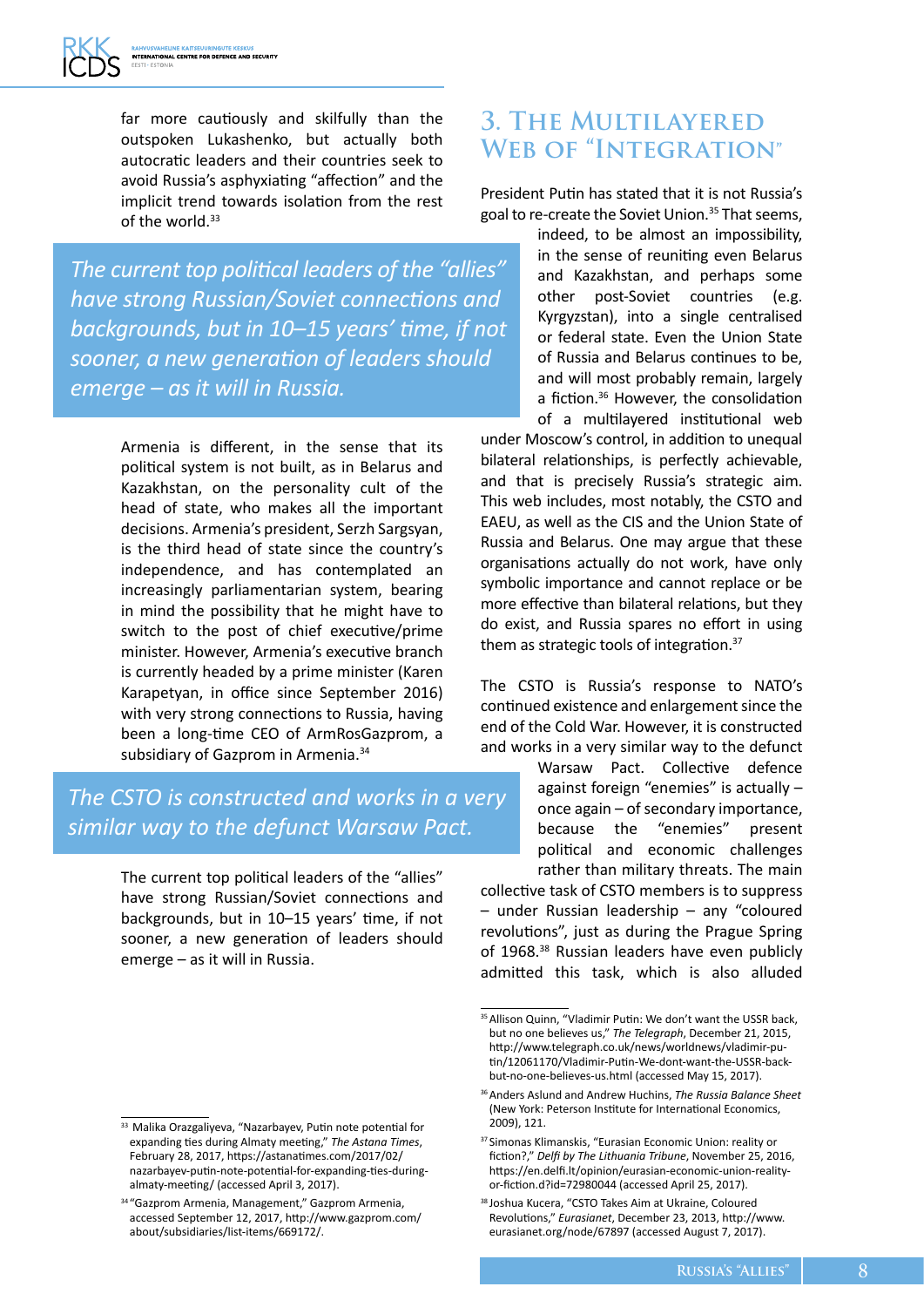far more cautiously and skilfully than the outspoken Lukashenko, but actually both autocratic leaders and their countries seek to avoid Russia's asphyxiating "affection" and the implicit trend towards isolation from the rest of the world.[33]

> *The current top political leaders of the "allies" have strong Russian/Soviet connections and backgrounds, but in 10–15 years' time, if not sooner, a new generation of leaders should emerge – as it will in Russia.*

Armenia is different, in the sense that its political system is not built, as in Belarus and Kazakhstan, on the personality cult of the head of state, who makes all the important decisions. Armenia's president, Serzh Sargsyan, is the third head of state since the country's independence, and has contemplated an increasingly parliamentarian system, bearing in mind the possibility that he might have to switch to the post of chief executive/prime minister. However, Armenia's executive branch is currently headed by a prime minister (Karen Karapetyan, in office since September 2016) with very strong connections to Russia, having been a long-time CEO of ArmRosGazprom, a subsidiary of Gazprom in Armenia.[34]

> *The CSTO is constructed and works in a very similar way to the defunct Warsaw Pact.*

The current top political leaders of the "allies" have strong Russian/Soviet connections and backgrounds, but in 10–15 years' time, if not sooner, a new generation of leaders should emerge – as it will in Russia.

## 3. The Multilayered Web of "Integration"

President Putin has stated that it is not Russia's goal to re-create the Soviet Union.[35] That seems, indeed, to be almost an impossibility, in the sense of reuniting even Belarus and Kazakhstan, and perhaps some other post-Soviet countries (e.g. Kyrgyzstan), into a single centralised or federal state. Even the Union State of Russia and Belarus continues to be, and will most probably remain, largely a fiction.[36] However, the consolidation of a multilayered institutional web under Moscow's control, in addition to unequal bilateral relationships, is perfectly achievable, and that is precisely Russia's strategic aim. This web includes, most notably, the CSTO and EAEU, as well as the CIS and the Union State of Russia and Belarus. One may argue that these organisations actually do not work, have only symbolic importance and cannot replace or be more effective than bilateral relations, but they do exist, and Russia spares no effort in using them as strategic tools of integration.[37]

The CSTO is Russia's response to NATO's continued existence and enlargement since the end of the Cold War. However, it is constructed and works in a very similar way to the defunct Warsaw Pact. Collective defence against foreign "enemies" is actually – once again – of secondary importance, because the "enemies" present political and economic challenges rather than military threats. The main collective task of CSTO members is to suppress – under Russian leadership – any "coloured revolutions", just as during the Prague Spring of 1968.[38] Russian leaders have even publicly admitted this task, which is also alluded

---

[33] Malika Orazgaliyeva, "Nazarbayev, Putin note potential for expanding ties during Almaty meeting," *The Astana Times*, February 28, 2017, https://astanatimes.com/2017/02/nazarbayev-putin-note-potential-for-expanding-ties-during-almaty-meeting/ (accessed April 3, 2017).

[34] "Gazprom Armenia, Management," Gazprom Armenia, accessed September 12, 2017, http://www.gazprom.com/about/subsidiaries/list-items/669172/.

[35] Allison Quinn, "Vladimir Putin: We don't want the USSR back, but no one believes us," *The Telegraph*, December 21, 2015, http://www.telegraph.co.uk/news/worldnews/vladimir-putin/12061170/Vladimir-Putin-We-dont-want-the-USSR-back-but-no-one-believes-us.html (accessed May 15, 2017).

[36] Anders Aslund and Andrew Huchins, *The Russia Balance Sheet* (New York: Peterson Institute for International Economics, 2009), 121.

[37] Simonas Klimanskis, "Eurasian Economic Union: reality or fiction?," *Delfi by The Lithuania Tribune*, November 25, 2016, https://en.delfi.lt/opinion/eurasian-economic-union-reality-or-fiction.d?id=72980044 (accessed April 25, 2017).

[38] Joshua Kucera, "CSTO Takes Aim at Ukraine, Coloured Revolutions," *Eurasianet*, December 23, 2013, http://www.eurasianet.org/node/67897 (accessed August 7, 2017).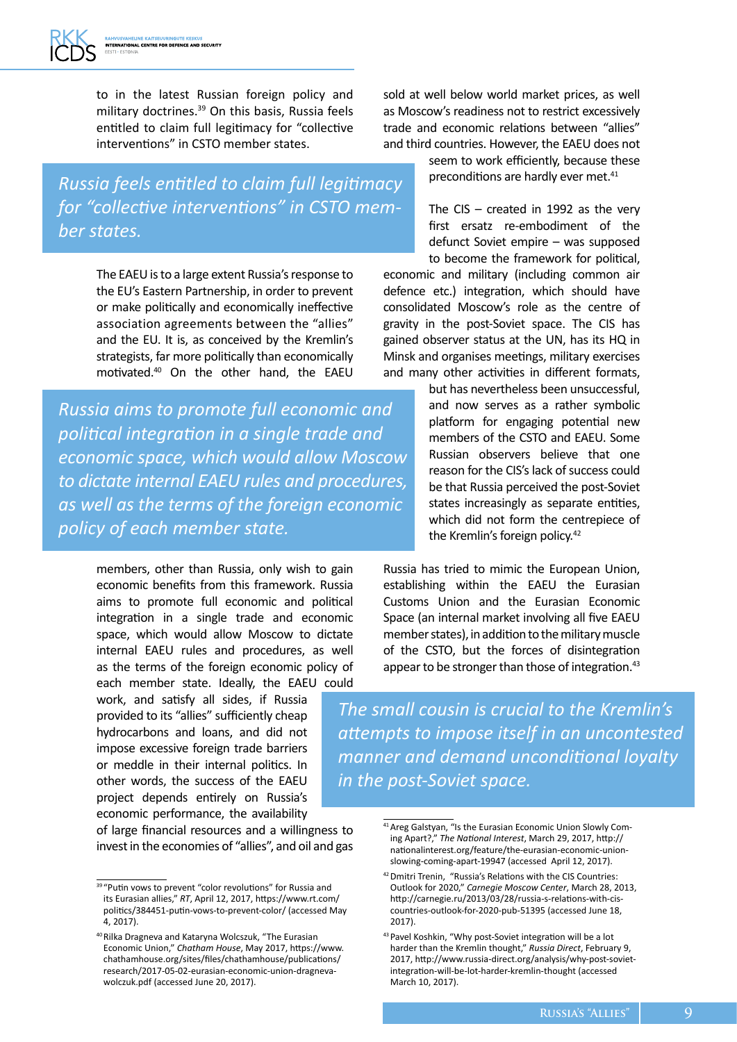to in the latest Russian foreign policy and military doctrines.[39] On this basis, Russia feels entitled to claim full legitimacy for "collective interventions" in CSTO member states.

*Russia feels entitled to claim full legitimacy for "collective interventions" in CSTO member states.*

The EAEU is to a large extent Russia's response to the EU's Eastern Partnership, in order to prevent or make politically and economically ineffective association agreements between the "allies" and the EU. It is, as conceived by the Kremlin's strategists, far more politically than economically motivated.[40] On the other hand, the EAEU members, other than Russia, only wish to gain economic benefits from this framework. Russia aims to promote full economic and political integration in a single trade and economic space, which would allow Moscow to dictate internal EAEU rules and procedures, as well as the terms of the foreign economic policy of each member state. Ideally, the EAEU could work, and satisfy all sides, if Russia provided to its "allies" sufficiently cheap hydrocarbons and loans, and did not impose excessive foreign trade barriers or meddle in their internal politics. In other words, the success of the EAEU project depends entirely on Russia's economic performance, the availability of large financial resources and a willingness to invest in the economies of "allies", and oil and gas sold at well below world market prices, as well as Moscow's readiness not to restrict excessively trade and economic relations between "allies" and third countries. However, the EAEU does not seem to work efficiently, because these preconditions are hardly ever met.[41]

*Russia aims to promote full economic and political integration in a single trade and economic space, which would allow Moscow to dictate internal EAEU rules and procedures, as well as the terms of the foreign economic policy of each member state.*

The CIS – created in 1992 as the very first ersatz re-embodiment of the defunct Soviet empire – was supposed to become the framework for political, economic and military (including common air defence etc.) integration, which should have consolidated Moscow's role as the centre of gravity in the post-Soviet space. The CIS has gained observer status at the UN, has its HQ in Minsk and organises meetings, military exercises and many other activities in different formats, but has nevertheless been unsuccessful, and now serves as a rather symbolic platform for engaging potential new members of the CSTO and EAEU. Some Russian observers believe that one reason for the CIS's lack of success could be that Russia perceived the post-Soviet states increasingly as separate entities, which did not form the centrepiece of the Kremlin's foreign policy.[42]

Russia has tried to mimic the European Union, establishing within the EAEU the Eurasian Customs Union and the Eurasian Economic Space (an internal market involving all five EAEU member states), in addition to the military muscle of the CSTO, but the forces of disintegration appear to be stronger than those of integration.[43]

*The small cousin is crucial to the Kremlin's attempts to impose itself in an uncontested manner and demand unconditional loyalty in the post-Soviet space.*

---

[39] "Putin vows to prevent "color revolutions" for Russia and its Eurasian allies," *RT*, April 12, 2017, https://www.rt.com/politics/384451-putin-vows-to-prevent-color/ (accessed May 4, 2017).

[40] Rilka Dragneva and Kataryna Wolczuk, "The Eurasian Economic Union," *Chatham House*, May 2017, https://www.chathamhouse.org/sites/files/chathamhouse/publications/research/2017-05-02-eurasian-economic-union-dragneva-wolczuk.pdf (accessed June 20, 2017).

[41] Areg Galstyan, "Is the Eurasian Economic Union Slowly Coming Apart?," *The National Interest*, March 29, 2017, http://nationalinterest.org/feature/the-eurasian-economic-union-slowing-coming-apart-19947 (accessed April 12, 2017).

[42] Dmitri Trenin, "Russia's Relations with the CIS Countries: Outlook for 2020," *Carnegie Moscow Center*, March 28, 2013, http://carnegie.ru/2013/03/28/russia-s-relations-with-cis-countries-outlook-for-2020-pub-51395 (accessed June 18, 2017).

[43] Pavel Koshkin, "Why post-Soviet integration will be a lot harder than the Kremlin thought," *Russia Direct*, February 9, 2017, http://www.russia-direct.org/analysis/why-post-soviet-integration-will-be-lot-harder-kremlin-thought (accessed March 10, 2017).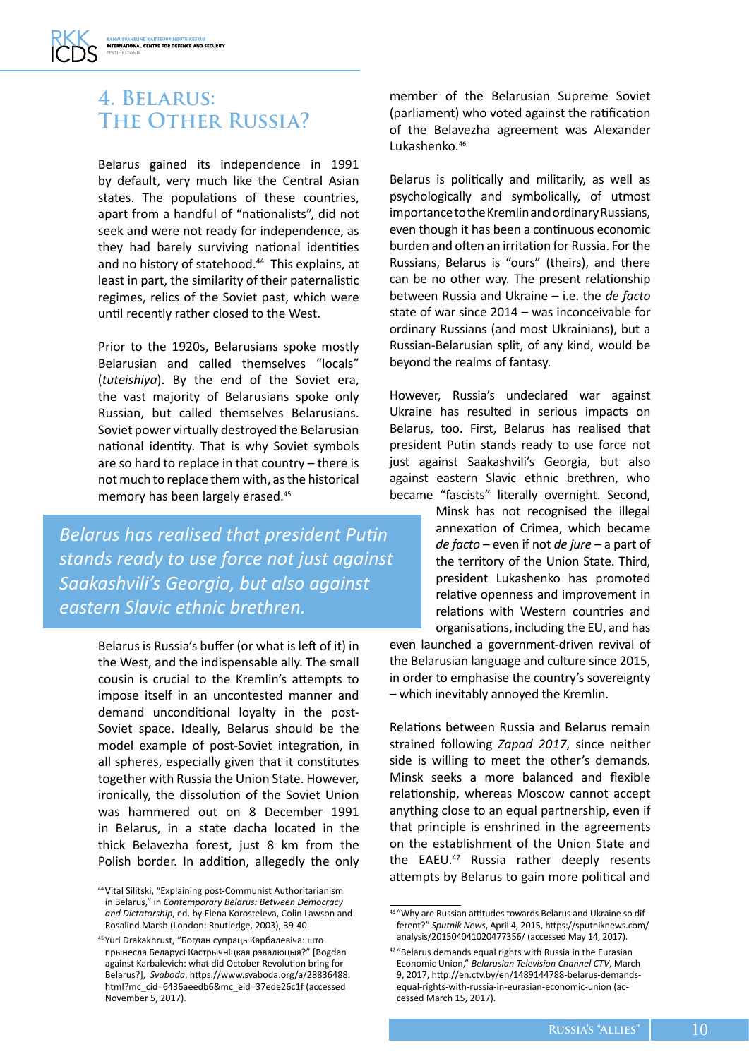# 4. Belarus: The Other Russia?

Belarus gained its independence in 1991 by default, very much like the Central Asian states. The populations of these countries, apart from a handful of "nationalists", did not seek and were not ready for independence, as they had barely surviving national identities and no history of statehood.[44] This explains, at least in part, the similarity of their paternalistic regimes, relics of the Soviet past, which were until recently rather closed to the West.

Prior to the 1920s, Belarusians spoke mostly Belarusian and called themselves "locals" (*tuteishiya*). By the end of the Soviet era, the vast majority of Belarusians spoke only Russian, but called themselves Belarusians. Soviet power virtually destroyed the Belarusian national identity. That is why Soviet symbols are so hard to replace in that country – there is not much to replace them with, as the historical memory has been largely erased.[45]

> *Belarus has realised that president Putin stands ready to use force not just against Saakashvili's Georgia, but also against eastern Slavic ethnic brethren.*

Belarus is Russia's buffer (or what is left of it) in the West, and the indispensable ally. The small cousin is crucial to the Kremlin's attempts to impose itself in an uncontested manner and demand unconditional loyalty in the post-Soviet space. Ideally, Belarus should be the model example of post-Soviet integration, in all spheres, especially given that it constitutes together with Russia the Union State. However, ironically, the dissolution of the Soviet Union was hammered out on 8 December 1991 in Belarus, in a state dacha located in the thick Belavezha forest, just 8 km from the Polish border. In addition, allegedly the only member of the Belarusian Supreme Soviet (parliament) who voted against the ratification of the Belavezha agreement was Alexander Lukashenko.[46]

Belarus is politically and militarily, as well as psychologically and symbolically, of utmost importance to the Kremlin and ordinary Russians, even though it has been a continuous economic burden and often an irritation for Russia. For the Russians, Belarus is "ours" (theirs), and there can be no other way. The present relationship between Russia and Ukraine – i.e. the *de facto* state of war since 2014 – was inconceivable for ordinary Russians (and most Ukrainians), but a Russian-Belarusian split, of any kind, would be beyond the realms of fantasy.

However, Russia's undeclared war against Ukraine has resulted in serious impacts on Belarus, too. First, Belarus has realised that president Putin stands ready to use force not just against Saakashvili's Georgia, but also against eastern Slavic ethnic brethren, who became "fascists" literally overnight. Second, Minsk has not recognised the illegal annexation of Crimea, which became *de facto* – even if not *de jure* – a part of the territory of the Union State. Third, president Lukashenko has promoted relative openness and improvement in relations with Western countries and organisations, including the EU, and has even launched a government-driven revival of the Belarusian language and culture since 2015, in order to emphasise the country's sovereignty – which inevitably annoyed the Kremlin.

Relations between Russia and Belarus remain strained following *Zapad 2017*, since neither side is willing to meet the other's demands. Minsk seeks a more balanced and flexible relationship, whereas Moscow cannot accept anything close to an equal partnership, even if that principle is enshrined in the agreements on the establishment of the Union State and the EAEU.[47] Russia rather deeply resents attempts by Belarus to gain more political and

---

[44] Vital Silitski, "Explaining post-Communist Authoritarianism in Belarus," in *Contemporary Belarus: Between Democracy and Dictatorship*, ed. by Elena Korosteleva, Colin Lawson and Rosalind Marsh (London: Routledge, 2003), 39-40.

[45] Yuri Drakakhrust, "Богдан супраць Карбалевіча: што прынесла Беларусі Кастрычніцкая рэвалюцыя?" [Bogdan against Karbalevich: what did October Revolution bring for Belarus?], *Svaboda*, https://www.svaboda.org/a/28836488.html?mc_cid=6436aeedb6&mc_eid=37ede26c1f (accessed November 5, 2017).

[46] "Why are Russian attitudes towards Belarus and Ukraine so different?" *Sputnik News*, April 4, 2015, https://sputniknews.com/analysis/201504041020477356/ (accessed May 14, 2017).

[47] "Belarus demands equal rights with Russia in the Eurasian Economic Union," *Belarusian Television Channel CTV*, March 9, 2017, http://en.ctv.by/en/1489144788-belarus-demands-equal-rights-with-russia-in-eurasian-economic-union (accessed March 15, 2017).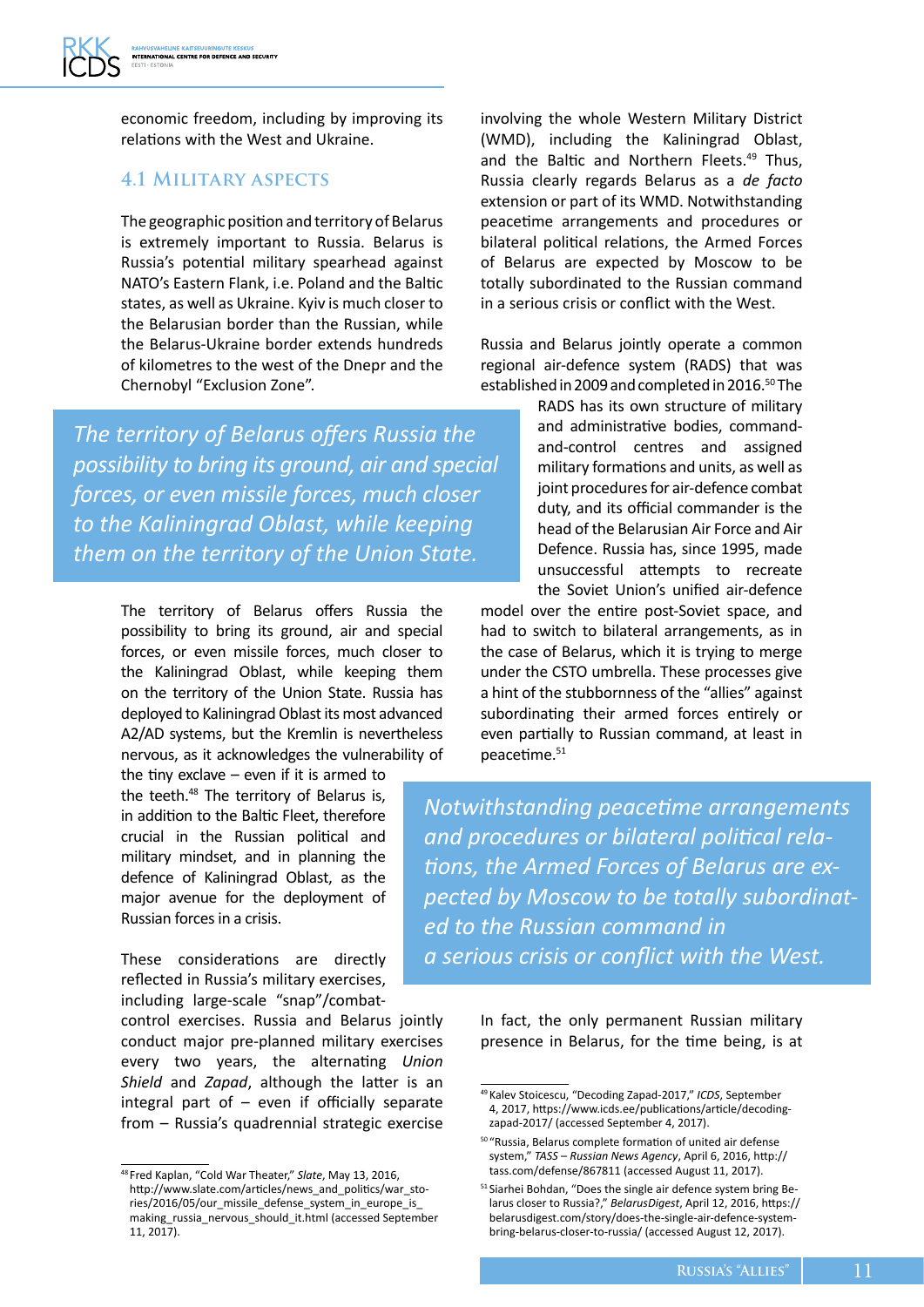economic freedom, including by improving its relations with the West and Ukraine.

### 4.1 Military aspects

The geographic position and territory of Belarus is extremely important to Russia. Belarus is Russia's potential military spearhead against NATO's Eastern Flank, i.e. Poland and the Baltic states, as well as Ukraine. Kyiv is much closer to the Belarusian border than the Russian, while the Belarus-Ukraine border extends hundreds of kilometres to the west of the Dnepr and the Chernobyl "Exclusion Zone".

*The territory of Belarus offers Russia the possibility to bring its ground, air and special forces, or even missile forces, much closer to the Kaliningrad Oblast, while keeping them on the territory of the Union State.*

The territory of Belarus offers Russia the possibility to bring its ground, air and special forces, or even missile forces, much closer to the Kaliningrad Oblast, while keeping them on the territory of the Union State. Russia has deployed to Kaliningrad Oblast its most advanced A2/AD systems, but the Kremlin is nevertheless nervous, as it acknowledges the vulnerability of the tiny exclave – even if it is armed to the teeth.[48] The territory of Belarus is, in addition to the Baltic Fleet, therefore crucial in the Russian political and military mindset, and in planning the defence of Kaliningrad Oblast, as the major avenue for the deployment of Russian forces in a crisis.

These considerations are directly reflected in Russia's military exercises, including large-scale "snap"/combat-control exercises. Russia and Belarus jointly conduct major pre-planned military exercises every two years, the alternating *Union Shield* and *Zapad*, although the latter is an integral part of – even if officially separate from – Russia's quadrennial strategic exercise involving the whole Western Military District (WMD), including the Kaliningrad Oblast, and the Baltic and Northern Fleets.[49] Thus, Russia clearly regards Belarus as a *de facto* extension or part of its WMD. Notwithstanding peacetime arrangements and procedures or bilateral political relations, the Armed Forces of Belarus are expected by Moscow to be totally subordinated to the Russian command in a serious crisis or conflict with the West.

Russia and Belarus jointly operate a common regional air-defence system (RADS) that was established in 2009 and completed in 2016.[50] The RADS has its own structure of military and administrative bodies, command-and-control centres and units, and assigned military formations and units, as well as joint procedures for air-defence combat duty, and its official commander is the head of the Belarusian Air Force and Air Defence. Russia has, since 1995, made unsuccessful attempts to recreate the Soviet Union's unified air-defence model over the entire post-Soviet space, and had to switch to bilateral arrangements, as in the case of Belarus, which it is trying to merge under the CSTO umbrella. These processes give a hint of the stubbornness of the "allies" against subordinating their armed forces entirely or even partially to Russian command, at least in peacetime.[51]

*Notwithstanding peacetime arrangements and procedures or bilateral political relations, the Armed Forces of Belarus are expected by Moscow to be totally subordinated to the Russian command in a serious crisis or conflict with the West.*

In fact, the only permanent Russian military presence in Belarus, for the time being, is at

---

[48] Fred Kaplan, "Cold War Theater," *Slate*, May 13, 2016, http://www.slate.com/articles/news_and_politics/war_stories/2016/05/our_missile_defense_system_in_europe_is_making_russia_nervous_should_it.html (accessed September 11, 2017).

[49] Kalev Stoicescu, "Decoding Zapad-2017," *ICDS*, September 4, 2017, https://www.icds.ee/publications/article/decoding-zapad-2017/ (accessed September 4, 2017).

[50] "Russia, Belarus complete formation of united air defense system," *TASS – Russian News Agency*, April 6, 2016, http://tass.com/defense/867811 (accessed August 11, 2017).

[51] Siarhei Bohdan, "Does the single air defence system bring Belarus closer to Russia?," *BelarusDigest*, April 12, 2016, https://belarusdigest.com/story/does-the-single-air-defence-system-bring-belarus-closer-to-russia/ (accessed August 12, 2017).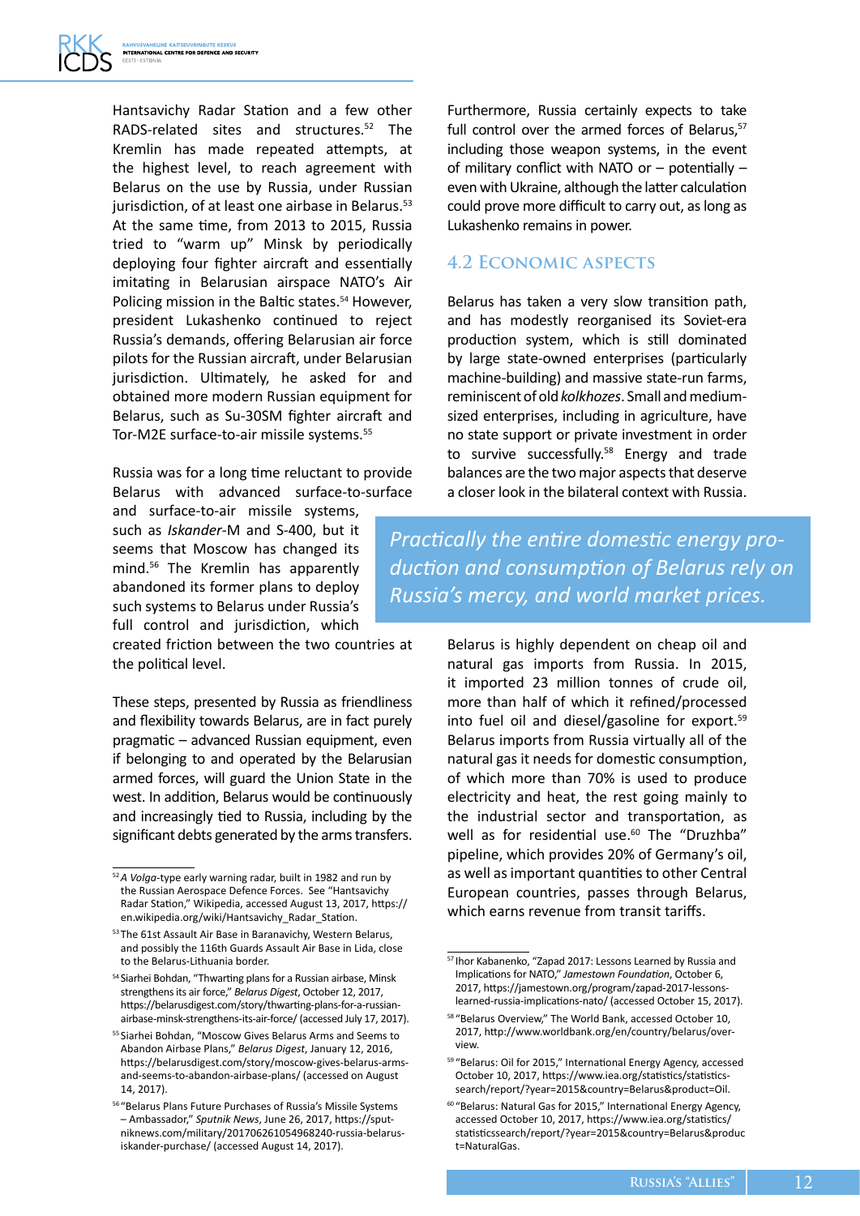Hantsavichy Radar Station and a few other RADS-related sites and structures.[52] The Kremlin has made repeated attempts, at the highest level, to reach agreement with Belarus on the use by Russia, under Russian jurisdiction, of at least one airbase in Belarus.[53] At the same time, from 2013 to 2015, Russia tried to "warm up" Minsk by periodically deploying four fighter aircraft and essentially imitating in Belarusian airspace NATO's Air Policing mission in the Baltic states.[54] However, president Lukashenko continued to reject Russia's demands, offering Belarusian air force pilots for the Russian aircraft, under Belarusian jurisdiction. Ultimately, he asked for and obtained more modern Russian equipment for Belarus, such as Su-30SM fighter aircraft and Tor-M2E surface-to-air missile systems.[55]

Russia was for a long time reluctant to provide Belarus with advanced surface-to-surface and surface-to-air missile systems, such as *Iskander*-M and S-400, but it seems that Moscow has changed its mind.[56] The Kremlin has apparently abandoned its former plans to deploy such systems to Belarus under Russia's full control and jurisdiction, which created friction between the two countries at the political level.

These steps, presented by Russia as friendliness and flexibility towards Belarus, are in fact purely pragmatic – advanced Russian equipment, even if belonging to and operated by the Belarusian armed forces, will guard the Union State in the west. In addition, Belarus would be continuously and increasingly tied to Russia, including by the significant debts generated by the arms transfers.

Furthermore, Russia certainly expects to take full control over the armed forces of Belarus,[57] including those weapon systems, in the event of military conflict with NATO or – potentially – even with Ukraine, although the latter calculation could prove more difficult to carry out, as long as Lukashenko remains in power.

## 4.2 Economic aspects

Belarus has taken a very slow transition path, and has modestly reorganised its Soviet-era production system, which is still dominated by large state-owned enterprises (particularly machine-building) and massive state-run farms, reminiscent of old *kolkhozes*. Small and medium-sized enterprises, including in agriculture, have no state support or private investment in order to survive successfully.[58] Energy and trade balances are the two major aspects that deserve a closer look in the bilateral context with Russia.

*Practically the entire domestic energy production and consumption of Belarus rely on Russia's mercy, and world market prices.*

Belarus is highly dependent on cheap oil and natural gas imports from Russia. In 2015, it imported 23 million tonnes of crude oil, more than half of which it refined/processed into fuel oil and diesel/gasoline for export.[59] Belarus imports from Russia virtually all of the natural gas it needs for domestic consumption, of which more than 70% is used to produce electricity and heat, the rest going mainly to the industrial sector and transportation, as well as for residential use.[60] The "Druzhba" pipeline, which provides 20% of Germany's oil, as well as important quantities to other Central European countries, passes through Belarus, which earns revenue from transit tariffs.

---

[52] *A Volga*-type early warning radar, built in 1982 and run by the Russian Aerospace Defence Forces. See "Hantsavichy Radar Station," Wikipedia, accessed August 13, 2017, https://en.wikipedia.org/wiki/Hantsavichy_Radar_Station.

[53] The 61st Assault Air Base in Baranavichy, Western Belarus, and possibly the 116th Guards Assault Air Base in Lida, close to the Belarus-Lithuania border.

[54] Siarhei Bohdan, "Thwarting plans for a Russian airbase, Minsk strengthens its air force," *Belarus Digest*, October 12, 2017, https://belarusdigest.com/story/thwarting-plans-for-a-russian-airbase-minsk-strengthens-its-air-force/ (accessed July 17, 2017).

[55] Siarhei Bohdan, "Moscow Gives Belarus Arms and Seems to Abandon Airbase Plans," *Belarus Digest*, January 12, 2016, https://belarusdigest.com/story/moscow-gives-belarus-arms-and-seems-to-abandon-airbase-plans/ (accessed on August 14, 2017).

[56] "Belarus Plans Future Purchases of Russia's Missile Systems – Ambassador," *Sputnik News*, June 26, 2017, https://sputniknews.com/military/201706261054968240-russia-belarus-iskander-purchase/ (accessed August 14, 2017).

[57] Ihor Kabanenko, "Zapad 2017: Lessons Learned by Russia and Implications for NATO," *Jamestown Foundation*, October 6, 2017, https://jamestown.org/program/zapad-2017-lessons-learned-russia-implications-nato/ (accessed October 15, 2017).

[58] "Belarus Overview," The World Bank, accessed October 10, 2017, http://www.worldbank.org/en/country/belarus/overview.

[59] "Belarus: Oil for 2015," International Energy Agency, accessed October 10, 2017, https://www.iea.org/statistics/statisticssearch/report/?year=2015&country=Belarus&product=Oil.

[60] "Belarus: Natural Gas for 2015," International Energy Agency, accessed October 10, 2017, https://www.iea.org/statistics/statisticssearch/report/?year=2015&country=Belarus&product=NaturalGas.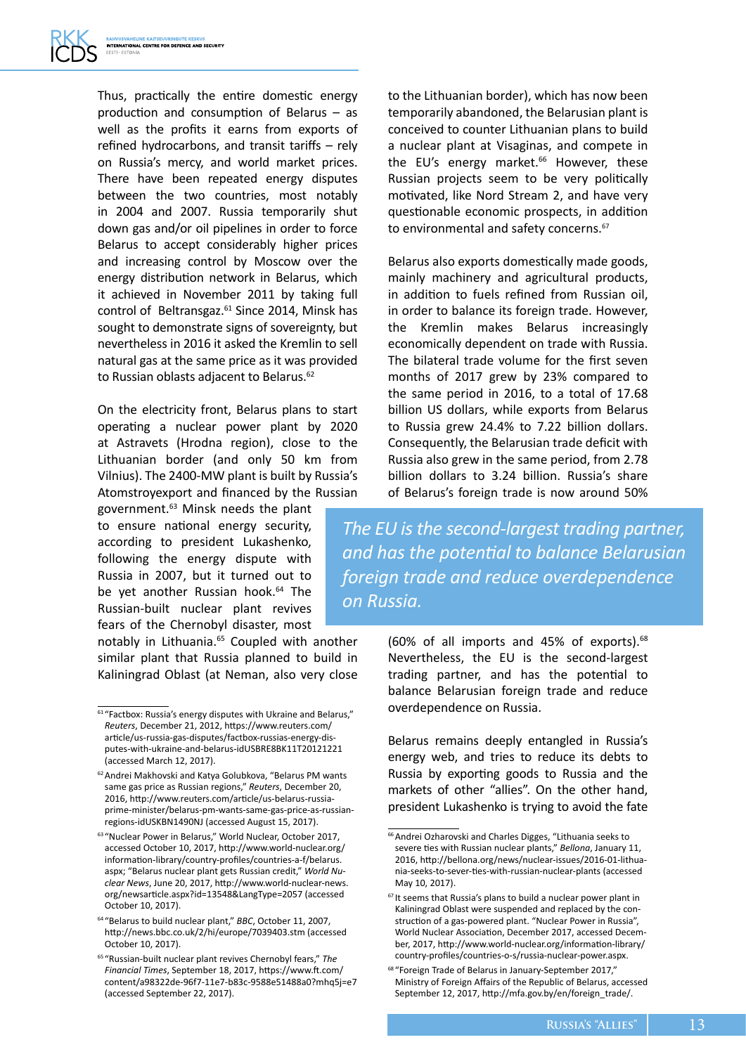Thus, practically the entire domestic energy production and consumption of Belarus – as well as the profits it earns from exports of refined hydrocarbons, and transit tariffs – rely on Russia's mercy, and world market prices. There have been repeated energy disputes between the two countries, most notably in 2004 and 2007. Russia temporarily shut down gas and/or oil pipelines in order to force Belarus to accept considerably higher prices and increasing control by Moscow over the energy distribution network in Belarus, which it achieved in November 2011 by taking full control of Beltransgaz.[61] Since 2014, Minsk has sought to demonstrate signs of sovereignty, but nevertheless in 2016 it asked the Kremlin to sell natural gas at the same price as it was provided to Russian oblasts adjacent to Belarus.[62]

On the electricity front, Belarus plans to start operating a nuclear power plant by 2020 at Astravets (Hrodna region), close to the Lithuanian border (and only 50 km from Vilnius). The 2400-MW plant is built by Russia's Atomstroyexport and financed by the Russian government.[63] Minsk needs the plant to ensure national energy security, according to president Lukashenko, following the energy dispute with Russia in 2007, but it turned out to be yet another Russian hook.[64] The Russian-built nuclear plant revives fears of the Chernobyl disaster, most notably in Lithuania.[65] Coupled with another similar plant that Russia planned to build in Kaliningrad Oblast (at Neman, also very close to the Lithuanian border), which has now been temporarily abandoned, the Belarusian plant is conceived to counter Lithuanian plans to build a nuclear plant at Visaginas, and compete in the EU's energy market.[66] However, these Russian projects seem to be very politically motivated, like Nord Stream 2, and have very questionable economic prospects, in addition to environmental and safety concerns.[67]

Belarus also exports domestically made goods, mainly machinery and agricultural products, in addition to fuels refined from Russian oil, in order to balance its foreign trade. However, the Kremlin makes Belarus increasingly economically dependent on trade with Russia. The bilateral trade volume for the first seven months of 2017 grew by 23% compared to the same period in 2016, to a total of 17.68 billion US dollars, while exports from Belarus to Russia grew 24.4% to 7.22 billion dollars. Consequently, the Belarusian trade deficit with Russia also grew in the same period, from 2.78 billion dollars to 3.24 billion. Russia's share of Belarus's foreign trade is now around 50% (60% of all imports and 45% of exports).[68] Nevertheless, the EU is the second-largest trading partner, and has the potential to balance Belarusian foreign trade and reduce overdependence on Russia.

> *The EU is the second-largest trading partner, and has the potential to balance Belarusian foreign trade and reduce overdependence on Russia.*

Belarus remains deeply entangled in Russia's energy web, and tries to reduce its debts to Russia by exporting goods to Russia and the markets of other "allies". On the other hand, president Lukashenko is trying to avoid the fate

---

[61] "Factbox: Russia's energy disputes with Ukraine and Belarus," *Reuters*, December 21, 2012, https://www.reuters.com/article/us-russia-gas-disputes/factbox-russias-energy-disputes-with-ukraine-and-belarus-idUSBRE8BK11T20121221 (accessed March 12, 2017).

[62] Andrei Makhovski and Katya Golubkova, "Belarus PM wants same gas price as Russian regions," *Reuters*, December 20, 2016, http://www.reuters.com/article/us-belarus-russia-prime-minister/belarus-pm-wants-same-gas-price-as-russian-regions-idUSKBN1490NJ (accessed August 15, 2017).

[63] "Nuclear Power in Belarus," World Nuclear, October 2017, accessed October 10, 2017, http://www.world-nuclear.org/information-library/country-profiles/countries-a-f/belarus.aspx; "Belarus nuclear plant gets Russian credit," *World Nuclear News*, June 20, 2017, http://www.world-nuclear-news.org/newsarticle.aspx?id=13548&LangType=2057 (accessed October 10, 2017).

[64] "Belarus to build nuclear plant," *BBC*, October 11, 2007, http://news.bbc.co.uk/2/hi/europe/7039403.stm (accessed October 10, 2017).

[65] "Russian-built nuclear plant revives Chernobyl fears," *The Financial Times*, September 18, 2017, https://www.ft.com/content/a98322de-96f7-11e7-b83c-9588e51488a0?mhq5j=e7 (accessed September 22, 2017).

[66] Andrei Ozharovski and Charles Digges, "Lithuania seeks to severe ties with Russian nuclear plants," *Bellona*, January 11, 2016, http://bellona.org/news/nuclear-issues/2016-01-lithuania-seeks-to-sever-ties-with-russian-nuclear-plants (accessed May 10, 2017).

[67] It seems that Russia's plans to build a nuclear power plant in Kaliningrad Oblast were suspended and replaced by the construction of a gas-powered plant. "Nuclear Power in Russia", World Nuclear Association, December 2017, accessed December, 2017, http://www.world-nuclear.org/information-library/country-profiles/countries-o-s/russia-nuclear-power.aspx.

[68] "Foreign Trade of Belarus in January-September 2017," Ministry of Foreign Affairs of the Republic of Belarus, accessed September 12, 2017, http://mfa.gov.by/en/foreign_trade/.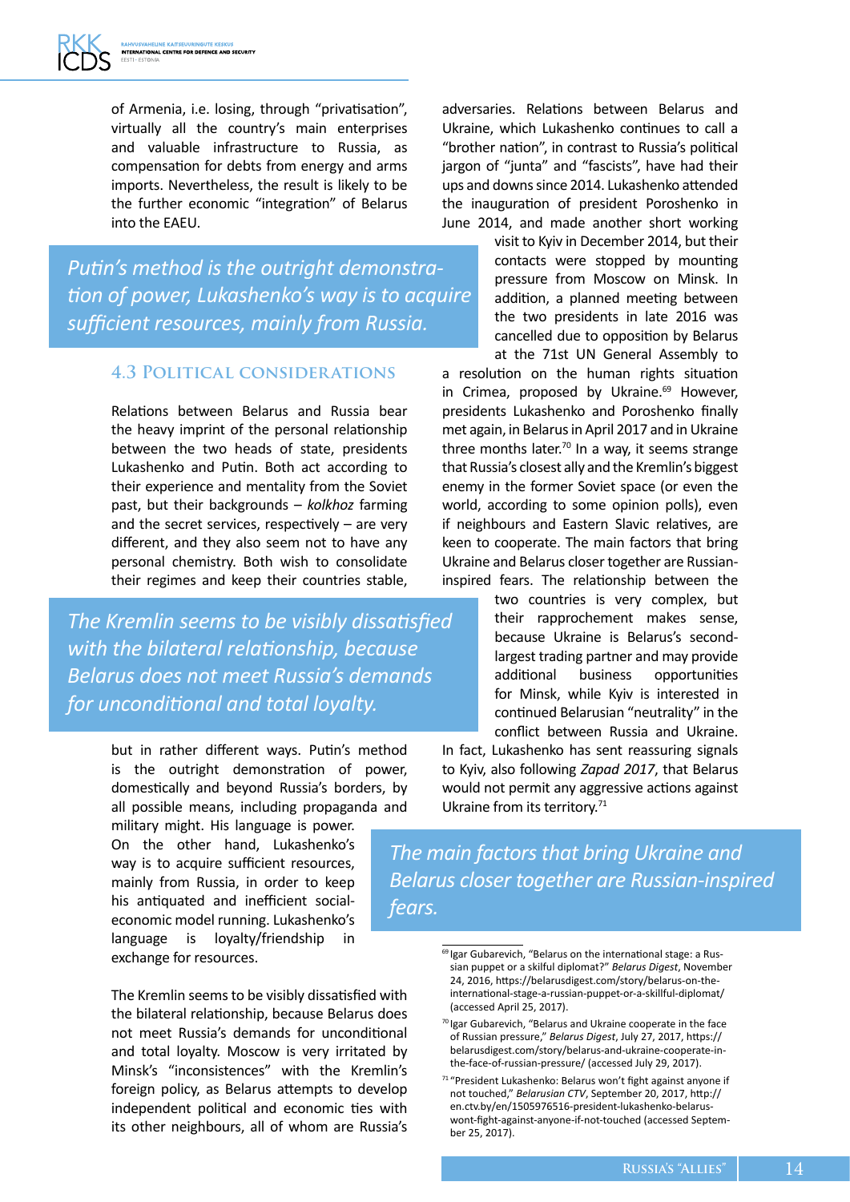of Armenia, i.e. losing, through "privatisation", virtually all the country's main enterprises and valuable infrastructure to Russia, as compensation for debts from energy and arms imports. Nevertheless, the result is likely to be the further economic "integration" of Belarus into the EAEU.

> *Putin's method is the outright demonstration of power, Lukashenko's way is to acquire sufficient resources, mainly from Russia.*

### 4.3 Political considerations

Relations between Belarus and Russia bear the heavy imprint of the personal relationship between the two heads of state, presidents Lukashenko and Putin. Both act according to their experience and mentality from the Soviet past, but their backgrounds – *kolkhoz* farming and the secret services, respectively – are very different, and they also seem not to have any personal chemistry. Both wish to consolidate their regimes and keep their countries stable, but in rather different ways. Putin's method is the outright demonstration of power, domestically and beyond Russia's borders, by all possible means, including propaganda and military might. His language is power. On the other hand, Lukashenko's way is to acquire sufficient resources, mainly from Russia, in order to keep his antiquated and inefficient social-economic model running. Lukashenko's language is loyalty/friendship in exchange for resources.

> *The Kremlin seems to be visibly dissatisfied with the bilateral relationship, because Belarus does not meet Russia's demands for unconditional and total loyalty.*

The Kremlin seems to be visibly dissatisfied with the bilateral relationship, because Belarus does not meet Russia's demands for unconditional and total loyalty. Moscow is very irritated by Minsk's "inconsistences" with the Kremlin's foreign policy, as Belarus attempts to develop independent political and economic ties with its other neighbours, all of whom are Russia's adversaries. Relations between Belarus and Ukraine, which Lukashenko continues to call a "brother nation", in contrast to Russia's political jargon of "junta" and "fascists", have had their ups and downs since 2014. Lukashenko attended the inauguration of president Poroshenko in June 2014, and made another short working visit to Kyiv in December 2014, but their contacts were stopped by mounting pressure from Moscow on Minsk. In addition, a planned meeting between the two presidents in late 2016 was cancelled due to opposition by Belarus at the 71st UN General Assembly to a resolution on the human rights situation in Crimea, proposed by Ukraine.[69] However, presidents Lukashenko and Poroshenko finally met again, in Belarus in April 2017 and in Ukraine three months later.[70] In a way, it seems strange that Russia's closest ally and the Kremlin's biggest enemy in the former Soviet space (or even the world, according to some opinion polls), even if neighbours and Eastern Slavic relatives, are keen to cooperate. The main factors that bring Ukraine and Belarus closer together are Russian-inspired fears. The relationship between the two countries is very complex, but their rapprochement makes sense, because Ukraine is Belarus's second-largest trading partner and may provide additional business opportunities for Minsk, while Kyiv is interested in continued Belarusian "neutrality" in the conflict between Russia and Ukraine. In fact, Lukashenko has sent reassuring signals to Kyiv, also following *Zapad 2017*, that Belarus would not permit any aggressive actions against Ukraine from its territory.[71]

> *The main factors that bring Ukraine and Belarus closer together are Russian-inspired fears.*

---

[69] Igar Gubarevich, "Belarus on the international stage: a Russian puppet or a skilful diplomat?" *Belarus Digest*, November 24, 2016, https://belarusdigest.com/story/belarus-on-the-international-stage-a-russian-puppet-or-a-skillful-diplomat/ (accessed April 25, 2017).

[70] Igar Gubarevich, "Belarus and Ukraine cooperate in the face of Russian pressure," *Belarus Digest*, July 27, 2017, https://belarusdigest.com/story/belarus-and-ukraine-cooperate-in-the-face-of-russian-pressure/ (accessed July 29, 2017).

[71] "President Lukashenko: Belarus won't fight against anyone if not touched," *Belarusian CTV*, September 20, 2017, http://en.ctv.by/en/1505976516-president-lukashenko-belarus-wont-fight-against-anyone-if-not-touched (accessed September 25, 2017).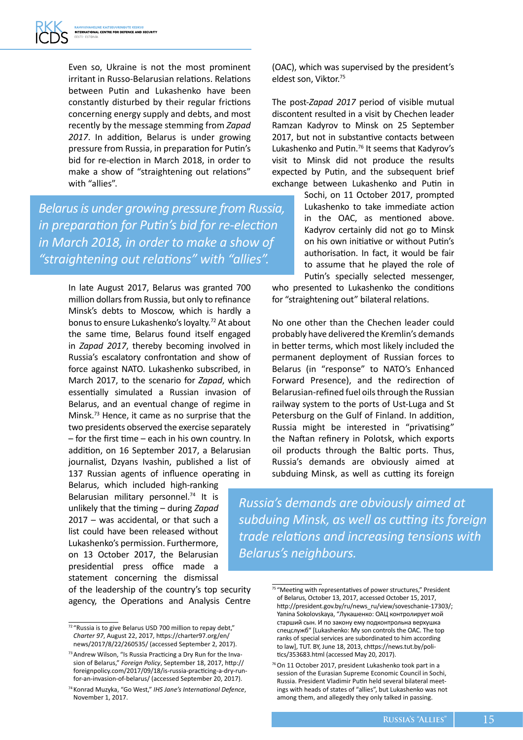Even so, Ukraine is not the most prominent irritant in Russo-Belarusian relations. Relations between Putin and Lukashenko have been constantly disturbed by their regular frictions concerning energy supply and debts, and most recently by the message stemming from *Zapad 2017*. In addition, Belarus is under growing pressure from Russia, in preparation for Putin's bid for re-election in March 2018, in order to make a show of "straightening out relations" with "allies".

*Belarus is under growing pressure from Russia, in preparation for Putin's bid for re-election in March 2018, in order to make a show of "straightening out relations" with "allies".*

In late August 2017, Belarus was granted 700 million dollars from Russia, but only to refinance Minsk's debts to Moscow, which is hardly a bonus to ensure Lukashenko's loyalty.[72] At about the same time, Belarus found itself engaged in *Zapad 2017*, thereby becoming involved in Russia's escalatory confrontation and show of force against NATO. Lukashenko subscribed, in March 2017, to the scenario for *Zapad*, which essentially simulated a Russian invasion of Belarus, and an eventual change of regime in Minsk.[73] Hence, it came as no surprise that the two presidents observed the exercise separately – for the first time – each in his own country. In addition, on 16 September 2017, a Belarusian journalist, Dzyans Ivashin, published a list of 137 Russian agents of influence operating in Belarus, which included high-ranking Belarusian military personnel.[74] It is unlikely that the timing – during *Zapad 2017* – was accidental, or that such a list could have been released without Lukashenko's permission. Furthermore, on 13 October 2017, the Belarusian presidential press office made a statement concerning the dismissal of the leadership of the country's top security agency, the Operations and Analysis Centre (OAC), which was supervised by the president's eldest son, Viktor.[75]

The post-*Zapad 2017* period of visible mutual discontent resulted in a visit by Chechen leader Ramzan Kadyrov to Minsk on 25 September 2017, but not in substantive contacts between Lukashenko and Putin.[76] It seems that Kadyrov's visit to Minsk did not produce the results expected by Putin, and the subsequent brief exchange between Lukashenko and Putin in Sochi, on 11 October 2017, prompted Lukashenko to take immediate action in the OAC, as mentioned above. Kadyrov certainly did not go to Minsk on his own initiative or without Putin's authorisation. In fact, it would be fair to assume that he played the role of Putin's specially selected messenger, who presented to Lukashenko the conditions for "straightening out" bilateral relations.

No one other than the Chechen leader could probably have delivered the Kremlin's demands in better terms, which most likely included the permanent deployment of Russian forces to Belarus (in "response" to NATO's Enhanced Forward Presence), and the redirection of Belarusian-refined fuel oils through the Russian railway system to the ports of Ust-Luga and St Petersburg on the Gulf of Finland. In addition, Russia might be interested in "privatising" the Naftan refinery in Polotsk, which exports oil products through the Baltic ports. Thus, Russia's demands are obviously aimed at subduing Minsk, as well as cutting its foreign

*Russia's demands are obviously aimed at subduing Minsk, as well as cutting its foreign trade relations and increasing tensions with Belarus's neighbours.*

---

[72] "Russia is to give Belarus USD 700 million to repay debt," *Charter 97*, August 22, 2017, https://charter97.org/en/news/2017/8/22/260535/ (accessed September 2, 2017).

[73] Andrew Wilson, "Is Russia Practicing a Dry Run for the Invasion of Belarus," *Foreign Policy*, September 18, 2017, http://foreignpolicy.com/2017/09/18/is-russia-practicing-a-dry-run-for-an-invasion-of-belarus/ (accessed September 20, 2017).

[74] Konrad Muzyka, "Go West," *IHS Jane's International Defence*, November 1, 2017.

[75] "Meeting with representatives of power structures," President of Belarus, October 13, 2017, accessed October 15, 2017, http://president.gov.by/ru/news_ru/view/soveschanie-17303/; Yanina Sokolovskaya, "Лукашенко: ОАЦ контролирует мой старший сын. И по закону ему подконтрольна верхушка спецслужб" [Lukashenko: My son controls the OAC. The top ranks of special services are subordinated to him according to law], TUT. BY, June 18, 2013, chttps://news.tut.by/politics/353683.html (accessed May 20, 2017).

[76] On 11 October 2017, president Lukashenko took part in a session of the Eurasian Supreme Economic Council in Sochi, Russia. President Vladimir Putin held several bilateral meetings with heads of states of "allies", but Lukashenko was not among them, and allegedly they only talked in passing.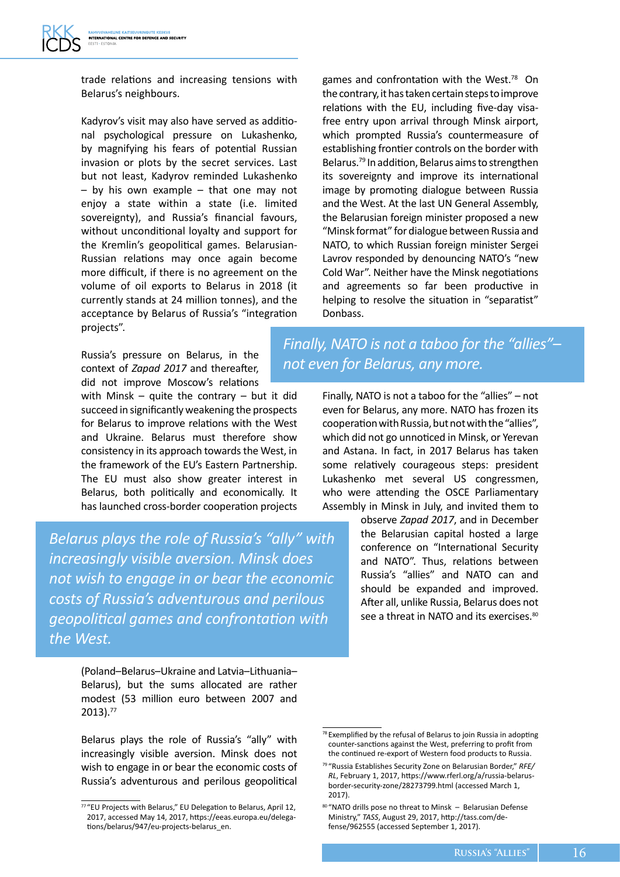trade relations and increasing tensions with Belarus's neighbours.

Kadyrov's visit may also have served as additional psychological pressure on Lukashenko, by magnifying his fears of potential Russian invasion or plots by the secret services. Last but not least, Kadyrov reminded Lukashenko – by his own example – that one may not enjoy a state within a state (i.e. limited sovereignty), and Russia's financial favours, without unconditional loyalty and support for the Kremlin's geopolitical games. Belarusian-Russian relations may once again become more difficult, if there is no agreement on the volume of oil exports to Belarus in 2018 (it currently stands at 24 million tonnes), and the acceptance by Belarus of Russia's "integration projects".

Russia's pressure on Belarus, in the context of *Zapad 2017* and thereafter, did not improve Moscow's relations with Minsk – quite the contrary – but it did succeed in significantly weakening the prospects for Belarus to improve relations with the West and Ukraine. Belarus must therefore show consistency in its approach towards the West, in the framework of the EU's Eastern Partnership. The EU must also show greater interest in Belarus, both politically and economically. It has launched cross-border cooperation projects (Poland–Belarus–Ukraine and Latvia–Lithuania–Belarus), but the sums allocated are rather modest (53 million euro between 2007 and 2013).[77]

*Belarus plays the role of Russia's "ally" with increasingly visible aversion. Minsk does not wish to engage in or bear the economic costs of Russia's adventurous and perilous geopolitical games and confrontation with the West.*

Belarus plays the role of Russia's "ally" with increasingly visible aversion. Minsk does not wish to engage in or bear the economic costs of Russia's adventurous and perilous geopolitical games and confrontation with the West.[78] On the contrary, it has taken certain steps to improve relations with the EU, including five-day visa-free entry upon arrival through Minsk airport, which prompted Russia's countermeasure of establishing frontier controls on the border with Belarus.[79] In addition, Belarus aims to strengthen its sovereignty and improve its international image by promoting dialogue between Russia and the West. At the last UN General Assembly, the Belarusian foreign minister proposed a new "Minsk format" for dialogue between Russia and NATO, to which Russian foreign minister Sergei Lavrov responded by denouncing NATO's "new Cold War". Neither have the Minsk negotiations and agreements so far been productive in helping to resolve the situation in "separatist" Donbass.

*Finally, NATO is not a taboo for the "allies"– not even for Belarus, any more.*

Finally, NATO is not a taboo for the "allies" – not even for Belarus, any more. NATO has frozen its cooperation with Russia, but not with the "allies", which did not go unnoticed in Minsk, or Yerevan and Astana. In fact, in 2017 Belarus has taken some relatively courageous steps: president Lukashenko met several US congressmen, who were attending the OSCE Parliamentary Assembly in Minsk in July, and invited them to observe *Zapad 2017*, and in December the Belarusian capital hosted a large conference on "International Security and NATO". Thus, relations between Russia's "allies" and NATO can and should be expanded and improved. After all, unlike Russia, Belarus does not see a threat in NATO and its exercises.[80]

---

[77] "EU Projects with Belarus," EU Delegation to Belarus, April 12, 2017, accessed May 14, 2017, https://eeas.europa.eu/delegations/belarus/947/eu-projects-belarus_en.

[78] Exemplified by the refusal of Belarus to join Russia in adopting counter-sanctions against the West, preferring to profit from the continued re-export of Western food products to Russia.

[79] "Russia Establishes Security Zone on Belarusian Border," *RFE/RL*, February 1, 2017, https://www.rferl.org/a/russia-belarus-border-security-zone/28273799.html (accessed March 1, 2017).

[80] "NATO drills pose no threat to Minsk – Belarusian Defense Ministry," *TASS*, August 29, 2017, http://tass.com/defense/962555 (accessed September 1, 2017).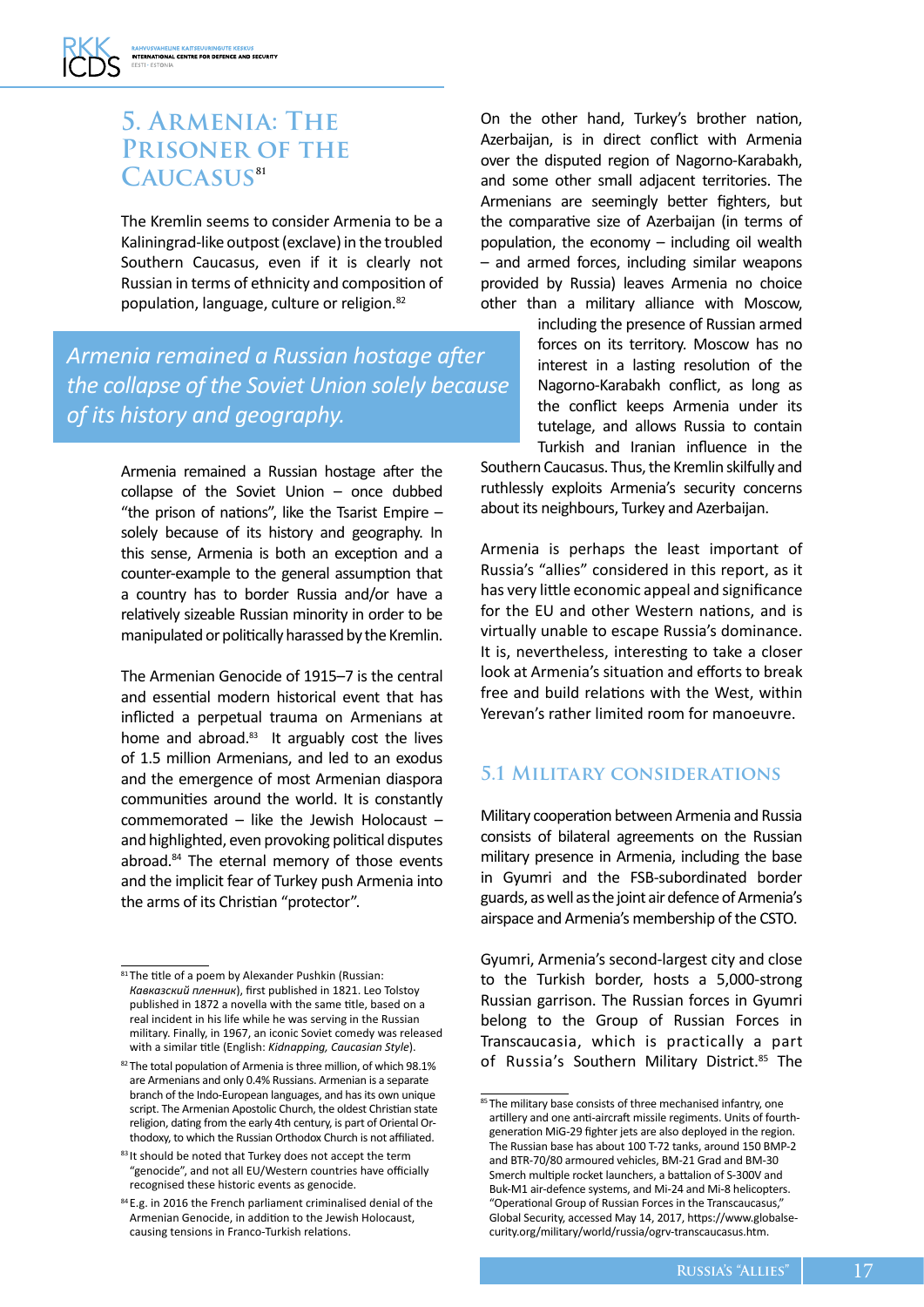## 5. Armenia: The Prisoner of the Caucasus[81]

The Kremlin seems to consider Armenia to be a Kaliningrad-like outpost (exclave) in the troubled Southern Caucasus, even if it is clearly not Russian in terms of ethnicity and composition of population, language, culture or religion.[82]

> *Armenia remained a Russian hostage after the collapse of the Soviet Union solely because of its history and geography.*

Armenia remained a Russian hostage after the collapse of the Soviet Union – once dubbed "the prison of nations", like the Tsarist Empire – solely because of its history and geography. In this sense, Armenia is both an exception and a counter-example to the general assumption that a country has to border Russia and/or have a relatively sizeable Russian minority in order to be manipulated or politically harassed by the Kremlin.

The Armenian Genocide of 1915–7 is the central and essential modern historical event that has inflicted a perpetual trauma on Armenians at home and abroad.[83] It arguably cost the lives of 1.5 million Armenians, and led to an exodus and the emergence of most Armenian diaspora communities around the world. It is constantly commemorated – like the Jewish Holocaust – and highlighted, even provoking political disputes abroad.[84] The eternal memory of those events and the implicit fear of Turkey push Armenia into the arms of its Christian "protector".

On the other hand, Turkey's brother nation, Azerbaijan, is in direct conflict with Armenia over the disputed region of Nagorno-Karabakh, and some other small adjacent territories. The Armenians are seemingly better fighters, but the comparative size of Azerbaijan (in terms of population, the economy – including oil wealth – and armed forces, including similar weapons provided by Russia) leaves Armenia no choice other than a military alliance with Moscow, including the presence of Russian armed forces on its territory. Moscow has no interest in a lasting resolution of the Nagorno-Karabakh conflict, as long as the conflict keeps Armenia under its tutelage, and allows Russia to contain Turkish and Iranian influence in the Southern Caucasus. Thus, the Kremlin skilfully and ruthlessly exploits Armenia's security concerns about its neighbours, Turkey and Azerbaijan.

Armenia is perhaps the least important of Russia's "allies" considered in this report, as it has very little economic appeal and significance for the EU and other Western nations, and is virtually unable to escape Russia's dominance. It is, nevertheless, interesting to take a closer look at Armenia's situation and efforts to break free and build relations with the West, within Yerevan's rather limited room for manoeuvre.

### 5.1 Military considerations

Military cooperation between Armenia and Russia consists of bilateral agreements on the Russian military presence in Armenia, including the base in Gyumri and the FSB-subordinated border guards, as well as the joint air defence of Armenia's airspace and Armenia's membership of the CSTO.

Gyumri, Armenia's second-largest city and close to the Turkish border, hosts a 5,000-strong Russian garrison. The Russian forces in Gyumri belong to the Group of Russian Forces in Transcaucasia, which is practically a part of Russia's Southern Military District.[85] The

---

[81] The title of a poem by Alexander Pushkin (Russian: *Кавказский пленник*), first published in 1821. Leo Tolstoy published in 1872 a novella with the same title, based on a real incident in his life while he was serving in the Russian military. Finally, in 1967, an iconic Soviet comedy was released with a similar title (English: *Kidnapping, Caucasian Style*).

[82] The total population of Armenia is three million, of which 98.1% are Armenians and only 0.4% Russians. Armenian is a separate branch of the Indo-European languages, and has its own unique script. The Armenian Apostolic Church, the oldest Christian state religion, dating from the early 4th century, is part of Oriental Orthodoxy, to which the Russian Orthodox Church is not affiliated.

[83] It should be noted that Turkey does not accept the term "genocide", and not all EU/Western countries have officially recognised these historic events as genocide.

[84] E.g. in 2016 the French parliament criminalised denial of the Armenian Genocide, in addition to the Jewish Holocaust, causing tensions in Franco-Turkish relations.

[85] The military base consists of three mechanised infantry, one artillery and one anti-aircraft missile regiments. Units of fourth-generation MiG-29 fighter jets are also deployed in the region. The Russian base has about 100 T-72 tanks, around 150 BMP-2 and BTR-70/80 armoured vehicles, BM-21 Grad and BM-30 Smerch multiple rocket launchers, a battalion of S-300V and Buk-M1 air-defence systems, and Mi-24 and Mi-8 helicopters. "Operational Group of Russian Forces in the Transcaucasus," Global Security, accessed May 14, 2017, https://www.globalsecurity.org/military/world/russia/ogrv-transcaucasus.htm.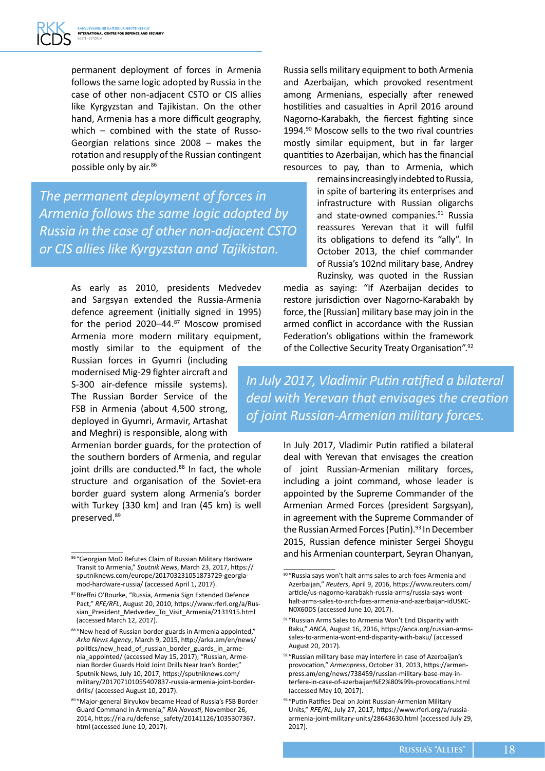permanent deployment of forces in Armenia follows the same logic adopted by Russia in the case of other non-adjacent CSTO or CIS allies like Kyrgyzstan and Tajikistan. On the other hand, Armenia has a more difficult geography, which – combined with the state of Russo-Georgian relations since 2008 – makes the rotation and resupply of the Russian contingent possible only by air.[86]

> *The permanent deployment of forces in Armenia follows the same logic adopted by Russia in the case of other non-adjacent CSTO or CIS allies like Kyrgyzstan and Tajikistan.*

As early as 2010, presidents Medvedev and Sargsyan extended the Russia-Armenia defence agreement (initially signed in 1995) for the period 2020–44.[87] Moscow promised Armenia more modern military equipment, mostly similar to the equipment of the Russian forces in Gyumri (including modernised Mig-29 fighter aircraft and S-300 air-defence missile systems). The Russian Border Service of the FSB in Armenia (about 4,500 strong, deployed in Gyumri, Armavir, Artashat and Meghri) is responsible, along with Armenian border guards, for the protection of the southern borders of Armenia, and regular joint drills are conducted.[88] In fact, the whole structure and organisation of the Soviet-era border guard system along Armenia's border with Turkey (330 km) and Iran (45 km) is well preserved.[89]

Russia sells military equipment to both Armenia and Azerbaijan, which provoked resentment among Armenians, especially after renewed hostilities and casualties in April 2016 around Nagorno-Karabakh, the fiercest fighting since 1994.[90] Moscow sells to the two rival countries mostly similar equipment, but in far larger quantities to Azerbaijan, which has the financial resources to pay, than to Armenia, which remains increasingly indebted to Russia, in spite of bartering its enterprises and infrastructure with Russian oligarchs and state-owned companies.[91] Russia reassures Yerevan that it will fulfil its obligations to defend its "ally". In October 2013, the chief commander of Russia's 102nd military base, Andrey Ruzinsky, was quoted in the Russian media as saying: "If Azerbaijan decides to restore jurisdiction over Nagorno-Karabakh by force, the [Russian] military base may join in the armed conflict in accordance with the Russian Federation's obligations within the framework of the Collective Security Treaty Organisation".[92]

> *In July 2017, Vladimir Putin ratified a bilateral deal with Yerevan that envisages the creation of joint Russian-Armenian military forces.*

In July 2017, Vladimir Putin ratified a bilateral deal with Yerevan that envisages the creation of joint Russian-Armenian military forces, including a joint command, whose leader is appointed by the Supreme Commander of the Armenian Armed Forces (president Sargsyan), in agreement with the Supreme Commander of the Russian Armed Forces (Putin).[93] In December 2015, Russian defence minister Sergei Shoygu and his Armenian counterpart, Seyran Ohanyan,

---

[86] "Georgian MoD Refutes Claim of Russian Military Hardware Transit to Armenia," *Sputnik News*, March 23, 2017, https://sputniknews.com/europe/201703231051873729-georgia-mod-hardware-russia/ (accessed April 1, 2017).

[87] Breffni O'Rourke, "Russia, Armenia Sign Extended Defence Pact," *RFE/RFL*, August 20, 2010, https://www.rferl.org/a/Russian_President_Medvedev_To_Visit_Armenia/2131915.html (accessed March 12, 2017).

[88] "New head of Russian border guards in Armenia appointed," *Arka News Agency*, March 9, 2015, http://arka.am/en/news/politics/new_head_of_russian_border_guards_in_armenia_appointed/ (accessed May 15, 2017); "Russian, Armenian Border Guards Hold Joint Drills Near Iran's Border," Sputnik News, July 10, 2017, https://sputniknews.com/military/201707101055407837-russia-armenia-joint-border-drills/ (accessed August 10, 2017).

[89] "Major-general Biryukov became Head of Russia's FSB Border Guard Command in Armenia," *RIA Novosti*, November 26, 2014, https://ria.ru/defense_safety/20141126/1035307367.html (accessed June 10, 2017).

[90] "Russia says won't halt arms sales to arch-foes Armenia and Azerbaijan," *Reuters*, April 9, 2016, https://www.reuters.com/article/us-nagorno-karabakh-russia-arms/russia-says-wont-halt-arms-sales-to-arch-foes-armenia-and-azerbaijan-idUSKCN0X60DS (accessed June 10, 2017).

[91] "Russian Arms Sales to Armenia Won't End Disparity with Baku," *ANCA*, August 16, 2016, https://anca.org/russian-arms-sales-to-armenia-wont-end-disparity-with-baku/ (accessed August 20, 2017).

[92] "Russian military base may interfere in case of Azerbaijan's provocation," *Armenpress*, October 31, 2013, https://armenpress.am/eng/news/738459/russian-military-base-may-interfere-in-case-of-azerbaijan%E2%80%99s-provocations.html (accessed May 10, 2017).

[93] "Putin Ratifies Deal on Joint Russian-Armenian Military Units," *RFE/RL*, July 27, 2017, https://www.rferl.org/a/russia-armenia-joint-military-units/28643630.html (accessed July 29, 2017).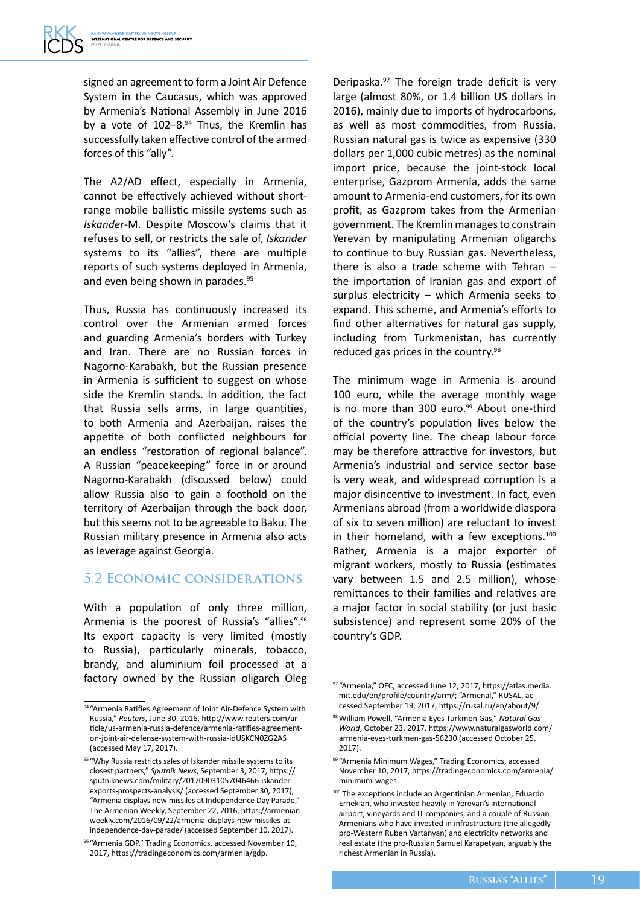signed an agreement to form a Joint Air Defence System in the Caucasus, which was approved by Armenia's National Assembly in June 2016 by a vote of 102–8.[94] Thus, the Kremlin has successfully taken effective control of the armed forces of this "ally".

The A2/AD effect, especially in Armenia, cannot be effectively achieved without short-range mobile ballistic missile systems such as *Iskander*-M. Despite Moscow's claims that it refuses to sell, or restricts the sale of, *Iskander* systems to its "allies", there are multiple reports of such systems deployed in Armenia, and even being shown in parades.[95]

Thus, Russia has continuously increased its control over the Armenian armed forces and guarding Armenia's borders with Turkey and Iran. There are no Russian forces in Nagorno-Karabakh, but the Russian presence in Armenia is sufficient to suggest on whose side the Kremlin stands. In addition, the fact that Russia sells arms, in large quantities, to both Armenia and Azerbaijan, raises the appetite of both conflicted neighbours for an endless "restoration of regional balance". A Russian "peacekeeping" force in or around Nagorno-Karabakh (discussed below) could allow Russia also to gain a foothold on the territory of Azerbaijan through the back door, but this seems not to be agreeable to Baku. The Russian military presence in Armenia also acts as leverage against Georgia.

## 5.2 Economic considerations

With a population of only three million, Armenia is the poorest of Russia's "allies".[96] Its export capacity is very limited (mostly to Russia), particularly minerals, tobacco, brandy, and aluminium foil processed at a factory owned by the Russian oligarch Oleg Deripaska.[97] The foreign trade deficit is very large (almost 80%, or 1.4 billion US dollars in 2016), mainly due to imports of hydrocarbons, as well as most commodities, from Russia. Russian natural gas is twice as expensive (330 dollars per 1,000 cubic metres) as the nominal import price, because the joint-stock local enterprise, Gazprom Armenia, adds the same amount to Armenia-end customers, for its own profit, as Gazprom takes from the Armenian government. The Kremlin manages to constrain Yerevan by manipulating Armenian oligarchs to continue to buy Russian gas. Nevertheless, there is also a trade scheme with Tehran – the importation of Iranian gas and export of surplus electricity – which Armenia seeks to expand. This scheme, and Armenia's efforts to find other alternatives for natural gas supply, including from Turkmenistan, has currently reduced gas prices in the country.[98]

The minimum wage in Armenia is around 100 euro, while the average monthly wage is no more than 300 euro.[99] About one-third of the country's population lives below the official poverty line. The cheap labour force may be therefore attractive for investors, but Armenia's industrial and service sector base is very weak, and widespread corruption is a major disincentive to investment. In fact, even Armenians abroad (from a worldwide diaspora of six to seven million) are reluctant to invest in their homeland, with a few exceptions.[100] Rather, Armenia is a major exporter of migrant workers, mostly to Russia (estimates vary between 1.5 and 2.5 million), whose remittances to their families and relatives are a major factor in social stability (or just basic subsistence) and represent some 20% of the country's GDP.

---

[94] "Armenia Ratifies Agreement of Joint Air-Defence System with Russia," *Reuters*, June 30, 2016, http://www.reuters.com/article/us-armenia-russia-defence/armenia-ratifies-agreement-on-joint-air-defense-system-with-russia-idUSKCN0ZG2AS (accessed May 17, 2017).

[95] "Why Russia restricts sales of Iskander missile systems to its closest partners," *Sputnik News*, September 3, 2017, https://sputniknews.com/military/201709031057046466-iskander-exports-prospects-analysis/ (accessed September 30, 2017); "Armenia displays new missiles at Independence Day Parade," The Armenian Weekly, September 22, 2016, https://armenianweekly.com/2016/09/22/armenia-displays-new-missiles-at-independence-day-parade/ (accessed September 10, 2017).

[96] "Armenia GDP," Trading Economics, accessed November 10, 2017, https://tradingeconomics.com/armenia/gdp.

[97] "Armenia," OEC, accessed June 12, 2017, https://atlas.media.mit.edu/en/profile/country/arm/; "Armenal," RUSAL, accessed September 19, 2017, https://rusal.ru/en/about/9/.

[98] William Powell, "Armenia Eyes Turkmen Gas," *Natural Gas World*, October 23, 2017. https://www.naturalgasworld.com/armenia-eyes-turkmen-gas-56230 (accessed October 25, 2017).

[99] "Armenia Minimum Wages," Trading Economics, accessed November 10, 2017, https://tradingeconomics.com/armenia/minimum-wages.

[100] The exceptions include an Argentinian Armenian, Eduardo Ernekian, who invested heavily in Yerevan's international airport, vineyards and IT companies, and a couple of Russian Armenians who have invested in infrastructure (the allegedly pro-Western Ruben Vartanyan) and electricity networks and real estate (the pro-Russian Samuel Karapetyan, arguably the richest Armenian in Russia).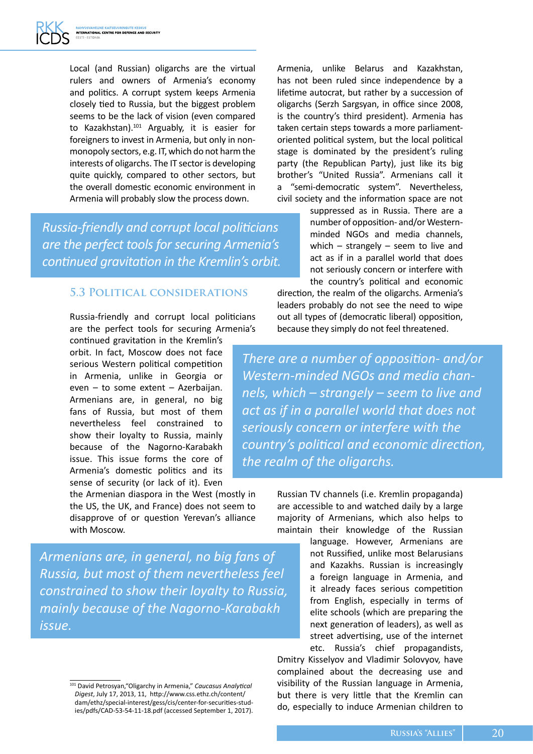Local (and Russian) oligarchs are the virtual rulers and owners of Armenia's economy and politics. A corrupt system keeps Armenia closely tied to Russia, but the biggest problem seems to be the lack of vision (even compared to Kazakhstan).[101] Arguably, it is easier for foreigners to invest in Armenia, but only in non-monopoly sectors, e.g. IT, which do not harm the interests of oligarchs. The IT sector is developing quite quickly, compared to other sectors, but the overall domestic economic environment in Armenia will probably slow the process down.

*Russia-friendly and corrupt local politicians are the perfect tools for securing Armenia's continued gravitation in the Kremlin's orbit.*

### 5.3 Political considerations

Russia-friendly and corrupt local politicians are the perfect tools for securing Armenia's continued gravitation in the Kremlin's orbit. In fact, Moscow does not face serious Western political competition in Armenia, unlike in Georgia or even – to some extent – Azerbaijan. Armenians are, in general, no big fans of Russia, but most of them nevertheless feel constrained to show their loyalty to Russia, mainly because of the Nagorno-Karabakh issue. This issue forms the core of Armenia's domestic politics and its sense of security (or lack of it). Even the Armenian diaspora in the West (mostly in the US, the UK, and France) does not seem to disapprove of or question Yerevan's alliance with Moscow.

*Armenians are, in general, no big fans of Russia, but most of them nevertheless feel constrained to show their loyalty to Russia, mainly because of the Nagorno-Karabakh issue.*

Armenia, unlike Belarus and Kazakhstan, has not been ruled since independence by a lifetime autocrat, but rather by a succession of oligarchs (Serzh Sargsyan, in office since 2008, is the country's third president). Armenia has taken certain steps towards a more parliament-oriented political system, but the local political stage is dominated by the president's ruling party (the Republican Party), just like its big brother's "United Russia". Armenians call it a "semi-democratic system". Nevertheless, civil society and the information space are not suppressed as in Russia. There are a number of opposition- and/or Western-minded NGOs and media channels, which – strangely – seem to live and act as if in a parallel world that does not seriously concern or interfere with the country's political and economic direction, the realm of the oligarchs. Armenia's leaders probably do not see the need to wipe out all types of (democratic liberal) opposition, because they simply do not feel threatened.

*There are a number of opposition- and/or Western-minded NGOs and media channels, which – strangely – seem to live and act as if in a parallel world that does not seriously concern or interfere with the country's political and economic direction, the realm of the oligarchs.*

Russian TV channels (i.e. Kremlin propaganda) are accessible to and watched daily by a large majority of Armenians, which also helps to maintain their knowledge of the Russian language. However, Armenians are not Russified, unlike most Belarusians and Kazakhs. Russian is increasingly a foreign language in Armenia, and it already faces serious competition from English, especially in terms of elite schools (which are preparing the next generation of leaders), as well as street advertising, use of the internet etc. Russia's chief propagandists, Dmitry Kisselyov and Vladimir Solovyov, have complained about the decreasing use and visibility of the Russian language in Armenia, but there is very little that the Kremlin can do, especially to induce Armenian children to

---

[101] David Petrosyan, "Oligarchy in Armenia," *Caucasus Analytical Digest*, July 17, 2013, 11, http://www.css.ethz.ch/content/dam/ethz/special-interest/gess/cis/center-for-securities-studies/pdfs/CAD-53-54-11-18.pdf (accessed September 1, 2017).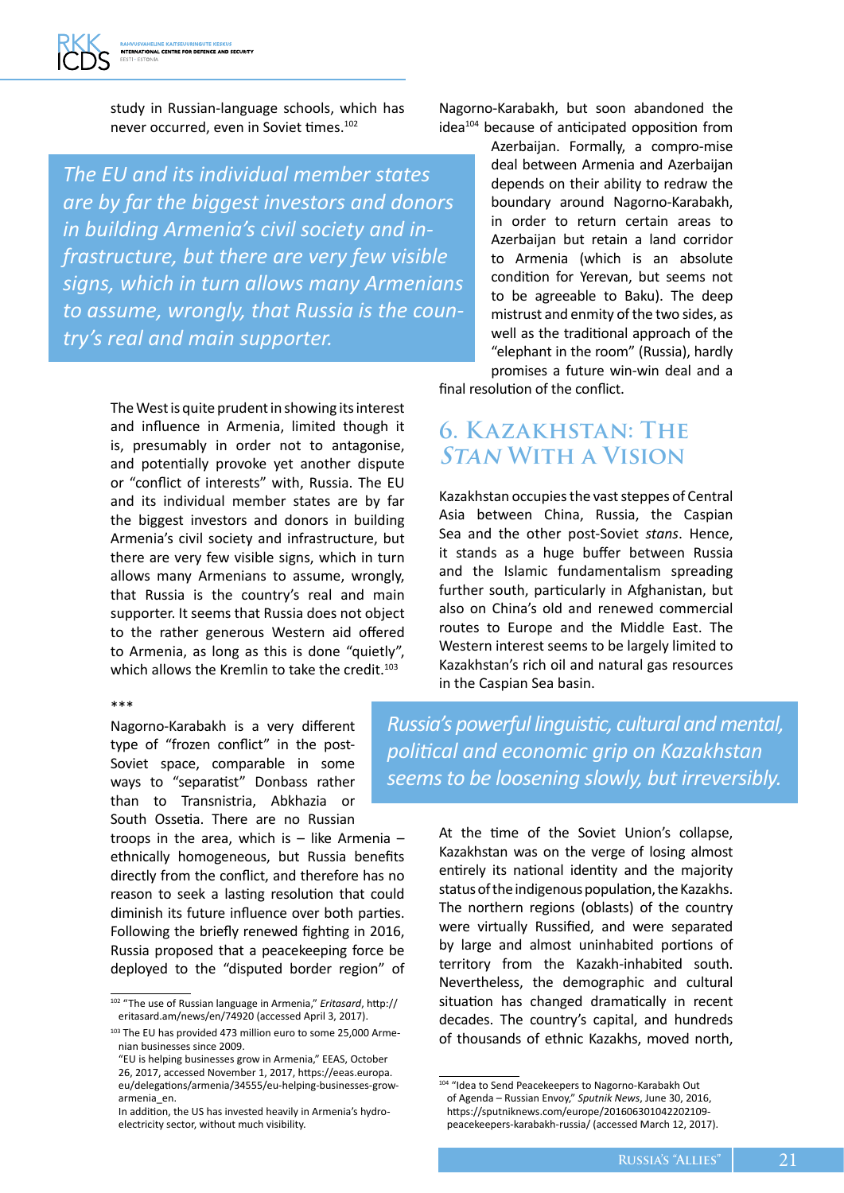study in Russian-language schools, which has never occurred, even in Soviet times.[102]

*The EU and its individual member states are by far the biggest investors and donors in building Armenia's civil society and infrastructure, but there are very few visible signs, which in turn allows many Armenians to assume, wrongly, that Russia is the country's real and main supporter.*

The West is quite prudent in showing its interest and influence in Armenia, limited though it is, presumably in order not to antagonise, and potentially provoke yet another dispute or "conflict of interests" with, Russia. The EU and its individual member states are by far the biggest investors and donors in building Armenia's civil society and infrastructure, but there are very few visible signs, which in turn allows many Armenians to assume, wrongly, that Russia is the country's real and main supporter. It seems that Russia does not object to the rather generous Western aid offered to Armenia, as long as this is done "quietly", which allows the Kremlin to take the credit.[103]

\*\*\*

Nagorno-Karabakh is a very different type of "frozen conflict" in the post-Soviet space, comparable in some ways to "separatist" Donbass rather than to Transnistria, Abkhazia or South Ossetia. There are no Russian troops in the area, which is – like Armenia – ethnically homogeneous, but Russia benefits directly from the conflict, and therefore has no reason to seek a lasting resolution that could diminish its future influence over both parties. Following the briefly renewed fighting in 2016, Russia proposed that a peacekeeping force be deployed to the "disputed border region" of Nagorno-Karabakh, but soon abandoned the idea[104] because of anticipated opposition from Azerbaijan. Formally, a compro-mise deal between Armenia and Azerbaijan depends on their ability to redraw the boundary around Nagorno-Karabakh, in order to return certain areas to Azerbaijan but retain a land corridor to Armenia (which is an absolute condition for Yerevan, but seems not to be agreeable to Baku). The deep mistrust and enmity of the two sides, as well as the traditional approach of the "elephant in the room" (Russia), hardly promises a future win-win deal and a final resolution of the conflict.

## 6. Kazakhstan: The *Stan* With a Vision

Kazakhstan occupies the vast steppes of Central Asia between China, Russia, the Caspian Sea and the other post-Soviet *stans*. Hence, it stands as a huge buffer between Russia and the Islamic fundamentalism spreading further south, particularly in Afghanistan, but also on China's old and renewed commercial routes to Europe and the Middle East. The Western interest seems to be largely limited to Kazakhstan's rich oil and natural gas resources in the Caspian Sea basin.

*Russia's powerful linguistic, cultural and mental, political and economic grip on Kazakhstan seems to be loosening slowly, but irreversibly.*

At the time of the Soviet Union's collapse, Kazakhstan was on the verge of losing almost entirely its national identity and the majority status of the indigenous population, the Kazakhs. The northern regions (oblasts) of the country were virtually Russified, and were separated by large and almost uninhabited portions of territory from the Kazakh-inhabited south. Nevertheless, the demographic and cultural situation has changed dramatically in recent decades. The country's capital, and hundreds of thousands of ethnic Kazakhs, moved north,

---

[102] "The use of Russian language in Armenia," *Eritasard*, http://eritasard.am/news/en/74920 (accessed April 3, 2017).

[103] The EU has provided 473 million euro to some 25,000 Armenian businesses since 2009.
"EU is helping businesses grow in Armenia," EEAS, October 26, 2017, accessed November 1, 2017, https://eeas.europa.eu/delegations/armenia/34555/eu-helping-businesses-grow-armenia_en.
In addition, the US has invested heavily in Armenia's hydro-electricity sector, without much visibility.

[104] "Idea to Send Peacekeepers to Nagorno-Karabakh Out of Agenda – Russian Envoy," *Sputnik News*, June 30, 2016, https://sputniknews.com/europe/201606301042202109-peacekeepers-karabakh-russia/ (accessed March 12, 2017).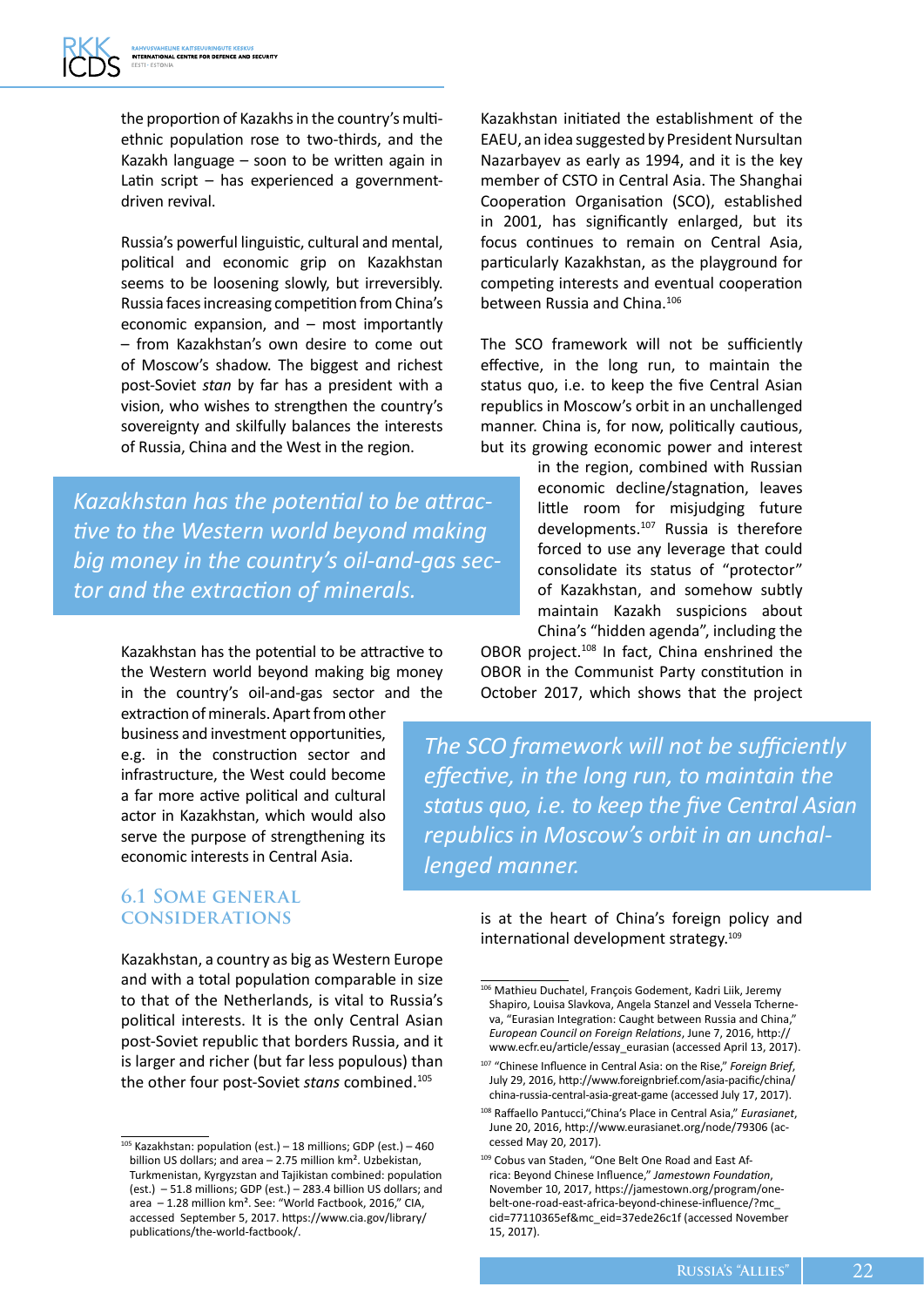the proportion of Kazakhs in the country's multi-ethnic population rose to two-thirds, and the Kazakh language – soon to be written again in Latin script – has experienced a government-driven revival.

Russia's powerful linguistic, cultural and mental, political and economic grip on Kazakhstan seems to be loosening slowly, but irreversibly. Russia faces increasing competition from China's economic expansion, and – most importantly – from Kazakhstan's own desire to come out of Moscow's shadow. The biggest and richest post-Soviet *stan* by far has a president with a vision, who wishes to strengthen the country's sovereignty and skilfully balances the interests of Russia, China and the West in the region.

*Kazakhstan has the potential to be attractive to the Western world beyond making big money in the country's oil-and-gas sector and the extraction of minerals.*

Kazakhstan has the potential to be attractive to the Western world beyond making big money in the country's oil-and-gas sector and the extraction of minerals. Apart from other business and investment opportunities, e.g. in the construction sector and infrastructure, the West could become a far more active political and cultural actor in Kazakhstan, which would also serve the purpose of strengthening its economic interests in Central Asia.

## 6.1 Some general considerations

Kazakhstan, a country as big as Western Europe and with a total population comparable in size to that of the Netherlands, is vital to Russia's political interests. It is the only Central Asian post-Soviet republic that borders Russia, and it is larger and richer (but far less populous) than the other four post-Soviet *stans* combined.[105]

Kazakhstan initiated the establishment of the EAEU, an idea suggested by President Nursultan Nazarbayev as early as 1994, and it is the key member of CSTO in Central Asia. The Shanghai Cooperation Organisation (SCO), established in 2001, has significantly enlarged, but its focus continues to remain on Central Asia, particularly Kazakhstan, as the playground for competing interests and eventual cooperation between Russia and China.[106]

The SCO framework will not be sufficiently effective, in the long run, to maintain the status quo, i.e. to keep the five Central Asian republics in Moscow's orbit in an unchallenged manner. China is, for now, politically cautious, but its growing economic power and interest in the region, combined with Russian economic decline/stagnation, leaves little room for misjudging future developments.[107] Russia is therefore forced to use any leverage that could consolidate its status of "protector" of Kazakhstan, and somehow subtly maintain Kazakh suspicions about China's "hidden agenda", including the OBOR project.[108] In fact, China enshrined the OBOR in the Communist Party constitution in October 2017, which shows that the project is at the heart of China's foreign policy and international development strategy.[109]

*The SCO framework will not be sufficiently effective, in the long run, to maintain the status quo, i.e. to keep the five Central Asian republics in Moscow's orbit in an unchallenged manner.*

---

[105] Kazakhstan: population (est.) – 18 millions; GDP (est.) – 460 billion US dollars; and area – 2.75 million km². Uzbekistan, Turkmenistan, Kyrgyzstan and Tajikistan combined: population (est.) – 51.8 millions; GDP (est.) – 283.4 billion US dollars; and area – 1.28 million km². See: "World Factbook, 2016," CIA, accessed September 5, 2017. https://www.cia.gov/library/publications/the-world-factbook/.

[106] Mathieu Duchatel, François Godement, Kadri Liik, Jeremy Shapiro, Louisa Slavkova, Angela Stanzel and Vessela Tcherneva, "Eurasian Integration: Caught between Russia and China," *European Council on Foreign Relations*, June 7, 2016, http://www.ecfr.eu/article/essay_eurasian (accessed April 13, 2017).

[107] "Chinese Influence in Central Asia: on the Rise," *Foreign Brief*, July 29, 2016, http://www.foreignbrief.com/asia-pacific/china/china-russia-central-asia-great-game (accessed July 17, 2017).

[108] Raffaello Pantucci,"China's Place in Central Asia," *Eurasianet*, June 20, 2016, http://www.eurasianet.org/node/79306 (accessed May 20, 2017).

[109] Cobus van Staden, "One Belt One Road and East Africa: Beyond Chinese Influence," *Jamestown Foundation*, November 10, 2017, https://jamestown.org/program/one-belt-one-road-east-africa-beyond-chinese-influence/?mc_cid=77110365ef&mc_eid=37ede26c1f (accessed November 15, 2017).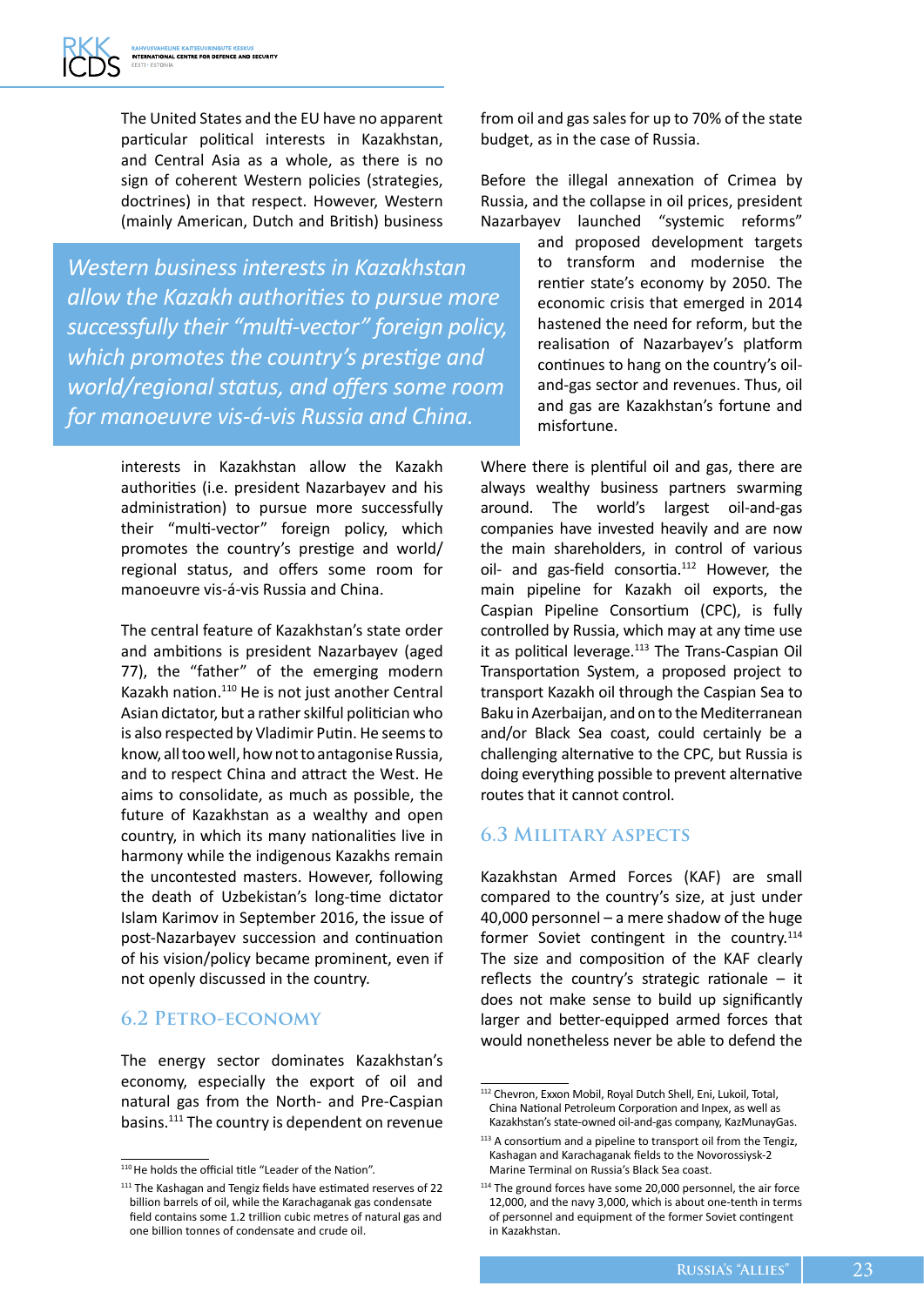The United States and the EU have no apparent particular political interests in Kazakhstan, and Central Asia as a whole, as there is no sign of coherent Western policies (strategies, doctrines) in that respect. However, Western (mainly American, Dutch and British) business interests in Kazakhstan allow the Kazakh authorities (i.e. president Nazarbayev and his administration) to pursue more successfully their "multi-vector" foreign policy, which promotes the country's prestige and world/ regional status, and offers some room for manoeuvre vis-á-vis Russia and China.

*Western business interests in Kazakhstan allow the Kazakh authorities to pursue more successfully their "multi-vector" foreign policy, which promotes the country's prestige and world/regional status, and offers some room for manoeuvre vis-á-vis Russia and China.*

The central feature of Kazakhstan's state order and ambitions is president Nazarbayev (aged 77), the "father" of the emerging modern Kazakh nation.[110] He is not just another Central Asian dictator, but a rather skilful politician who is also respected by Vladimir Putin. He seems to know, all too well, how not to antagonise Russia, and to respect China and attract the West. He aims to consolidate, as much as possible, the future of Kazakhstan as a wealthy and open country, in which its many nationalities live in harmony while the indigenous Kazakhs remain the uncontested masters. However, following the death of Uzbekistan's long-time dictator Islam Karimov in September 2016, the issue of post-Nazarbayev succession and continuation of his vision/policy became prominent, even if not openly discussed in the country.

## 6.2 Petro-economy

The energy sector dominates Kazakhstan's economy, especially the export of oil and natural gas from the North- and Pre-Caspian basins.[111] The country is dependent on revenue from oil and gas sales for up to 70% of the state budget, as in the case of Russia.

Before the illegal annexation of Crimea by Russia, and the collapse in oil prices, president Nazarbayev launched "systemic reforms" and proposed development targets to transform and modernise the rentier state's economy by 2050. The economic crisis that emerged in 2014 hastened the need for reform, but the realisation of Nazarbayev's platform continues to hang on the country's oil-and-gas sector and revenues. Thus, oil and gas are Kazakhstan's fortune and misfortune.

Where there is plentiful oil and gas, there are always wealthy business partners swarming around. The world's largest oil-and-gas companies have invested heavily and are now the main shareholders, in control of various oil- and gas-field consortia.[112] However, the main pipeline for Kazakh oil exports, the Caspian Pipeline Consortium (CPC), is fully controlled by Russia, which may at any time use it as political leverage.[113] The Trans-Caspian Oil Transportation System, a proposed project to transport Kazakh oil through the Caspian Sea to Baku in Azerbaijan, and on to the Mediterranean and/or Black Sea coast, could certainly be a challenging alternative to the CPC, but Russia is doing everything possible to prevent alternative routes that it cannot control.

## 6.3 Military aspects

Kazakhstan Armed Forces (KAF) are small compared to the country's size, at just under 40,000 personnel – a mere shadow of the huge former Soviet contingent in the country.[114] The size and composition of the KAF clearly reflects the country's strategic rationale – it does not make sense to build up significantly larger and better-equipped armed forces that would nonetheless never be able to defend the

---

[110] He holds the official title "Leader of the Nation".

[111] The Kashagan and Tengiz fields have estimated reserves of 22 billion barrels of oil, while the Karachaganak gas condensate field contains some 1.2 trillion cubic metres of natural gas and one billion tonnes of condensate and crude oil.

[112] Chevron, Exxon Mobil, Royal Dutch Shell, Eni, Lukoil, Total, China National Petroleum Corporation and Inpex, as well as Kazakhstan's state-owned oil-and-gas company, KazMunayGas.

[113] A consortium and a pipeline to transport oil from the Tengiz, Kashagan and Karachaganak fields to the Novorossiysk-2 Marine Terminal on Russia's Black Sea coast.

[114] The ground forces have some 20,000 personnel, the air force 12,000, and the navy 3,000, which is about one-tenth in terms of personnel and equipment of the former Soviet contingent in Kazakhstan.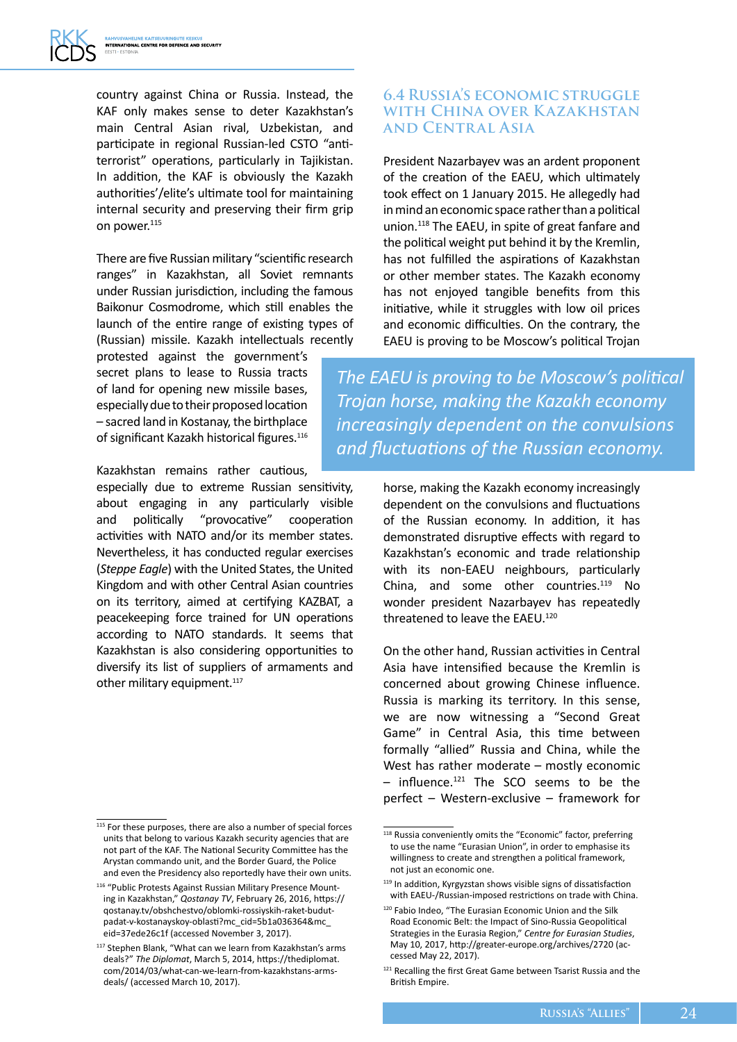country against China or Russia. Instead, the KAF only makes sense to deter Kazakhstan's main Central Asian rival, Uzbekistan, and participate in regional Russian-led CSTO "anti-terrorist" operations, particularly in Tajikistan. In addition, the KAF is obviously the Kazakh authorities'/elite's ultimate tool for maintaining internal security and preserving their firm grip on power.[115]

There are five Russian military "scientific research ranges" in Kazakhstan, all Soviet remnants under Russian jurisdiction, including the famous Baikonur Cosmodrome, which still enables the launch of the entire range of existing types of (Russian) missile. Kazakh intellectuals recently protested against the government's secret plans to lease to Russia tracts of land for opening new missile bases, especially due to their proposed location – sacred land in Kostanay, the birthplace of significant Kazakh historical figures.[116]

Kazakhstan remains rather cautious, especially due to extreme Russian sensitivity, about engaging in any particularly visible and politically "provocative" cooperation activities with NATO and/or its member states. Nevertheless, it has conducted regular exercises (*Steppe Eagle*) with the United States, the United Kingdom and with other Central Asian countries on its territory, aimed at certifying KAZBAT, a peacekeeping force trained for UN operations according to NATO standards. It seems that Kazakhstan is also considering opportunities to diversify its list of suppliers of armaments and other military equipment.[117]

### 6.4 Russia's economic struggle with China over Kazakhstan and Central Asia

President Nazarbayev was an ardent proponent of the creation of the EAEU, which ultimately took effect on 1 January 2015. He allegedly had in mind an economic space rather than a political union.[118] The EAEU, in spite of great fanfare and the political weight put behind it by the Kremlin, has not fulfilled the aspirations of Kazakhstan or other member states. The Kazakh economy has not enjoyed tangible benefits from this initiative, while it struggles with low oil prices and economic difficulties. On the contrary, the EAEU is proving to be Moscow's political Trojan horse, making the Kazakh economy increasingly dependent on the convulsions and fluctuations of the Russian economy. In addition, it has demonstrated disruptive effects with regard to Kazakhstan's economic and trade relationship with its non-EAEU neighbours, particularly China, and some other countries.[119] No wonder president Nazarbayev has repeatedly threatened to leave the EAEU.[120]

*The EAEU is proving to be Moscow's political Trojan horse, making the Kazakh economy increasingly dependent on the convulsions and fluctuations of the Russian economy.*

On the other hand, Russian activities in Central Asia have intensified because the Kremlin is concerned about growing Chinese influence. Russia is marking its territory. In this sense, we are now witnessing a "Second Great Game" in Central Asia, this time between formally "allied" Russia and China, while the West has rather moderate – mostly economic – influence.[121] The SCO seems to be the perfect – Western-exclusive – framework for

---

[115] For these purposes, there are also a number of special forces units that belong to various Kazakh security agencies that are not part of the KAF. The National Security Committee has the Arystan commando unit, and the Border Guard, the Police and even the Presidency also reportedly have their own units.

[116] "Public Protests Against Russian Military Presence Mounting in Kazakhstan," *Qostanay TV*, February 26, 2016, https://qostanay.tv/obshchestvo/oblomki-rossiyskih-raket-budut-padat-v-kostanayskoy-oblasti?mc_cid=5b1a036364&mc_eid=37ede26c1f (accessed November 3, 2017).

[117] Stephen Blank, "What can we learn from Kazakhstan's arms deals?" *The Diplomat*, March 5, 2014, https://thediplomat.com/2014/03/what-can-we-learn-from-kazakhstans-arms-deals/ (accessed March 10, 2017).

[118] Russia conveniently omits the "Economic" factor, preferring to use the name "Eurasian Union", in order to emphasise its willingness to create and strengthen a political framework, not just an economic one.

[119] In addition, Kyrgyzstan shows visible signs of dissatisfaction with EAEU-/Russian-imposed restrictions on trade with China.

[120] Fabio Indeo, "The Eurasian Economic Union and the Silk Road Economic Belt: the Impact of Sino-Russia Geopolitical Strategies in the Eurasia Region," *Centre for Eurasian Studies*, May 10, 2017, http://greater-europe.org/archives/2720 (accessed May 22, 2017).

[121] Recalling the first Great Game between Tsarist Russia and the British Empire.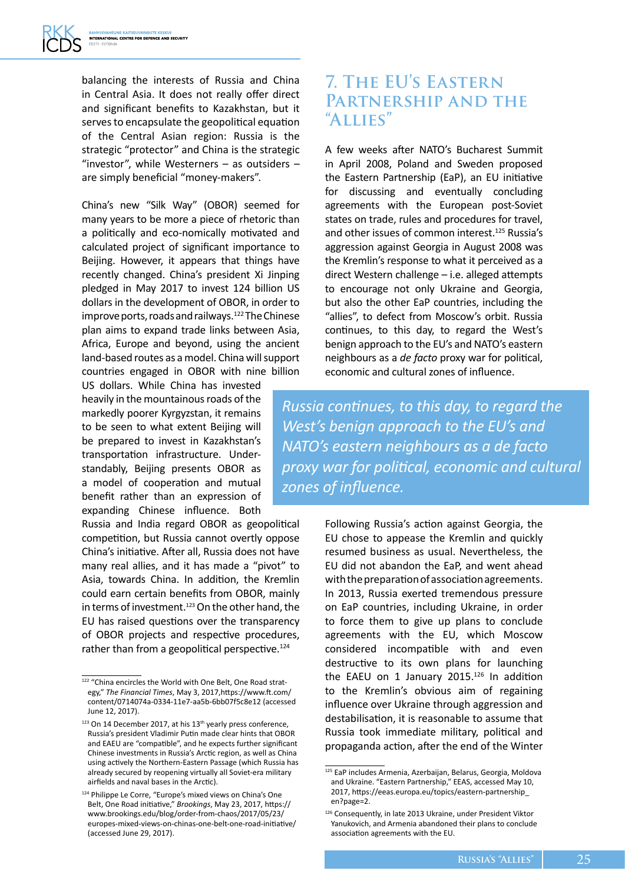balancing the interests of Russia and China in Central Asia. It does not really offer direct and significant benefits to Kazakhstan, but it serves to encapsulate the geopolitical equation of the Central Asian region: Russia is the strategic "protector" and China is the strategic "investor", while Westerners – as outsiders – are simply beneficial "money-makers".

China's new "Silk Way" (OBOR) seemed for many years to be more a piece of rhetoric than a politically and eco-nomically motivated and calculated project of significant importance to Beijing. However, it appears that things have recently changed. China's president Xi Jinping pledged in May 2017 to invest 124 billion US dollars in the development of OBOR, in order to improve ports, roads and railways.[122] The Chinese plan aims to expand trade links between Asia, Africa, Europe and beyond, using the ancient land-based routes as a model. China will support countries engaged in OBOR with nine billion US dollars. While China has invested heavily in the mountainous roads of the markedly poorer Kyrgyzstan, it remains to be seen to what extent Beijing will be prepared to invest in Kazakhstan's transportation infrastructure. Understandably, Beijing presents OBOR as a model of cooperation and mutual benefit rather than an expression of expanding Chinese influence. Both Russia and India regard OBOR as geopolitical competition, but Russia cannot overtly oppose China's initiative. After all, Russia does not have many real allies, and it has made a "pivot" to Asia, towards China. In addition, the Kremlin could earn certain benefits from OBOR, mainly in terms of investment.[123] On the other hand, the EU has raised questions over the transparency of OBOR projects and respective procedures, rather than from a geopolitical perspective.[124]

# 7. The EU's Eastern Partnership and the "Allies"

A few weeks after NATO's Bucharest Summit in April 2008, Poland and Sweden proposed the Eastern Partnership (EaP), an EU initiative for discussing and eventually concluding agreements with the European post-Soviet states on trade, rules and procedures for travel, and other issues of common interest.[125] Russia's aggression against Georgia in August 2008 was the Kremlin's response to what it perceived as a direct Western challenge – i.e. alleged attempts to encourage not only Ukraine and Georgia, but also the other EaP countries, including the "allies", to defect from Moscow's orbit. Russia continues, to this day, to regard the West's benign approach to the EU's and NATO's eastern neighbours as a *de facto* proxy war for political, economic and cultural zones of influence.

> *Russia continues, to this day, to regard the West's benign approach to the EU's and NATO's eastern neighbours as a de facto proxy war for political, economic and cultural zones of influence.*

Following Russia's action against Georgia, the EU chose to appease the Kremlin and quickly resumed business as usual. Nevertheless, the EU did not abandon the EaP, and went ahead with the preparation of association agreements. In 2013, Russia exerted tremendous pressure on EaP countries, including Ukraine, in order to force them to give up plans to conclude agreements with the EU, which Moscow considered incompatible with and even destructive to its own plans for launching the EAEU on 1 January 2015.[126] In addition to the Kremlin's obvious aim of regaining influence over Ukraine through aggression and destabilisation, it is reasonable to assume that Russia took immediate military, political and propaganda action, after the end of the Winter

---

[122] "China encircles the World with One Belt, One Road strategy," *The Financial Times*, May 3, 2017,https://www.ft.com/content/0714074a-0334-11e7-aa5b-6bb07f5c8e12 (accessed June 12, 2017).

[123] On 14 December 2017, at his 13th yearly press conference, Russia's president Vladimir Putin made clear hints that OBOR and EAEU are "compatible", and he expects further significant Chinese investments in Russia's Arctic region, as well as China using actively the Northern-Eastern Passage (which Russia has already secured by reopening virtually all Soviet-era military airfields and naval bases in the Arctic).

[124] Philippe Le Corre, "Europe's mixed views on China's One Belt, One Road initiative," *Brookings*, May 23, 2017, https://www.brookings.edu/blog/order-from-chaos/2017/05/23/europes-mixed-views-on-chinas-one-belt-one-road-initiative/ (accessed June 29, 2017).

[125] EaP includes Armenia, Azerbaijan, Belarus, Georgia, Moldova and Ukraine. "Eastern Partnership," EEAS, accessed May 10, 2017, https://eeas.europa.eu/topics/eastern-partnership_en?page=2.

[126] Consequently, in late 2013 Ukraine, under President Viktor Yanukovich, and Armenia abandoned their plans to conclude association agreements with the EU.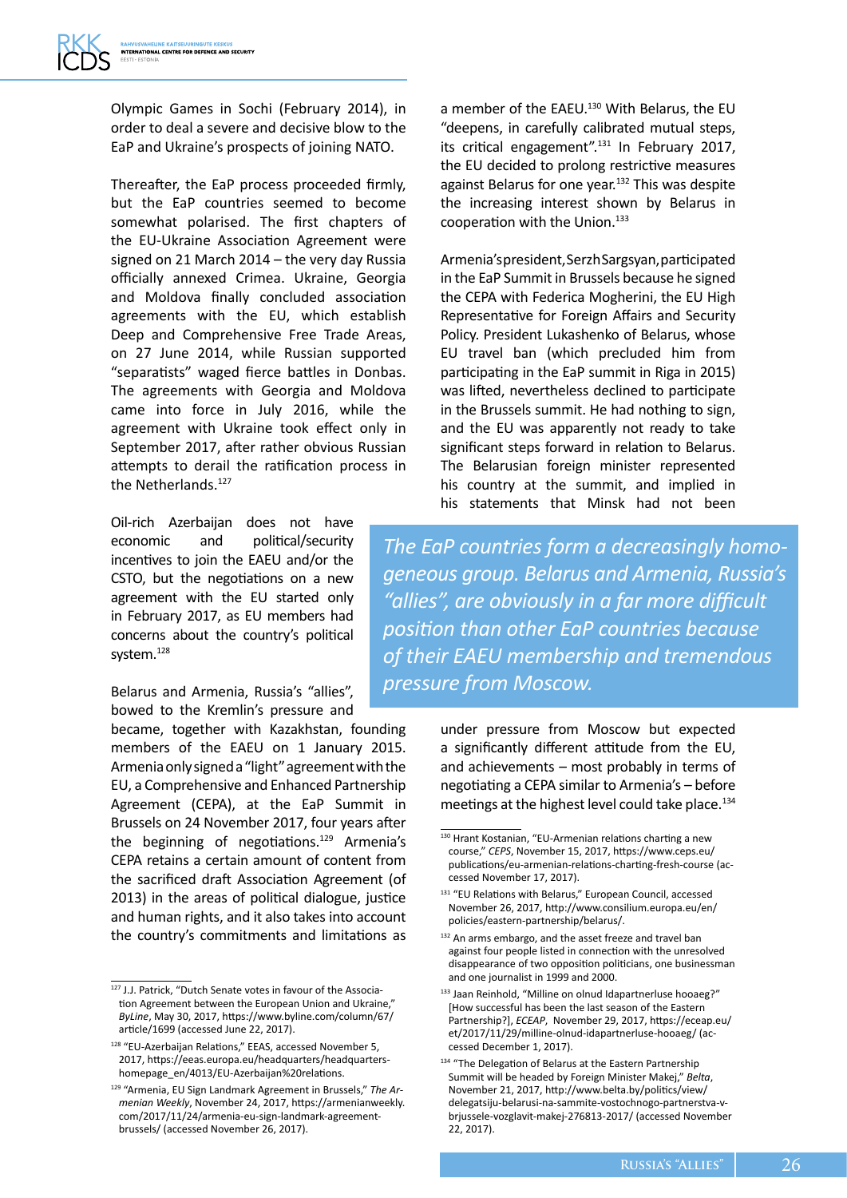Olympic Games in Sochi (February 2014), in order to deal a severe and decisive blow to the EaP and Ukraine's prospects of joining NATO.

Thereafter, the EaP process proceeded firmly, but the EaP countries seemed to become somewhat polarised. The first chapters of the EU-Ukraine Association Agreement were signed on 21 March 2014 – the very day Russia officially annexed Crimea. Ukraine, Georgia and Moldova finally concluded association agreements with the EU, which establish Deep and Comprehensive Free Trade Areas, on 27 June 2014, while Russian supported "separatists" waged fierce battles in Donbas. The agreements with Georgia and Moldova came into force in July 2016, while the agreement with Ukraine took effect only in September 2017, after rather obvious Russian attempts to derail the ratification process in the Netherlands.[127]

Oil-rich Azerbaijan does not have economic and political/security incentives to join the EAEU and/or the CSTO, but the negotiations on a new agreement with the EU started only in February 2017, as EU members had concerns about the country's political system.[128]

Belarus and Armenia, Russia's "allies", bowed to the Kremlin's pressure and became, together with Kazakhstan, founding members of the EAEU on 1 January 2015. Armenia only signed a "light" agreement with the EU, a Comprehensive and Enhanced Partnership Agreement (CEPA), at the EaP Summit in Brussels on 24 November 2017, four years after the beginning of negotiations.[129] Armenia's CEPA retains a certain amount of content from the sacrificed draft Association Agreement (of 2013) in the areas of political dialogue, justice and human rights, and it also takes into account the country's commitments and limitations as a member of the EAEU.[130] With Belarus, the EU "deepens, in carefully calibrated mutual steps, its critical engagement".[131] In February 2017, the EU decided to prolong restrictive measures against Belarus for one year.[132] This was despite the increasing interest shown by Belarus in cooperation with the Union.[133]

Armenia's president, Serzh Sargsyan, participated in the EaP Summit in Brussels because he signed the CEPA with Federica Mogherini, the EU High Representative for Foreign Affairs and Security Policy. President Lukashenko of Belarus, whose EU travel ban (which precluded him from participating in the EaP summit in Riga in 2015) was lifted, nevertheless declined to participate in the Brussels summit. He had nothing to sign, and the EU was apparently not ready to take significant steps forward in relation to Belarus. The Belarusian foreign minister represented his country at the summit, and implied in his statements that Minsk had not been under pressure from Moscow but expected a significantly different attitude from the EU, and achievements – most probably in terms of negotiating a CEPA similar to Armenia's – before meetings at the highest level could take place.[134]

> *The EaP countries form a decreasingly homogeneous group. Belarus and Armenia, Russia's "allies", are obviously in a far more difficult position than other EaP countries because of their EAEU membership and tremendous pressure from Moscow.*

---

[127] J.J. Patrick, "Dutch Senate votes in favour of the Association Agreement between the European Union and Ukraine," *ByLine*, May 30, 2017, https://www.byline.com/column/67/article/1699 (accessed June 22, 2017).

[128] "EU-Azerbaijan Relations," EEAS, accessed November 5, 2017, https://eeas.europa.eu/headquarters/headquarters-homepage_en/4013/EU-Azerbaijan%20relations.

[129] "Armenia, EU Sign Landmark Agreement in Brussels," *The Armenian Weekly*, November 24, 2017, https://armenianweekly.com/2017/11/24/armenia-eu-sign-landmark-agreement-brussels/ (accessed November 26, 2017).

[130] Hrant Kostanian, "EU-Armenian relations charting a new course," *CEPS*, November 15, 2017, https://www.ceps.eu/publications/eu-armenian-relations-charting-fresh-course (accessed November 17, 2017).

[131] "EU Relations with Belarus," European Council, accessed November 26, 2017, http://www.consilium.europa.eu/en/policies/eastern-partnership/belarus/.

[132] An arms embargo, and the asset freeze and travel ban against four people listed in connection with the unresolved disappearance of two opposition politicians, one businessman and one journalist in 1999 and 2000.

[133] Jaan Reinhold, "Milline on olnud Idapartnerluse hooaeg?" [How successful has been the last season of the Eastern Partnership?], *ECEAP*, November 29, 2017, https://eceap.eu/et/2017/11/29/milline-olnud-idapartnerluse-hooaeg/ (accessed December 1, 2017).

[134] "The Delegation of Belarus at the Eastern Partnership Summit will be headed by Foreign Minister Makej," *Belta*, November 21, 2017, http://www.belta.by/politics/view/delegatsiju-belarusi-na-sammite-vostochnogo-partnerstva-v-brjussele-vozglavit-makej-276813-2017/ (accessed November 22, 2017).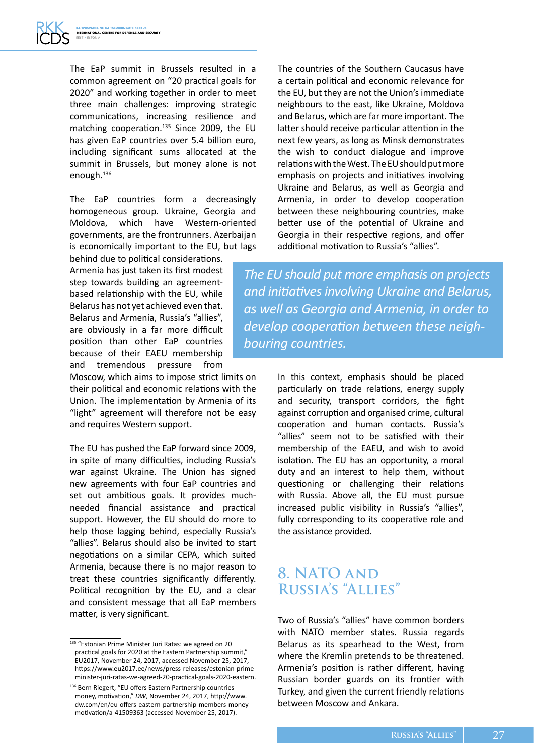The EaP summit in Brussels resulted in a common agreement on "20 practical goals for 2020" and working together in order to meet three main challenges: improving strategic communications, increasing resilience and matching cooperation.[135] Since 2009, the EU has given EaP countries over 5.4 billion euro, including significant sums allocated at the summit in Brussels, but money alone is not enough.[136]

The EaP countries form a decreasingly homogeneous group. Ukraine, Georgia and Moldova, which have Western-oriented governments, are the frontrunners. Azerbaijan is economically important to the EU, but lags behind due to political considerations. Armenia has just taken its first modest step towards building an agreement-based relationship with the EU, while Belarus has not yet achieved even that. Belarus and Armenia, Russia's "allies", are obviously in a far more difficult position than other EaP countries because of their EAEU membership and tremendous pressure from Moscow, which aims to impose strict limits on their political and economic relations with the Union. The implementation by Armenia of its "light" agreement will therefore not be easy and requires Western support.

The EU has pushed the EaP forward since 2009, in spite of many difficulties, including Russia's war against Ukraine. The Union has signed new agreements with four EaP countries and set out ambitious goals. It provides much-needed financial assistance and practical support. However, the EU should do more to help those lagging behind, especially Russia's "allies". Belarus should also be invited to start negotiations on a similar CEPA, which suited Armenia, because there is no major reason to treat these countries significantly differently. Political recognition by the EU, and a clear and consistent message that all EaP members matter, is very significant.

The countries of the Southern Caucasus have a certain political and economic relevance for the EU, but they are not the Union's immediate neighbours to the east, like Ukraine, Moldova and Belarus, which are far more important. The latter should receive particular attention in the next few years, as long as Minsk demonstrates the wish to conduct dialogue and improve relations with the West. The EU should put more emphasis on projects and initiatives involving Ukraine and Belarus, as well as Georgia and Armenia, in order to develop cooperation between these neighbouring countries, make better use of the potential of Ukraine and Georgia in their respective regions, and offer additional motivation to Russia's "allies".

> *The EU should put more emphasis on projects and initiatives involving Ukraine and Belarus, as well as Georgia and Armenia, in order to develop cooperation between these neighbouring countries.*

In this context, emphasis should be placed particularly on trade relations, energy supply and security, transport corridors, the fight against corruption and organised crime, cultural cooperation and human contacts. Russia's "allies" seem not to be satisfied with their membership of the EAEU, and wish to avoid isolation. The EU has an opportunity, a moral duty and an interest to help them, without questioning or challenging their relations with Russia. Above all, the EU must pursue increased public visibility in Russia's "allies", fully corresponding to its cooperative role and the assistance provided.

## 8. NATO and Russia's "Allies"

Two of Russia's "allies" have common borders with NATO member states. Russia regards Belarus as its spearhead to the West, from where the Kremlin pretends to be threatened. Armenia's position is rather different, having Russian border guards on its frontier with Turkey, and given the current friendly relations between Moscow and Ankara.

---

[135] "Estonian Prime Minister Jüri Ratas: we agreed on 20 practical goals for 2020 at the Eastern Partnership summit," EU2017, November 24, 2017, accessed November 25, 2017, https://www.eu2017.ee/news/press-releases/estonian-prime-minister-juri-ratas-we-agreed-20-practical-goals-2020-eastern.

[136] Bern Riegert, "EU offers Eastern Partnership countries money, motivation," *DW*, November 24, 2017, http://www.dw.com/en/eu-offers-eastern-partnership-members-money-motivation/a-41509363 (accessed November 25, 2017).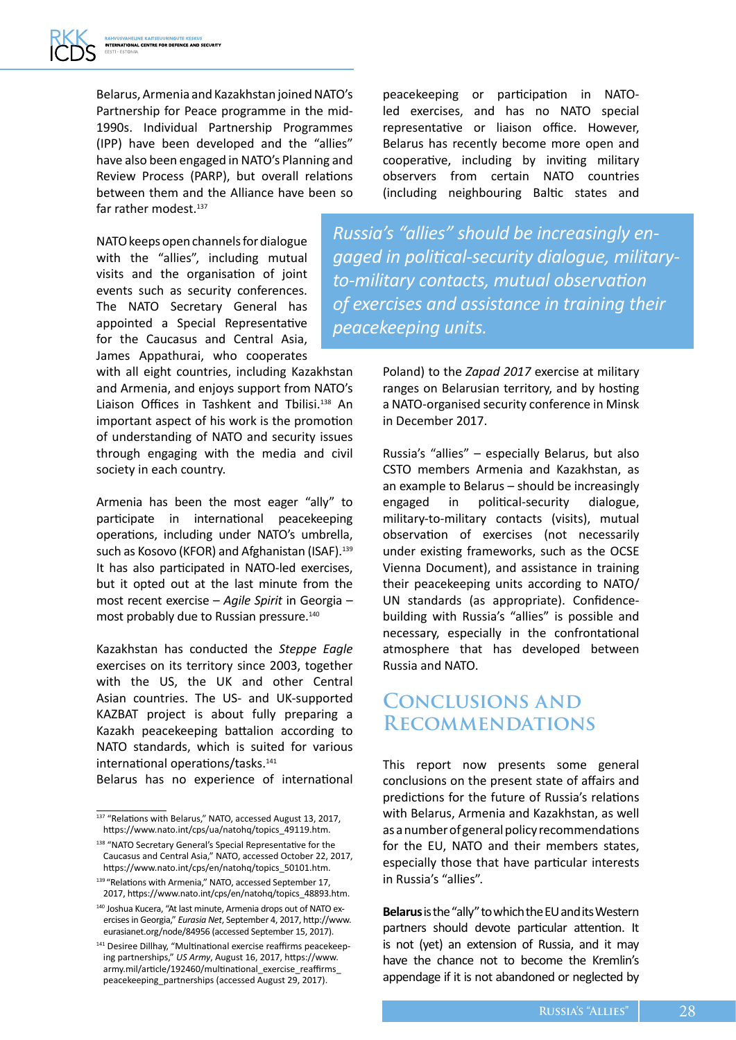Belarus, Armenia and Kazakhstan joined NATO's Partnership for Peace programme in the mid-1990s. Individual Partnership Programmes (IPP) have been developed and the "allies" have also been engaged in NATO's Planning and Review Process (PARP), but overall relations between them and the Alliance have been so far rather modest.[137]

NATO keeps open channels for dialogue with the "allies", including mutual visits and the organisation of joint events such as security conferences. The NATO Secretary General has appointed a Special Representative for the Caucasus and Central Asia, James Appathurai, who cooperates with all eight countries, including Kazakhstan and Armenia, and enjoys support from NATO's Liaison Offices in Tashkent and Tbilisi.[138] An important aspect of his work is the promotion of understanding of NATO and security issues through engaging with the media and civil society in each country.

Armenia has been the most eager "ally" to participate in international peacekeeping operations, including under NATO's umbrella, such as Kosovo (KFOR) and Afghanistan (ISAF).[139] It has also participated in NATO-led exercises, but it opted out at the last minute from the most recent exercise – *Agile Spirit* in Georgia – most probably due to Russian pressure.[140]

Kazakhstan has conducted the *Steppe Eagle* exercises on its territory since 2003, together with the US, the UK and other Central Asian countries. The US- and UK-supported KAZBAT project is about fully preparing a Kazakh peacekeeping battalion according to NATO standards, which is suited for various international operations/tasks.[141]
Belarus has no experience of international peacekeeping or participation in NATO-led exercises, and has no NATO special representative or liaison office. However, Belarus has recently become more open and cooperative, including by inviting military observers from certain NATO countries (including neighbouring Baltic states and Poland) to the *Zapad 2017* exercise at military ranges on Belarusian territory, and by hosting a NATO-organised security conference in Minsk in December 2017.

> *Russia's "allies" should be increasingly engaged in political-security dialogue, military-to-military contacts, mutual observation of exercises and assistance in training their peacekeeping units.*

Russia's "allies" – especially Belarus, but also CSTO members Armenia and Kazakhstan, as an example to Belarus – should be increasingly engaged in political-security dialogue, military-to-military contacts (visits), mutual observation of exercises (not necessarily under existing frameworks, such as the OCSE Vienna Document), and assistance in training their peacekeeping units according to NATO/UN standards (as appropriate). Confidence-building with Russia's "allies" is possible and necessary, especially in the confrontational atmosphere that has developed between Russia and NATO.

## Conclusions and Recommendations

This report now presents some general conclusions on the present state of affairs and predictions for the future of Russia's relations with Belarus, Armenia and Kazakhstan, as well as a number of general policy recommendations for the EU, NATO and their members states, especially those that have particular interests in Russia's "allies".

**Belarus** is the "ally" to which the EU and its Western partners should devote particular attention. It is not (yet) an extension of Russia, and it may have the chance not to become the Kremlin's appendage if it is not abandoned or neglected by

---

[137] "Relations with Belarus," NATO, accessed August 13, 2017, https://www.nato.int/cps/ua/natohq/topics_49119.htm.

[138] "NATO Secretary General's Special Representative for the Caucasus and Central Asia," NATO, accessed October 22, 2017, https://www.nato.int/cps/en/natohq/topics_50101.htm.

[139] "Relations with Armenia," NATO, accessed September 17, 2017, https://www.nato.int/cps/en/natohq/topics_48893.htm.

[140] Joshua Kucera, "At last minute, Armenia drops out of NATO exercises in Georgia," *Eurasia Net*, September 4, 2017, http://www.eurasianet.org/node/84956 (accessed September 15, 2017).

[141] Desiree Dillhay, "Multinational exercise reaffirms peacekeeping partnerships," *US Army*, August 16, 2017, https://www.army.mil/article/192460/multinational_exercise_reaffirms_peacekeeping_partnerships (accessed August 29, 2017).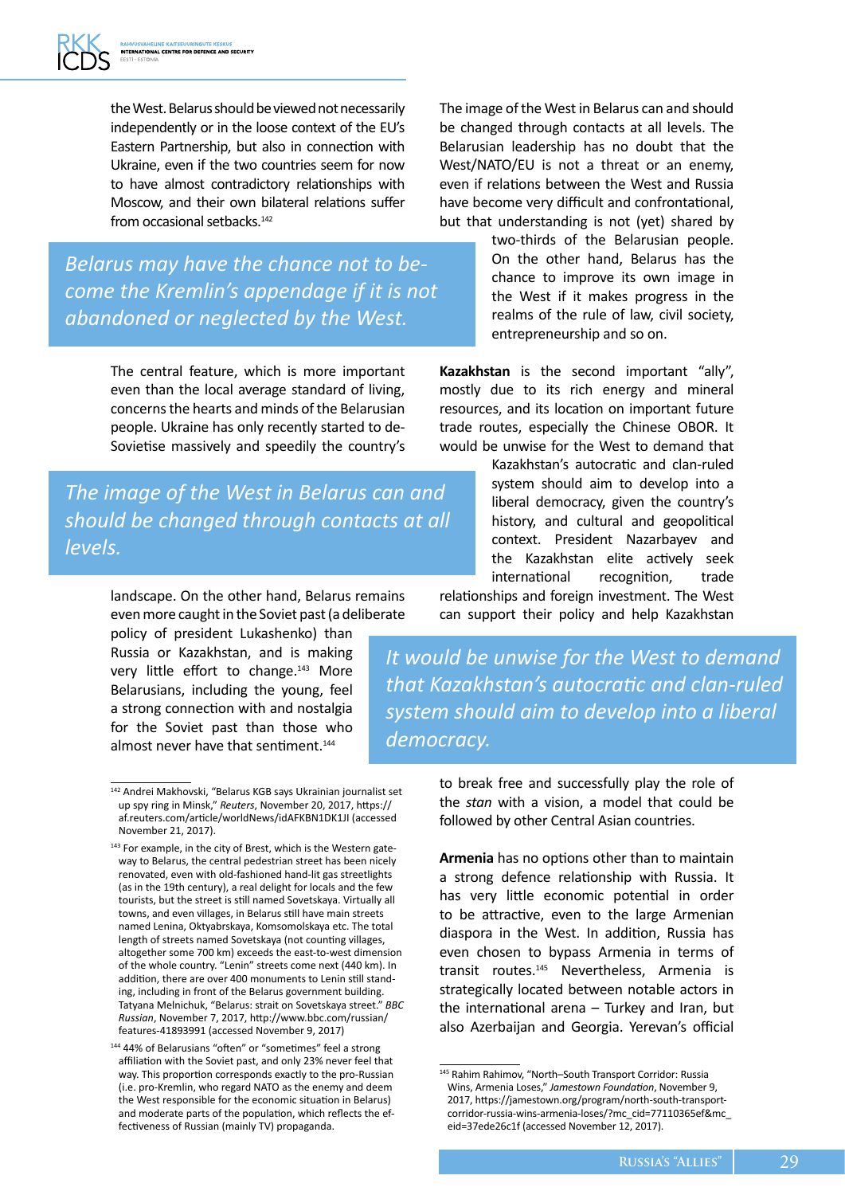the West. Belarus should be viewed not necessarily independently or in the loose context of the EU's Eastern Partnership, but also in connection with Ukraine, even if the two countries seem for now to have almost contradictory relationships with Moscow, and their own bilateral relations suffer from occasional setbacks.[142]

> *Belarus may have the chance not to become the Kremlin's appendage if it is not abandoned or neglected by the West.*

The central feature, which is more important even than the local average standard of living, concerns the hearts and minds of the Belarusian people. Ukraine has only recently started to de-Sovietise massively and speedily the country's landscape. On the other hand, Belarus remains even more caught in the Soviet past (a deliberate policy of president Lukashenko) than Russia or Kazakhstan, and is making very little effort to change.[143] More Belarusians, including the young, feel a strong connection with and nostalgia for the Soviet past than those who almost never have that sentiment.[144]

> *The image of the West in Belarus can and should be changed through contacts at all levels.*

The image of the West in Belarus can and should be changed through contacts at all levels. The Belarusian leadership has no doubt that the West/NATO/EU is not a threat or an enemy, even if relations between the West and Russia have become very difficult and confrontational, but that understanding is not (yet) shared by two-thirds of the Belarusian people. On the other hand, Belarus has the chance to improve its own image in the West if it makes progress in the realms of the rule of law, civil society, entrepreneurship and so on.

**Kazakhstan** is the second important "ally", mostly due to its rich energy and mineral resources, and its location on important future trade routes, especially the Chinese OBOR. It would be unwise for the West to demand that Kazakhstan's autocratic and clan-ruled system should aim to develop into a liberal democracy, given the country's history, and cultural and geopolitical context. President Nazarbayev and the Kazakhstan elite actively seek international recognition, trade relationships and foreign investment. The West can support their policy and help Kazakhstan to break free and successfully play the role of the *stan* with a vision, a model that could be followed by other Central Asian countries.

> *It would be unwise for the West to demand that Kazakhstan's autocratic and clan-ruled system should aim to develop into a liberal democracy.*

**Armenia** has no options other than to maintain a strong defence relationship with Russia. It has very little economic potential in order to be attractive, even to the large Armenian diaspora in the West. In addition, Russia has even chosen to bypass Armenia in terms of transit routes.[145] Nevertheless, Armenia is strategically located between notable actors in the international arena – Turkey and Iran, but also Azerbaijan and Georgia. Yerevan's official

---

[142] Andrei Makhovski, "Belarus KGB says Ukrainian journalist set up spy ring in Minsk," *Reuters*, November 20, 2017, https://af.reuters.com/article/worldNews/idAFKBN1DK1JI (accessed November 21, 2017).

[143] For example, in the city of Brest, which is the Western gateway to Belarus, the central pedestrian street has been nicely renovated, even with old-fashioned hand-lit gas streetlights (as in the 19th century), a real delight for locals and the few tourists, but the street is still named Sovetskaya. Virtually all towns, and even villages, in Belarus still have main streets named Lenina, Oktyabrskaya, Komsomolskaya etc. The total length of streets named Sovetskaya (not counting villages, altogether some 700 km) exceeds the east-to-west dimension of the whole country. "Lenin" streets come next (440 km). In addition, there are over 400 monuments to Lenin still standing, including in front of the Belarus government building. Tatyana Melnichuk, "Belarus: strait on Sovetskaya street." *BBC Russian*, November 7, 2017, http://www.bbc.com/russian/features-41893991 (accessed November 9, 2017)

[144] 44% of Belarusians "often" or "sometimes" feel a strong affiliation with the Soviet past, and only 23% never feel that way. This proportion corresponds exactly to the pro-Russian (i.e. pro-Kremlin, who regard NATO as the enemy and deem the West responsible for the economic situation in Belarus) and moderate parts of the population, which reflects the effectiveness of Russian (mainly TV) propaganda.

[145] Rahim Rahimov, "North–South Transport Corridor: Russia Wins, Armenia Loses," *Jamestown Foundation*, November 9, 2017, https://jamestown.org/program/north-south-transport-corridor-russia-wins-armenia-loses/?mc_cid=77110365ef&mc_eid=37ede26c1f (accessed November 12, 2017).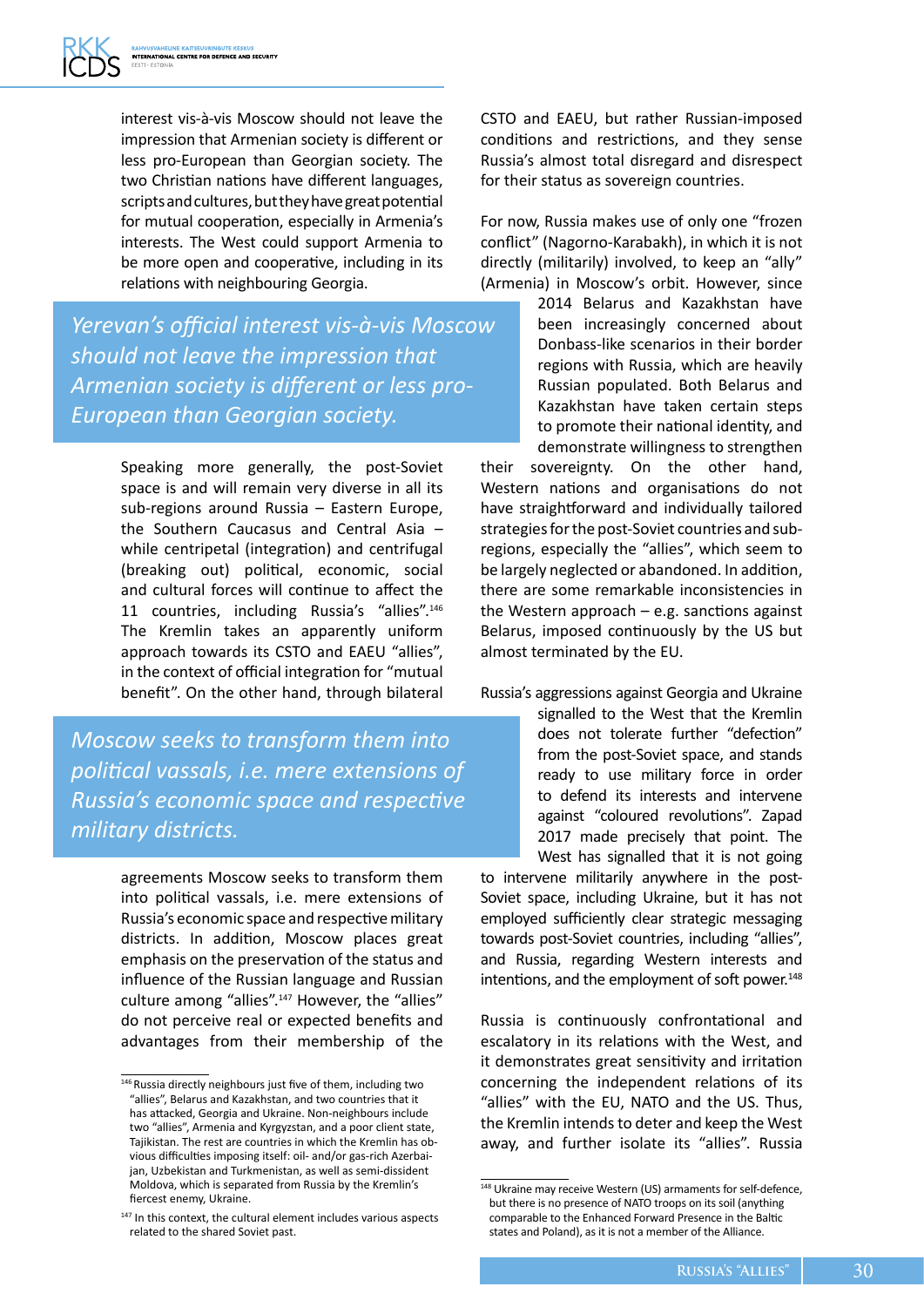interest vis-à-vis Moscow should not leave the impression that Armenian society is different or less pro-European than Georgian society. The two Christian nations have different languages, scripts and cultures, but they have great potential for mutual cooperation, especially in Armenia's interests. The West could support Armenia to be more open and cooperative, including in its relations with neighbouring Georgia.

*Yerevan's official interest vis-à-vis Moscow should not leave the impression that Armenian society is different or less pro-European than Georgian society.*

Speaking more generally, the post-Soviet space is and will remain very diverse in all its sub-regions around Russia – Eastern Europe, the Southern Caucasus and Central Asia – while centripetal (integration) and centrifugal (breaking out) political, economic, social and cultural forces will continue to affect the 11 countries, including Russia's "allies".[146] The Kremlin takes an apparently uniform approach towards its CSTO and EAEU "allies", in the context of official integration for "mutual benefit". On the other hand, through bilateral agreements Moscow seeks to transform them into political vassals, i.e. mere extensions of Russia's economic space and respective military districts. In addition, Moscow places great emphasis on the preservation of the status and influence of the Russian language and Russian culture among "allies".[147] However, the "allies" do not perceive real or expected benefits and advantages from their membership of the CSTO and EAEU, but rather Russian-imposed conditions and restrictions, and they sense Russia's almost total disregard and disrespect for their status as sovereign countries.

*Moscow seeks to transform them into political vassals, i.e. mere extensions of Russia's economic space and respective military districts.*

For now, Russia makes use of only one "frozen conflict" (Nagorno-Karabakh), in which it is not directly (militarily) involved, to keep an "ally" (Armenia) in Moscow's orbit. However, since 2014 Belarus and Kazakhstan have been increasingly concerned about Donbass-like scenarios in their border regions with Russia, which are heavily Russian populated. Both Belarus and Kazakhstan have taken certain steps to promote their national identity, and demonstrate willingness to strengthen their sovereignty. On the other hand, Western nations and organisations do not have straightforward and individually tailored strategies for the post-Soviet countries and sub-regions, especially the "allies", which seem to be largely neglected or abandoned. In addition, there are some remarkable inconsistencies in the Western approach – e.g. sanctions against Belarus, imposed continuously by the US but almost terminated by the EU.

Russia's aggressions against Georgia and Ukraine signalled to the West that the Kremlin does not tolerate further "defection" from the post-Soviet space, and stands ready to use military force in order to defend its interests and intervene against "coloured revolutions". Zapad 2017 made precisely that point. The West has signalled that it is not going to intervene militarily anywhere in the post-Soviet space, including Ukraine, but it has not employed sufficiently clear strategic messaging towards post-Soviet countries, including "allies", and Russia, regarding Western interests and intentions, and the employment of soft power.[148]

Russia is continuously confrontational and escalatory in its relations with the West, and it demonstrates great sensitivity and irritation concerning the independent relations of its "allies" with the EU, NATO and the US. Thus, the Kremlin intends to deter and keep the West away, and further isolate its "allies". Russia

---

[146] Russia directly neighbours just five of them, including two "allies", Belarus and Kazakhstan, and two countries that it has attacked, Georgia and Ukraine. Non-neighbours include two "allies", Armenia and Kyrgyzstan, and a poor client state, Tajikistan. The rest are countries in which the Kremlin has obvious difficulties imposing itself: oil- and/or gas-rich Azerbaijan, Uzbekistan and Turkmenistan, as well as semi-dissident Moldova, which is separated from Russia by the Kremlin's fiercest enemy, Ukraine.

[147] In this context, the cultural element includes various aspects related to the shared Soviet past.

[148] Ukraine may receive Western (US) armaments for self-defence, but there is no presence of NATO troops on its soil (anything comparable to the Enhanced Forward Presence in the Baltic states and Poland), as it is not a member of the Alliance.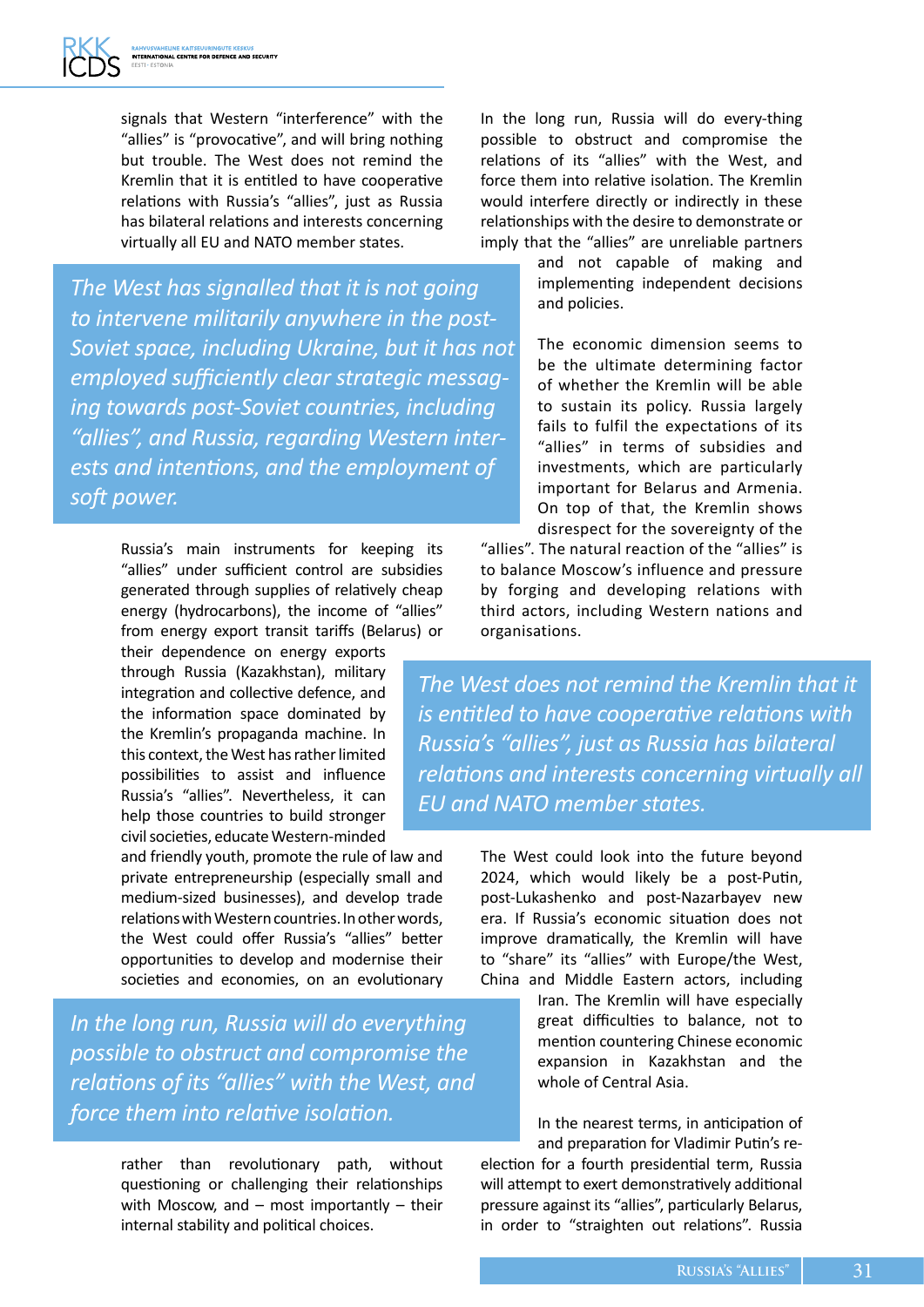signals that Western “interference” with the “allies” is “provocative”, and will bring nothing but trouble. The West does not remind the Kremlin that it is entitled to have cooperative relations with Russia’s “allies”, just as Russia has bilateral relations and interests concerning virtually all EU and NATO member states.

*The West has signalled that it is not going to intervene militarily anywhere in the post-Soviet space, including Ukraine, but it has not employed sufficiently clear strategic messaging towards post-Soviet countries, including “allies”, and Russia, regarding Western interests and intentions, and the employment of soft power.*

Russia’s main instruments for keeping its “allies” under sufficient control are subsidies generated through supplies of relatively cheap energy (hydrocarbons), the income of “allies” from energy export transit tariffs (Belarus) or their dependence on energy exports through Russia (Kazakhstan), military integration and collective defence, and the information space dominated by the Kremlin’s propaganda machine. In this context, the West has rather limited possibilities to assist and influence Russia’s “allies”. Nevertheless, it can help those countries to build stronger civil societies, educate Western-minded and friendly youth, promote the rule of law and private entrepreneurship (especially small and medium-sized businesses), and develop trade relations with Western countries. In other words, the West could offer Russia’s “allies” better opportunities to develop and modernise their societies and economies, on an evolutionary rather than revolutionary path, without questioning or challenging their relationships with Moscow, and – most importantly – their internal stability and political choices.

*In the long run, Russia will do everything possible to obstruct and compromise the relations of its “allies” with the West, and force them into relative isolation.*

In the long run, Russia will do every-thing possible to obstruct and compromise the relations of its “allies” with the West, and force them into relative isolation. The Kremlin would interfere directly or indirectly in these relationships with the desire to demonstrate or imply that the “allies” are unreliable partners and not capable of making and implementing independent decisions and policies.

The economic dimension seems to be the ultimate determining factor of whether the Kremlin will be able to sustain its policy. Russia largely fails to fulfil the expectations of its “allies” in terms of subsidies and investments, which are particularly important for Belarus and Armenia. On top of that, the Kremlin shows disrespect for the sovereignty of the “allies”. The natural reaction of the “allies” is to balance Moscow’s influence and pressure by forging and developing relations with third actors, including Western nations and organisations.

*The West does not remind the Kremlin that it is entitled to have cooperative relations with Russia’s “allies”, just as Russia has bilateral relations and interests concerning virtually all EU and NATO member states.*

The West could look into the future beyond 2024, which would likely be a post-Putin, post-Lukashenko and post-Nazarbayev new era. If Russia’s economic situation does not improve dramatically, the Kremlin will have to “share” its “allies” with Europe/the West, China and Middle Eastern actors, including Iran. The Kremlin will have especially great difficulties to balance, not to mention countering Chinese economic expansion in Kazakhstan and the whole of Central Asia.

In the nearest terms, in anticipation of and preparation for Vladimir Putin’s re-election for a fourth presidential term, Russia will attempt to exert demonstratively additional pressure against its “allies”, particularly Belarus, in order to “straighten out relations”. Russia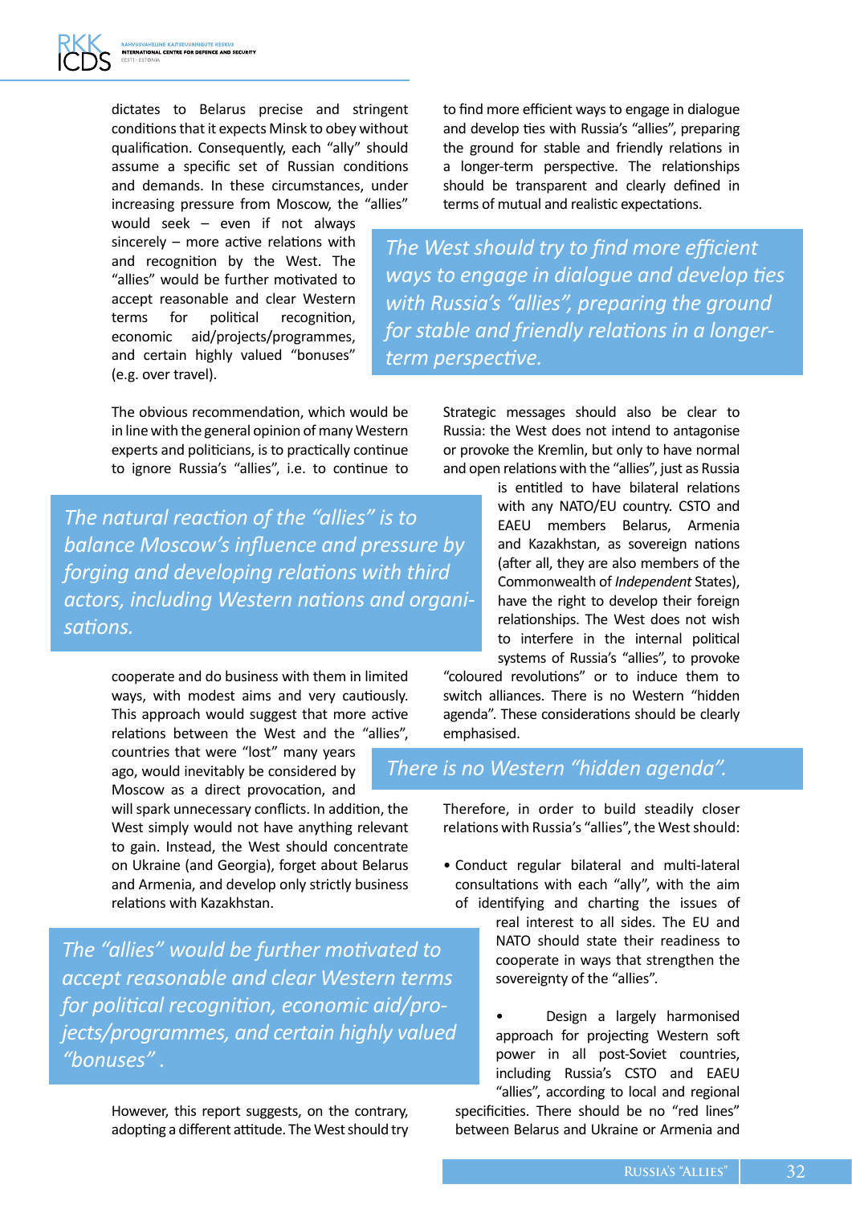dictates to Belarus precise and stringent conditions that it expects Minsk to obey without qualification. Consequently, each "ally" should assume a specific set of Russian conditions and demands. In these circumstances, under increasing pressure from Moscow, the "allies" would seek – even if not always sincerely – more active relations with and recognition by the West. The "allies" would be further motivated to accept reasonable and clear Western terms for political recognition, economic aid/projects/programmes, and certain highly valued "bonuses" (e.g. over travel).

The obvious recommendation, which would be in line with the general opinion of many Western experts and politicians, is to practically continue to ignore Russia's "allies", i.e. to continue to cooperate and do business with them in limited ways, with modest aims and very cautiously. This approach would suggest that more active relations between the West and the "allies", countries that were "lost" many years ago, would inevitably be considered by Moscow as a direct provocation, and will spark unnecessary conflicts. In addition, the West simply would not have anything relevant to gain. Instead, the West should concentrate on Ukraine (and Georgia), forget about Belarus and Armenia, and develop only strictly business relations with Kazakhstan.

> *The natural reaction of the "allies" is to balance Moscow's influence and pressure by forging and developing relations with third actors, including Western nations and organisations.*

> *The "allies" would be further motivated to accept reasonable and clear Western terms for political recognition, economic aid/projects/programmes, and certain highly valued "bonuses".*

However, this report suggests, on the contrary, adopting a different attitude. The West should try to find more efficient ways to engage in dialogue and develop ties with Russia's "allies", preparing the ground for stable and friendly relations in a longer-term perspective. The relationships should be transparent and clearly defined in terms of mutual and realistic expectations.

> *The West should try to find more efficient ways to engage in dialogue and develop ties with Russia's "allies", preparing the ground for stable and friendly relations in a longer-term perspective.*

Strategic messages should also be clear to Russia: the West does not intend to antagonise or provoke the Kremlin, but only to have normal and open relations with the "allies", just as Russia is entitled to have bilateral relations with any NATO/EU country. CSTO and EAEU members Belarus, Armenia and Kazakhstan, as sovereign nations (after all, they are also members of the Commonwealth of *Independent* States), have the right to develop their foreign relationships. The West does not wish to interfere in the internal political systems of Russia's "allies", to provoke "coloured revolutions" or to induce them to switch alliances. There is no Western "hidden agenda". These considerations should be clearly emphasised.

> *There is no Western "hidden agenda".*

Therefore, in order to build steadily closer relations with Russia's "allies", the West should:

- Conduct regular bilateral and multi-lateral consultations with each "ally", with the aim of identifying and charting the issues of real interest to all sides. The EU and NATO should state their readiness to cooperate in ways that strengthen the sovereignty of the "allies".
- Design a largely harmonised approach for projecting Western soft power in all post-Soviet countries, including Russia's CSTO and EAEU "allies", according to local and regional specificities. There should be no "red lines" between Belarus and Ukraine or Armenia and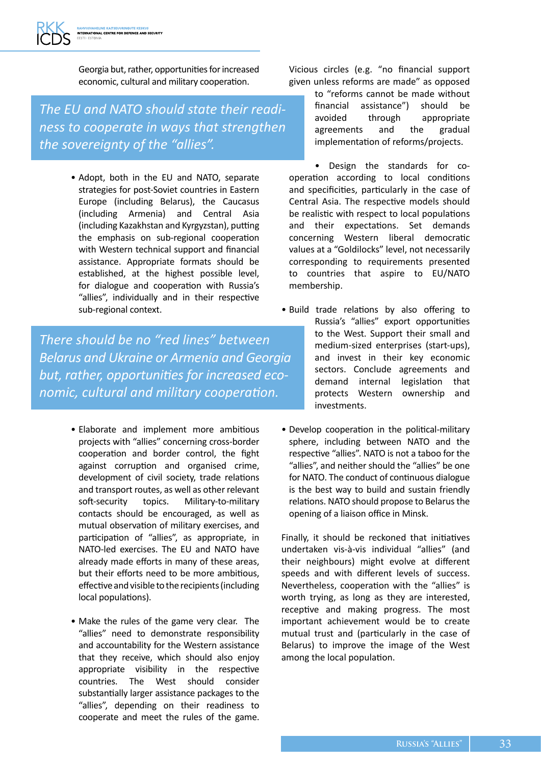Georgia but, rather, opportunities for increased economic, cultural and military cooperation.

*The EU and NATO should state their readiness to cooperate in ways that strengthen the sovereignty of the "allies".*

- Adopt, both in the EU and NATO, separate strategies for post-Soviet countries in Eastern Europe (including Belarus), the Caucasus (including Armenia) and Central Asia (including Kazakhstan and Kyrgyzstan), putting the emphasis on sub-regional cooperation with Western technical support and financial assistance. Appropriate formats should be established, at the highest possible level, for dialogue and cooperation with Russia's "allies", individually and in their respective sub-regional context.

*There should be no "red lines" between Belarus and Ukraine or Armenia and Georgia but, rather, opportunities for increased economic, cultural and military cooperation.*

- Elaborate and implement more ambitious projects with "allies" concerning cross-border cooperation and border control, the fight against corruption and organised crime, development of civil society, trade relations and transport routes, as well as other relevant soft-security topics. Military-to-military contacts should be encouraged, as well as mutual observation of military exercises, and participation of "allies", as appropriate, in NATO-led exercises. The EU and NATO have already made efforts in many of these areas, but their efforts need to be more ambitious, effective and visible to the recipients (including local populations).

- Make the rules of the game very clear. The "allies" need to demonstrate responsibility and accountability for the Western assistance that they receive, which should also enjoy appropriate visibility in the respective countries. The West should consider substantially larger assistance packages to the "allies", depending on their readiness to cooperate and meet the rules of the game. Vicious circles (e.g. "no financial support given unless reforms are made" as opposed to "reforms cannot be made without financial assistance") should be avoided through appropriate agreements and the gradual implementation of reforms/projects.

- Design the standards for co-operation according to local conditions and specificities, particularly in the case of Central Asia. The respective models should be realistic with respect to local populations and their expectations. Set demands concerning Western liberal democratic values at a "Goldilocks" level, not necessarily corresponding to requirements presented to countries that aspire to EU/NATO membership.

- Build trade relations by also offering to Russia's "allies" export opportunities to the West. Support their small and medium-sized enterprises (start-ups), and invest in their key economic sectors. Conclude agreements and demand internal legislation that protects Western ownership and investments.

- Develop cooperation in the political-military sphere, including between NATO and the respective "allies". NATO is not a taboo for the "allies", and neither should the "allies" be one for NATO. The conduct of continuous dialogue is the best way to build and sustain friendly relations. NATO should propose to Belarus the opening of a liaison office in Minsk.

Finally, it should be reckoned that initiatives undertaken vis-à-vis individual "allies" (and their neighbours) might evolve at different speeds and with different levels of success. Nevertheless, cooperation with the "allies" is worth trying, as long as they are interested, receptive and making progress. The most important achievement would be to create mutual trust and (particularly in the case of Belarus) to improve the image of the West among the local population.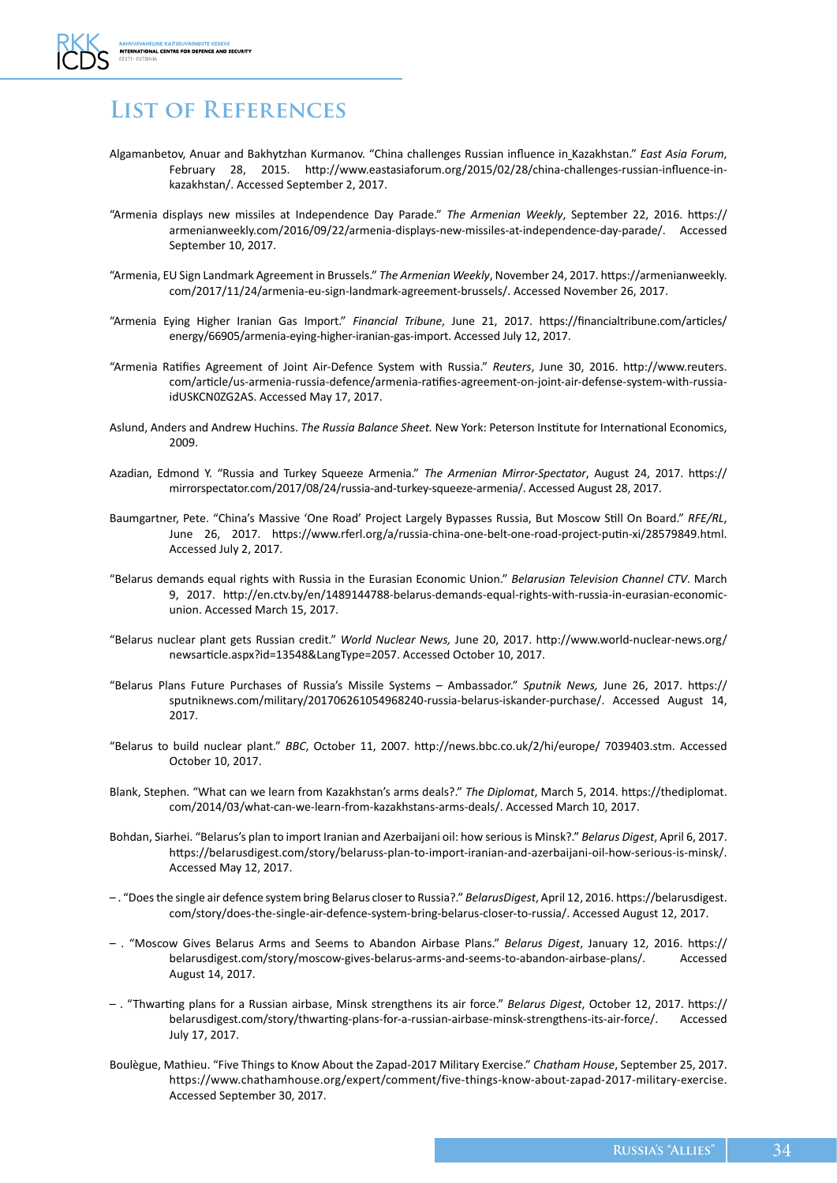# List of References

Algamanbetov, Anuar and Bakhytzhan Kurmanov. "China challenges Russian influence in Kazakhstan." *East Asia Forum*, February 28, 2015. http://www.eastasiaforum.org/2015/02/28/china-challenges-russian-influence-in-kazakhstan/. Accessed September 2, 2017.

"Armenia displays new missiles at Independence Day Parade." *The Armenian Weekly*, September 22, 2016. https://armenianweekly.com/2016/09/22/armenia-displays-new-missiles-at-independence-day-parade/. Accessed September 10, 2017.

"Armenia, EU Sign Landmark Agreement in Brussels." *The Armenian Weekly*, November 24, 2017. https://armenianweekly.com/2017/11/24/armenia-eu-sign-landmark-agreement-brussels/. Accessed November 26, 2017.

"Armenia Eying Higher Iranian Gas Import." *Financial Tribune*, June 21, 2017. https://financialtribune.com/articles/energy/66905/armenia-eying-higher-iranian-gas-import. Accessed July 12, 2017.

"Armenia Ratifies Agreement of Joint Air-Defence System with Russia." *Reuters*, June 30, 2016. http://www.reuters.com/article/us-armenia-russia-defence/armenia-ratifies-agreement-on-joint-air-defense-system-with-russia-idUSKCN0ZG2AS. Accessed May 17, 2017.

Aslund, Anders and Andrew Huchins. *The Russia Balance Sheet.* New York: Peterson Institute for International Economics, 2009.

Azadian, Edmond Y. "Russia and Turkey Squeeze Armenia." *The Armenian Mirror-Spectator*, August 24, 2017. https://mirrorspectator.com/2017/08/24/russia-and-turkey-squeeze-armenia/. Accessed August 28, 2017.

Baumgartner, Pete. "China's Massive 'One Road' Project Largely Bypasses Russia, But Moscow Still On Board." *RFE/RL*, June 26, 2017. https://www.rferl.org/a/russia-china-one-belt-one-road-project-putin-xi/28579849.html. Accessed July 2, 2017.

"Belarus demands equal rights with Russia in the Eurasian Economic Union." *Belarusian Television Channel CTV*. March 9, 2017. http://en.ctv.by/en/1489144788-belarus-demands-equal-rights-with-russia-in-eurasian-economic-union. Accessed March 15, 2017.

"Belarus nuclear plant gets Russian credit." *World Nuclear News,* June 20, 2017. http://www.world-nuclear-news.org/newsarticle.aspx?id=13548&LangType=2057. Accessed October 10, 2017.

"Belarus Plans Future Purchases of Russia's Missile Systems – Ambassador." *Sputnik News,* June 26, 2017. https://sputniknews.com/military/201706261054968240-russia-belarus-iskander-purchase/. Accessed August 14, 2017.

"Belarus to build nuclear plant." *BBC*, October 11, 2007. http://news.bbc.co.uk/2/hi/europe/ 7039403.stm. Accessed October 10, 2017.

Blank, Stephen. "What can we learn from Kazakhstan's arms deals?." *The Diplomat*, March 5, 2014. https://thediplomat.com/2014/03/what-can-we-learn-from-kazakhstans-arms-deals/. Accessed March 10, 2017.

Bohdan, Siarhei. "Belarus's plan to import Iranian and Azerbaijani oil: how serious is Minsk?." *Belarus Digest*, April 6, 2017. https://belarusdigest.com/story/belaruss-plan-to-import-iranian-and-azerbaijani-oil-how-serious-is-minsk/. Accessed May 12, 2017.

– . "Does the single air defence system bring Belarus closer to Russia?." *BelarusDigest*, April 12, 2016. https://belarusdigest.com/story/does-the-single-air-defence-system-bring-belarus-closer-to-russia/. Accessed August 12, 2017.

– . "Moscow Gives Belarus Arms and Seems to Abandon Airbase Plans." *Belarus Digest*, January 12, 2016. https://belarusdigest.com/story/moscow-gives-belarus-arms-and-seems-to-abandon-airbase-plans/. Accessed August 14, 2017.

– . "Thwarting plans for a Russian airbase, Minsk strengthens its air force." *Belarus Digest*, October 12, 2017. https://belarusdigest.com/story/thwarting-plans-for-a-russian-airbase-minsk-strengthens-its-air-force/. Accessed July 17, 2017.

Boulègue, Mathieu. "Five Things to Know About the Zapad-2017 Military Exercise." *Chatham House*, September 25, 2017. https://www.chathamhouse.org/expert/comment/five-things-know-about-zapad-2017-military-exercise. Accessed September 30, 2017.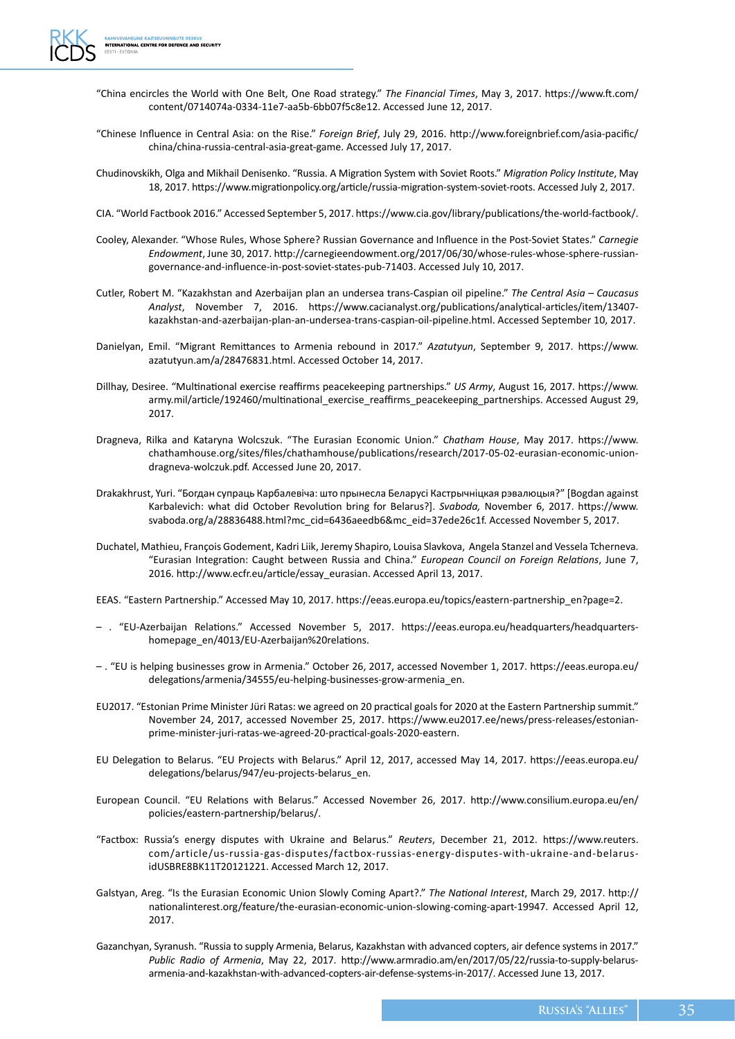“China encircles the World with One Belt, One Road strategy.” *The Financial Times*, May 3, 2017. https://www.ft.com/content/0714074a-0334-11e7-aa5b-6bb07f5c8e12. Accessed June 12, 2017.

“Chinese Influence in Central Asia: on the Rise.” *Foreign Brief*, July 29, 2016. http://www.foreignbrief.com/asia-pacific/china/china-russia-central-asia-great-game. Accessed July 17, 2017.

Chudinovskikh, Olga and Mikhail Denisenko. “Russia. A Migration System with Soviet Roots.” *Migration Policy Institute*, May 18, 2017. https://www.migrationpolicy.org/article/russia-migration-system-soviet-roots. Accessed July 2, 2017.

CIA. “World Factbook 2016.” Accessed September 5, 2017. https://www.cia.gov/library/publications/the-world-factbook/.

Cooley, Alexander. “Whose Rules, Whose Sphere? Russian Governance and Influence in the Post-Soviet States.” *Carnegie Endowment*, June 30, 2017. http://carnegieendowment.org/2017/06/30/whose-rules-whose-sphere-russian-governance-and-influence-in-post-soviet-states-pub-71403. Accessed July 10, 2017.

Cutler, Robert M. “Kazakhstan and Azerbaijan plan an undersea trans-Caspian oil pipeline.” *The Central Asia – Caucasus Analyst*, November 7, 2016. https://www.cacianalyst.org/publications/analytical-articles/item/13407-kazakhstan-and-azerbaijan-plan-an-undersea-trans-caspian-oil-pipeline.html. Accessed September 10, 2017.

Danielyan, Emil. “Migrant Remittances to Armenia rebound in 2017.” *Azatutyun*, September 9, 2017. https://www.azatutyun.am/a/28476831.html. Accessed October 14, 2017.

Dillhay, Desiree. “Multinational exercise reaffirms peacekeeping partnerships.” *US Army*, August 16, 2017. https://www.army.mil/article/192460/multinational_exercise_reaffirms_peacekeeping_partnerships. Accessed August 29, 2017.

Dragneva, Rilka and Kataryna Wolczuk. “The Eurasian Economic Union.” *Chatham House*, May 2017. https://www.chathamhouse.org/sites/files/chathamhouse/publications/research/2017-05-02-eurasian-economic-union-dragneva-wolczuk.pdf. Accessed June 20, 2017.

Drakakhrust, Yuri. “Богдан супраць Карбалевіча: што прынесла Беларусі Кастрычніцкая рэвалюцыя?” [Bogdan against Karbalevich: what did October Revolution bring for Belarus?]. *Svaboda,* November 6, 2017. https://www.svaboda.org/a/28836488.html?mc_cid=6436aeedb6&mc_eid=37ede26c1f. Accessed November 5, 2017.

Duchatel, Mathieu, François Godement, Kadri Liik, Jeremy Shapiro, Louisa Slavkova, Angela Stanzel and Vessela Tcherneva. “Eurasian Integration: Caught between Russia and China.” *European Council on Foreign Relations*, June 7, 2016. http://www.ecfr.eu/article/essay_eurasian. Accessed April 13, 2017.

EEAS. “Eastern Partnership.” Accessed May 10, 2017. https://eeas.europa.eu/topics/eastern-partnership_en?page=2.

– . “EU-Azerbaijan Relations.” Accessed November 5, 2017. https://eeas.europa.eu/headquarters/headquarters-homepage_en/4013/EU-Azerbaijan%20relations.

– . “EU is helping businesses grow in Armenia.” October 26, 2017, accessed November 1, 2017. https://eeas.europa.eu/delegations/armenia/34555/eu-helping-businesses-grow-armenia_en.

EU2017. “Estonian Prime Minister Jüri Ratas: we agreed on 20 practical goals for 2020 at the Eastern Partnership summit.” November 24, 2017, accessed November 25, 2017. https://www.eu2017.ee/news/press-releases/estonian-prime-minister-juri-ratas-we-agreed-20-practical-goals-2020-eastern.

EU Delegation to Belarus. “EU Projects with Belarus.” April 12, 2017, accessed May 14, 2017. https://eeas.europa.eu/delegations/belarus/947/eu-projects-belarus_en.

European Council. “EU Relations with Belarus.” Accessed November 26, 2017. http://www.consilium.europa.eu/en/policies/eastern-partnership/belarus/.

“Factbox: Russia’s energy disputes with Ukraine and Belarus.” *Reuters*, December 21, 2012. https://www.reuters.com/article/us-russia-gas-disputes/factbox-russias-energy-disputes-with-ukraine-and-belarus-idUSBRE8BK11T20121221. Accessed March 12, 2017.

Galstyan, Areg. “Is the Eurasian Economic Union Slowly Coming Apart?.” *The National Interest*, March 29, 2017. http://nationalinterest.org/feature/the-eurasian-economic-union-slowing-coming-apart-19947. Accessed April 12, 2017.

Gazanchyan, Syranush. “Russia to supply Armenia, Belarus, Kazakhstan with advanced copters, air defence systems in 2017.” *Public Radio of Armenia*, May 22, 2017. http://www.armradio.am/en/2017/05/22/russia-to-supply-belarus-armenia-and-kazakhstan-with-advanced-copters-air-defense-systems-in-2017/. Accessed June 13, 2017.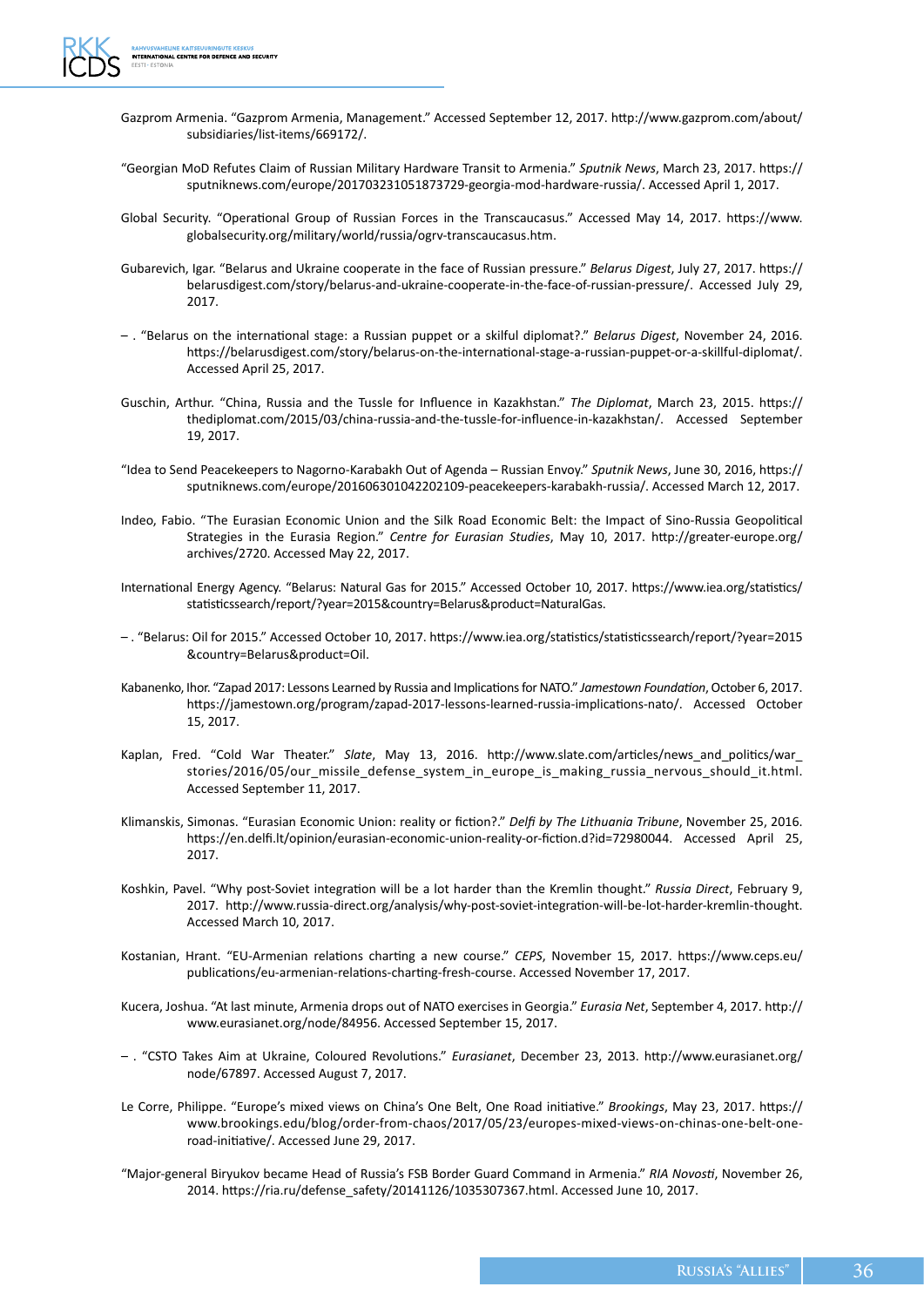Gazprom Armenia. "Gazprom Armenia, Management." Accessed September 12, 2017. http://www.gazprom.com/about/subsidiaries/list-items/669172/.

"Georgian MoD Refutes Claim of Russian Military Hardware Transit to Armenia." *Sputnik News*, March 23, 2017. https://sputniknews.com/europe/201703231051873729-georgia-mod-hardware-russia/. Accessed April 1, 2017.

Global Security. "Operational Group of Russian Forces in the Transcaucasus." Accessed May 14, 2017. https://www.globalsecurity.org/military/world/russia/ogrv-transcaucasus.htm.

Gubarevich, Igar. "Belarus and Ukraine cooperate in the face of Russian pressure." *Belarus Digest*, July 27, 2017. https://belarusdigest.com/story/belarus-and-ukraine-cooperate-in-the-face-of-russian-pressure/. Accessed July 29, 2017.

– . "Belarus on the international stage: a Russian puppet or a skilful diplomat?." *Belarus Digest*, November 24, 2016. https://belarusdigest.com/story/belarus-on-the-international-stage-a-russian-puppet-or-a-skillful-diplomat/. Accessed April 25, 2017.

Guschin, Arthur. "China, Russia and the Tussle for Influence in Kazakhstan." *The Diplomat*, March 23, 2015. https://thediplomat.com/2015/03/china-russia-and-the-tussle-for-influence-in-kazakhstan/. Accessed September 19, 2017.

"Idea to Send Peacekeepers to Nagorno-Karabakh Out of Agenda – Russian Envoy." *Sputnik News*, June 30, 2016, https://sputniknews.com/europe/201606301042202109-peacekeepers-karabakh-russia/. Accessed March 12, 2017.

Indeo, Fabio. "The Eurasian Economic Union and the Silk Road Economic Belt: the Impact of Sino-Russia Geopolitical Strategies in the Eurasia Region." *Centre for Eurasian Studies*, May 10, 2017. http://greater-europe.org/archives/2720. Accessed May 22, 2017.

International Energy Agency. "Belarus: Natural Gas for 2015." Accessed October 10, 2017. https://www.iea.org/statistics/statisticssearch/report/?year=2015&country=Belarus&product=NaturalGas.

– . "Belarus: Oil for 2015." Accessed October 10, 2017. https://www.iea.org/statistics/statisticssearch/report/?year=2015&country=Belarus&product=Oil.

Kabanenko, Ihor. "Zapad 2017: Lessons Learned by Russia and Implications for NATO." *Jamestown Foundation*, October 6, 2017. https://jamestown.org/program/zapad-2017-lessons-learned-russia-implications-nato/. Accessed October 15, 2017.

Kaplan, Fred. "Cold War Theater." *Slate*, May 13, 2016. http://www.slate.com/articles/news_and_politics/war_stories/2016/05/our_missile_defense_system_in_europe_is_making_russia_nervous_should_it.html. Accessed September 11, 2017.

Klimanskis, Simonas. "Eurasian Economic Union: reality or fiction?." *Delfi by The Lithuania Tribune*, November 25, 2016. https://en.delfi.lt/opinion/eurasian-economic-union-reality-or-fiction.d?id=72980044. Accessed April 25, 2017.

Koshkin, Pavel. "Why post-Soviet integration will be a lot harder than the Kremlin thought." *Russia Direct*, February 9, 2017. http://www.russia-direct.org/analysis/why-post-soviet-integration-will-be-lot-harder-kremlin-thought. Accessed March 10, 2017.

Kostanian, Hrant. "EU-Armenian relations charting a new course." *CEPS*, November 15, 2017. https://www.ceps.eu/publications/eu-armenian-relations-charting-fresh-course. Accessed November 17, 2017.

Kucera, Joshua. "At last minute, Armenia drops out of NATO exercises in Georgia." *Eurasia Net*, September 4, 2017. http://www.eurasianet.org/node/84956. Accessed September 15, 2017.

– . "CSTO Takes Aim at Ukraine, Coloured Revolutions." *Eurasianet*, December 23, 2013. http://www.eurasianet.org/node/67897. Accessed August 7, 2017.

Le Corre, Philippe. "Europe's mixed views on China's One Belt, One Road initiative." *Brookings*, May 23, 2017. https://www.brookings.edu/blog/order-from-chaos/2017/05/23/europes-mixed-views-on-chinas-one-belt-one-road-initiative/. Accessed June 29, 2017.

"Major-general Biryukov became Head of Russia's FSB Border Guard Command in Armenia." *RIA Novosti*, November 26, 2014. https://ria.ru/defense_safety/20141126/1035307367.html. Accessed June 10, 2017.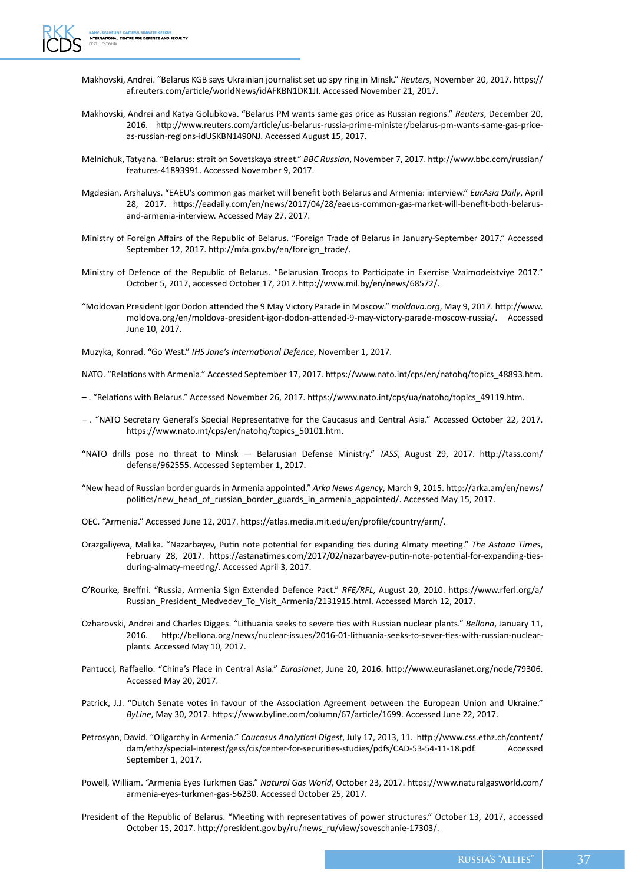Makhovski, Andrei. "Belarus KGB says Ukrainian journalist set up spy ring in Minsk." *Reuters*, November 20, 2017. https://af.reuters.com/article/worldNews/idAFKBN1DK1JI. Accessed November 21, 2017.

Makhovski, Andrei and Katya Golubkova. "Belarus PM wants same gas price as Russian regions." *Reuters*, December 20, 2016. http://www.reuters.com/article/us-belarus-russia-prime-minister/belarus-pm-wants-same-gas-price-as-russian-regions-idUSKBN1490NJ. Accessed August 15, 2017.

Melnichuk, Tatyana. "Belarus: strait on Sovetskaya street." *BBC Russian*, November 7, 2017. http://www.bbc.com/russian/features-41893991. Accessed November 9, 2017.

Mgdesian, Arshaluys. "EAEU's common gas market will benefit both Belarus and Armenia: interview." *EurAsia Daily*, April 28, 2017. https://eadaily.com/en/news/2017/04/28/eaeus-common-gas-market-will-benefit-both-belarus-and-armenia-interview. Accessed May 27, 2017.

Ministry of Foreign Affairs of the Republic of Belarus. "Foreign Trade of Belarus in January-September 2017." Accessed September 12, 2017. http://mfa.gov.by/en/foreign_trade/.

Ministry of Defence of the Republic of Belarus. "Belarusian Troops to Participate in Exercise Vzaimodeistviye 2017." October 5, 2017, accessed October 17, 2017.http://www.mil.by/en/news/68572/.

"Moldovan President Igor Dodon attended the 9 May Victory Parade in Moscow." *moldova.org*, May 9, 2017. http://www.moldova.org/en/moldova-president-igor-dodon-attended-9-may-victory-parade-moscow-russia/. Accessed June 10, 2017.

Muzyka, Konrad. "Go West." *IHS Jane's International Defence*, November 1, 2017.

NATO. "Relations with Armenia." Accessed September 17, 2017. https://www.nato.int/cps/en/natohq/topics_48893.htm.

– . "Relations with Belarus." Accessed November 26, 2017. https://www.nato.int/cps/ua/natohq/topics_49119.htm.

– . "NATO Secretary General's Special Representative for the Caucasus and Central Asia." Accessed October 22, 2017. https://www.nato.int/cps/en/natohq/topics_50101.htm.

"NATO drills pose no threat to Minsk — Belarusian Defense Ministry." *TASS*, August 29, 2017. http://tass.com/defense/962555. Accessed September 1, 2017.

"New head of Russian border guards in Armenia appointed." *Arka News Agency*, March 9, 2015. http://arka.am/en/news/politics/new_head_of_russian_border_guards_in_armenia_appointed/. Accessed May 15, 2017.

OEC. "Armenia." Accessed June 12, 2017. https://atlas.media.mit.edu/en/profile/country/arm/.

Orazgaliyeva, Malika. "Nazarbayev, Putin note potential for expanding ties during Almaty meeting." *The Astana Times*, February 28, 2017. https://astanatimes.com/2017/02/nazarbayev-putin-note-potential-for-expanding-ties-during-almaty-meeting/. Accessed April 3, 2017.

O'Rourke, Breffni. "Russia, Armenia Sign Extended Defence Pact." *RFE/RFL*, August 20, 2010. https://www.rferl.org/a/Russian_President_Medvedev_To_Visit_Armenia/2131915.html. Accessed March 12, 2017.

Ozharovski, Andrei and Charles Digges. "Lithuania seeks to severe ties with Russian nuclear plants." *Bellona*, January 11, 2016. http://bellona.org/news/nuclear-issues/2016-01-lithuania-seeks-to-sever-ties-with-russian-nuclear-plants. Accessed May 10, 2017.

Pantucci, Raffaello. "China's Place in Central Asia." *Eurasianet*, June 20, 2016. http://www.eurasianet.org/node/79306. Accessed May 20, 2017.

Patrick, J.J. "Dutch Senate votes in favour of the Association Agreement between the European Union and Ukraine." *ByLine*, May 30, 2017. https://www.byline.com/column/67/article/1699. Accessed June 22, 2017.

Petrosyan, David. "Oligarchy in Armenia." *Caucasus Analytical Digest*, July 17, 2013, 11. http://www.css.ethz.ch/content/dam/ethz/special-interest/gess/cis/center-for-securities-studies/pdfs/CAD-53-54-11-18.pdf. Accessed September 1, 2017.

Powell, William. "Armenia Eyes Turkmen Gas." *Natural Gas World*, October 23, 2017. https://www.naturalgasworld.com/armenia-eyes-turkmen-gas-56230. Accessed October 25, 2017.

President of the Republic of Belarus. "Meeting with representatives of power structures." October 13, 2017, accessed October 15, 2017. http://president.gov.by/ru/news_ru/view/soveschanie-17303/.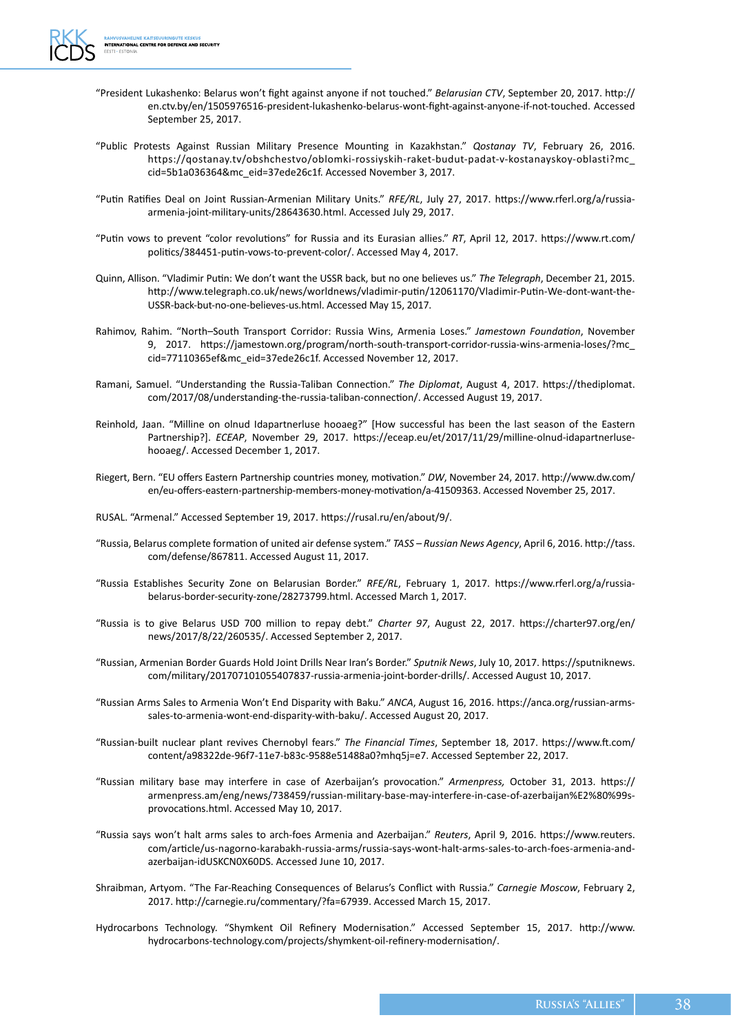"President Lukashenko: Belarus won't fight against anyone if not touched." *Belarusian CTV*, September 20, 2017. http://en.ctv.by/en/1505976516-president-lukashenko-belarus-wont-fight-against-anyone-if-not-touched. Accessed September 25, 2017.

"Public Protests Against Russian Military Presence Mounting in Kazakhstan." *Qostanay TV*, February 26, 2016. https://qostanay.tv/obshchestvo/oblomki-rossiyskih-raket-budut-padat-v-kostanayskoy-oblasti?mc_cid=5b1a036364&mc_eid=37ede26c1f. Accessed November 3, 2017.

"Putin Ratifies Deal on Joint Russian-Armenian Military Units." *RFE/RL*, July 27, 2017. https://www.rferl.org/a/russia-armenia-joint-military-units/28643630.html. Accessed July 29, 2017.

"Putin vows to prevent "color revolutions" for Russia and its Eurasian allies." *RT*, April 12, 2017. https://www.rt.com/politics/384451-putin-vows-to-prevent-color/. Accessed May 4, 2017.

Quinn, Allison. "Vladimir Putin: We don't want the USSR back, but no one believes us." *The Telegraph*, December 21, 2015. http://www.telegraph.co.uk/news/worldnews/vladimir-putin/12061170/Vladimir-Putin-We-dont-want-the-USSR-back-but-no-one-believes-us.html. Accessed May 15, 2017.

Rahimov, Rahim. "North–South Transport Corridor: Russia Wins, Armenia Loses." *Jamestown Foundation*, November 9, 2017. https://jamestown.org/program/north-south-transport-corridor-russia-wins-armenia-loses/?mc_cid=77110365ef&mc_eid=37ede26c1f. Accessed November 12, 2017.

Ramani, Samuel. "Understanding the Russia-Taliban Connection." *The Diplomat*, August 4, 2017. https://thediplomat.com/2017/08/understanding-the-russia-taliban-connection/. Accessed August 19, 2017.

Reinhold, Jaan. "Milline on olnud Idapartnerluse hooaeg?" [How successful has been the last season of the Eastern Partnership?]. *ECEAP*, November 29, 2017. https://eceap.eu/et/2017/11/29/milline-olnud-idapartnerluse-hooaeg/. Accessed December 1, 2017.

Riegert, Bern. "EU offers Eastern Partnership countries money, motivation." *DW*, November 24, 2017. http://www.dw.com/en/eu-offers-eastern-partnership-members-money-motivation/a-41509363. Accessed November 25, 2017.

RUSAL. "Armenal." Accessed September 19, 2017. https://rusal.ru/en/about/9/.

"Russia, Belarus complete formation of united air defense system." *TASS – Russian News Agency*, April 6, 2016. http://tass.com/defense/867811. Accessed August 11, 2017.

"Russia Establishes Security Zone on Belarusian Border." *RFE/RL*, February 1, 2017. https://www.rferl.org/a/russia-belarus-border-security-zone/28273799.html. Accessed March 1, 2017.

"Russia is to give Belarus USD 700 million to repay debt." *Charter 97*, August 22, 2017. https://charter97.org/en/news/2017/8/22/260535/. Accessed September 2, 2017.

"Russian, Armenian Border Guards Hold Joint Drills Near Iran's Border." *Sputnik News*, July 10, 2017. https://sputniknews.com/military/201707101055407837-russia-armenia-joint-border-drills/. Accessed August 10, 2017.

"Russian Arms Sales to Armenia Won't End Disparity with Baku." *ANCA*, August 16, 2016. https://anca.org/russian-arms-sales-to-armenia-wont-end-disparity-with-baku/. Accessed August 20, 2017.

"Russian-built nuclear plant revives Chernobyl fears." *The Financial Times*, September 18, 2017. https://www.ft.com/content/a98322de-96f7-11e7-b83c-9588e51488a0?mhq5j=e7. Accessed September 22, 2017.

"Russian military base may interfere in case of Azerbaijan's provocation." *Armenpress,* October 31, 2013. https://armenpress.am/eng/news/738459/russian-military-base-may-interfere-in-case-of-azerbaijan%E2%80%99s-provocations.html. Accessed May 10, 2017.

"Russia says won't halt arms sales to arch-foes Armenia and Azerbaijan." *Reuters*, April 9, 2016. https://www.reuters.com/article/us-nagorno-karabakh-russia-arms/russia-says-wont-halt-arms-sales-to-arch-foes-armenia-and-azerbaijan-idUSKCN0X60DS. Accessed June 10, 2017.

Shraibman, Artyom. "The Far-Reaching Consequences of Belarus's Conflict with Russia." *Carnegie Moscow*, February 2, 2017. http://carnegie.ru/commentary/?fa=67939. Accessed March 15, 2017.

Hydrocarbons Technology. "Shymkent Oil Refinery Modernisation." Accessed September 15, 2017. http://www.hydrocarbons-technology.com/projects/shymkent-oil-refinery-modernisation/.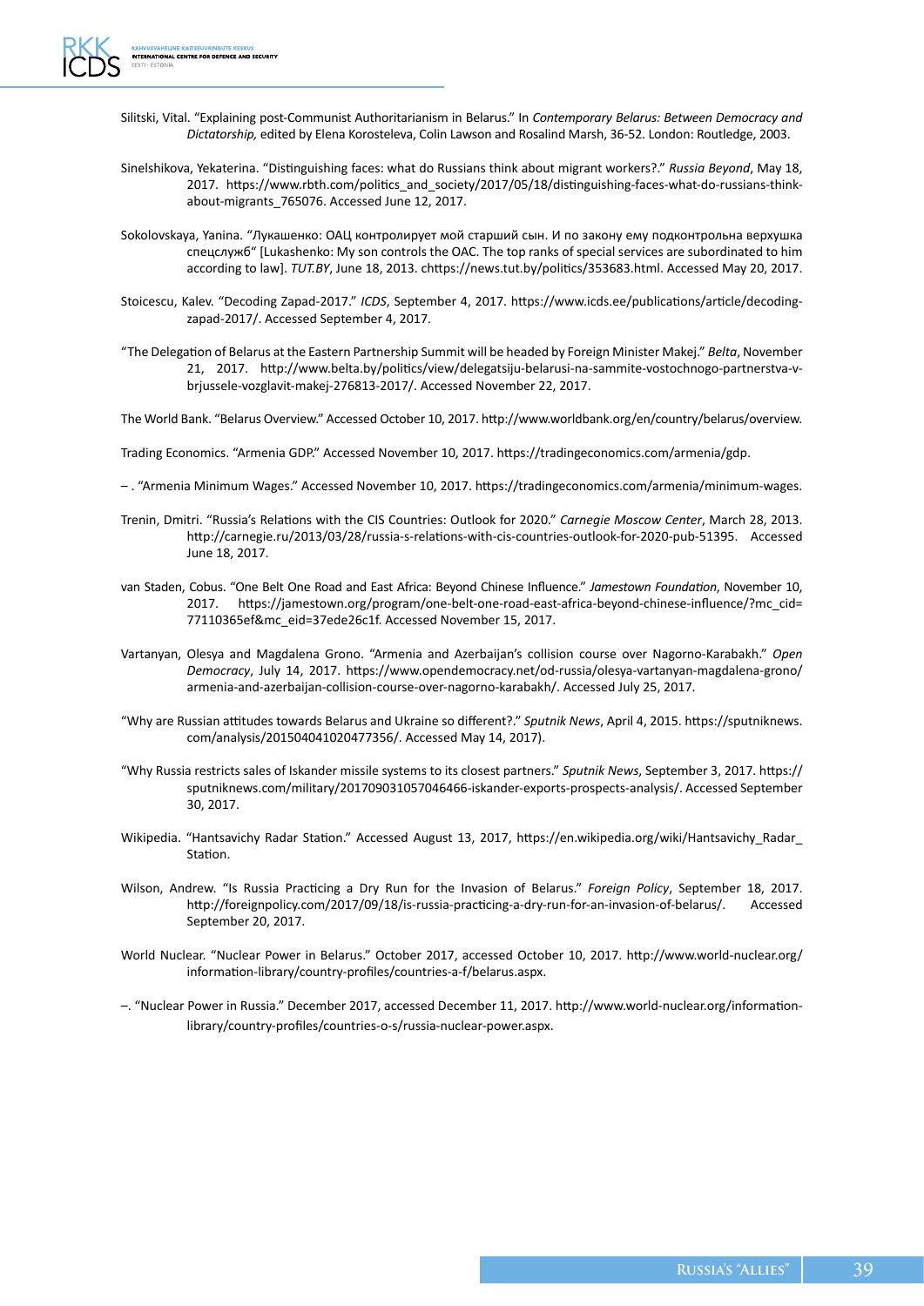Silitski, Vital. "Explaining post-Communist Authoritarianism in Belarus." In *Contemporary Belarus: Between Democracy and Dictatorship,* edited by Elena Korosteleva, Colin Lawson and Rosalind Marsh, 36-52. London: Routledge, 2003.

Sinelshikova, Yekaterina. "Distinguishing faces: what do Russians think about migrant workers?." *Russia Beyond*, May 18, 2017. https://www.rbth.com/politics_and_society/2017/05/18/distinguishing-faces-what-do-russians-think-about-migrants_765076. Accessed June 12, 2017.

Sokolovskaya, Yanina. "Лукашенко: ОАЦ контролирует мой старший сын. И по закону ему подконтрольна верхушка спецслужб" [Lukashenko: My son controls the OAC. The top ranks of special services are subordinated to him according to law]. *TUT.BY*, June 18, 2013. chttps://news.tut.by/politics/353683.html. Accessed May 20, 2017.

Stoicescu, Kalev. "Decoding Zapad-2017." *ICDS*, September 4, 2017. https://www.icds.ee/publications/article/decoding-zapad-2017/. Accessed September 4, 2017.

"The Delegation of Belarus at the Eastern Partnership Summit will be headed by Foreign Minister Makej." *Belta*, November 21, 2017. http://www.belta.by/politics/view/delegatsiju-belarusi-na-sammite-vostochnogo-partnerstva-v-brjussele-vozglavit-makej-276813-2017/. Accessed November 22, 2017.

The World Bank. "Belarus Overview." Accessed October 10, 2017. http://www.worldbank.org/en/country/belarus/overview.

Trading Economics. "Armenia GDP." Accessed November 10, 2017. https://tradingeconomics.com/armenia/gdp.

– . "Armenia Minimum Wages." Accessed November 10, 2017. https://tradingeconomics.com/armenia/minimum-wages.

Trenin, Dmitri. "Russia's Relations with the CIS Countries: Outlook for 2020." *Carnegie Moscow Center*, March 28, 2013. http://carnegie.ru/2013/03/28/russia-s-relations-with-cis-countries-outlook-for-2020-pub-51395. Accessed June 18, 2017.

van Staden, Cobus. "One Belt One Road and East Africa: Beyond Chinese Influence." *Jamestown Foundation*, November 10, 2017. https://jamestown.org/program/one-belt-one-road-east-africa-beyond-chinese-influence/?mc_cid=77110365ef&mc_eid=37ede26c1f. Accessed November 15, 2017.

Vartanyan, Olesya and Magdalena Grono. "Armenia and Azerbaijan's collision course over Nagorno-Karabakh." *Open Democracy*, July 14, 2017. https://www.opendemocracy.net/od-russia/olesya-vartanyan-magdalena-grono/armenia-and-azerbaijan-collision-course-over-nagorno-karabakh/. Accessed July 25, 2017.

"Why are Russian attitudes towards Belarus and Ukraine so different?." *Sputnik News*, April 4, 2015. https://sputniknews.com/analysis/201504041020477356/. Accessed May 14, 2017).

"Why Russia restricts sales of Iskander missile systems to its closest partners." *Sputnik News*, September 3, 2017. https://sputniknews.com/military/201709031057046466-iskander-exports-prospects-analysis/. Accessed September 30, 2017.

Wikipedia. "Hantsavichy Radar Station." Accessed August 13, 2017, https://en.wikipedia.org/wiki/Hantsavichy_Radar_Station.

Wilson, Andrew. "Is Russia Practicing a Dry Run for the Invasion of Belarus." *Foreign Policy*, September 18, 2017. http://foreignpolicy.com/2017/09/18/is-russia-practicing-a-dry-run-for-an-invasion-of-belarus/. Accessed September 20, 2017.

World Nuclear. "Nuclear Power in Belarus." October 2017, accessed October 10, 2017. http://www.world-nuclear.org/information-library/country-profiles/countries-a-f/belarus.aspx.

–. "Nuclear Power in Russia." December 2017, accessed December 11, 2017. http://www.world-nuclear.org/information-library/country-profiles/countries-o-s/russia-nuclear-power.aspx.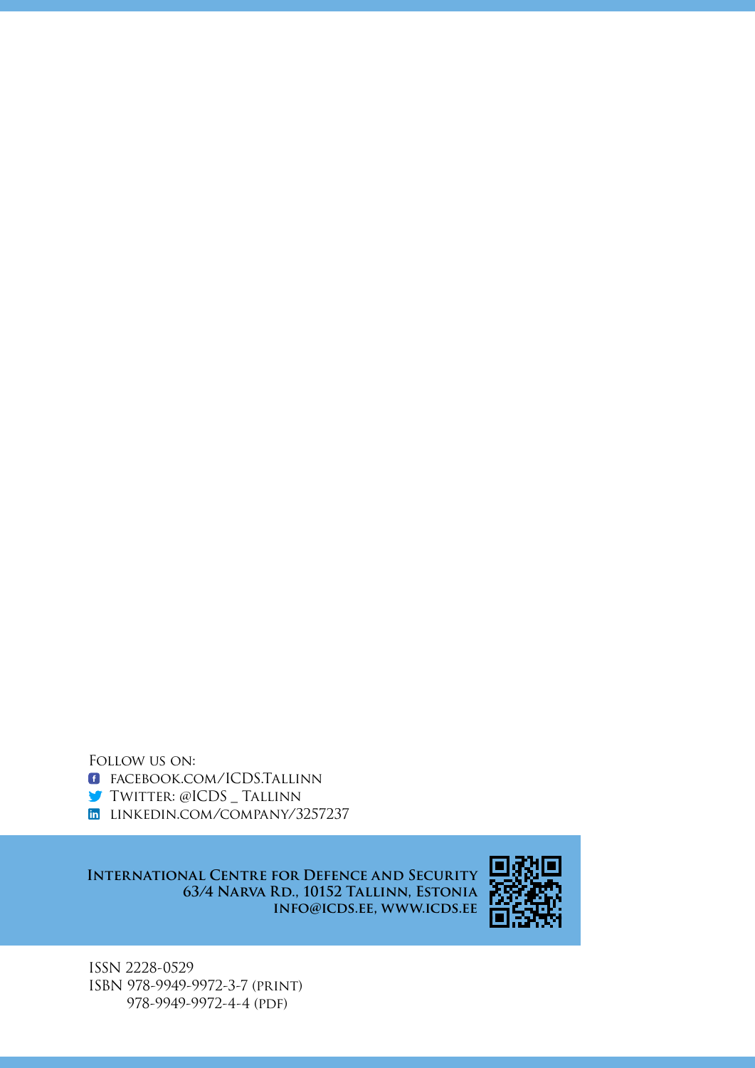Follow us on:

facebook.com/ICDS.Tallinn

Twitter: @ICDS _ Tallinn

linkedin.com/company/3257237

**International Centre for Defence and Security**
**63/4 Narva Rd., 10152 Tallinn, Estonia**
**info@icds.ee, www.icds.ee**

ISSN 2228-0529
ISBN 978-9949-9972-3-7 (print)
978-9949-9972-4-4 (pdf)